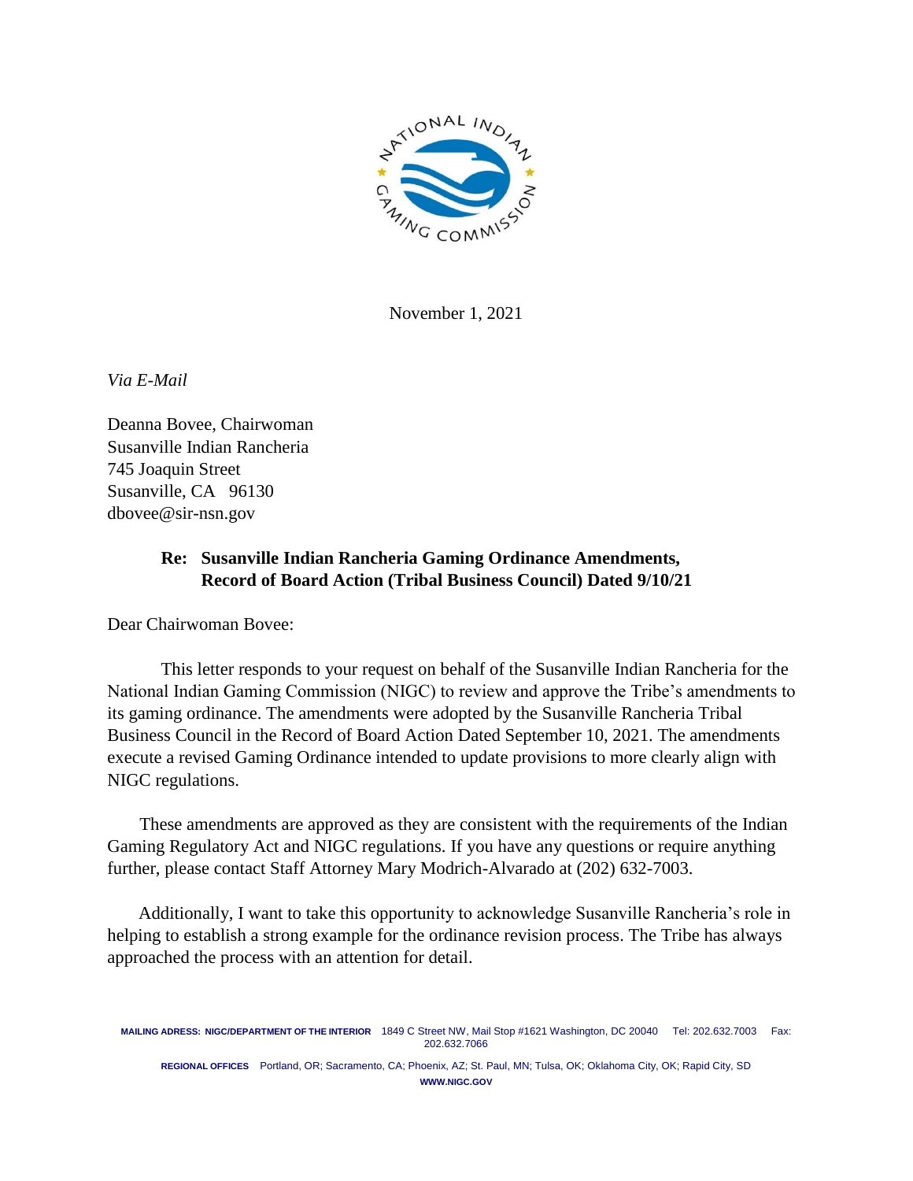November 1, 2021

*Via E-Mail*

Deanna Bovee, Chairwoman
Susanville Indian Rancheria
745 Joaquin Street
Susanville, CA 96130
dbovee@sir-nsn.gov

**Re: Susanville Indian Rancheria Gaming Ordinance Amendments, Record of Board Action (Tribal Business Council) Dated 9/10/21**

Dear Chairwoman Bovee:

This letter responds to your request on behalf of the Susanville Indian Rancheria for the National Indian Gaming Commission (NIGC) to review and approve the Tribe's amendments to its gaming ordinance. The amendments were adopted by the Susanville Rancheria Tribal Business Council in the Record of Board Action Dated September 10, 2021. The amendments execute a revised Gaming Ordinance intended to update provisions to more clearly align with NIGC regulations.

These amendments are approved as they are consistent with the requirements of the Indian Gaming Regulatory Act and NIGC regulations. If you have any questions or require anything further, please contact Staff Attorney Mary Modrich-Alvarado at (202) 632-7003.

Additionally, I want to take this opportunity to acknowledge Susanville Rancheria's role in helping to establish a strong example for the ordinance revision process. The Tribe has always approached the process with an attention for detail.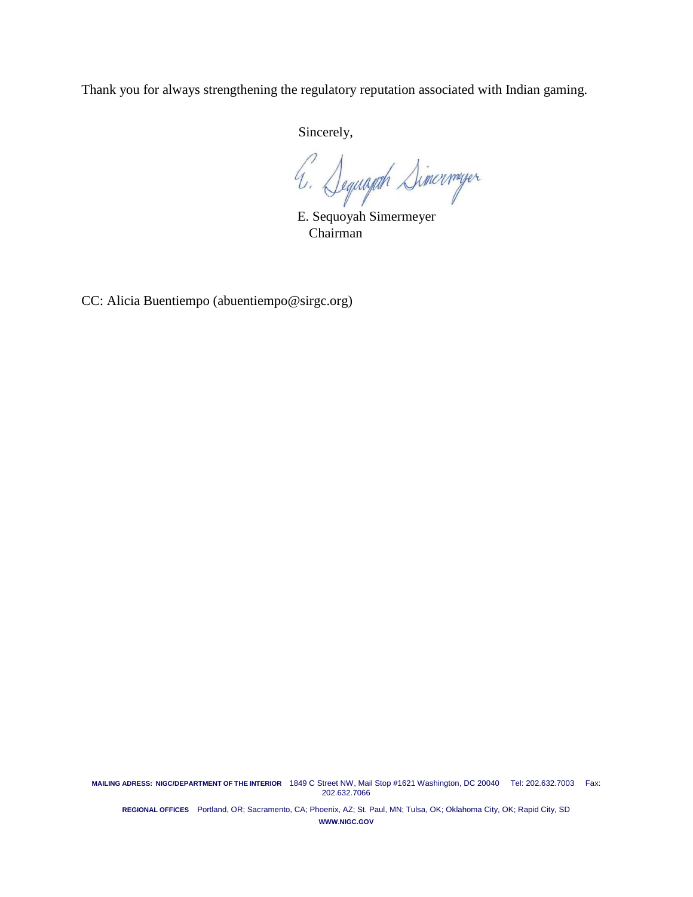Thank you for always strengthening the regulatory reputation associated with Indian gaming.

Sincerely,

E. Sequoyah Simermeyer
Chairman

CC: Alicia Buentiempo (abuentiempo@sirgc.org)

**MAILING ADRESS: NIGC/DEPARTMENT OF THE INTERIOR** 1849 C Street NW, Mail Stop #1621 Washington, DC 20040 Tel: 202.632.7003 Fax: 202.632.7066

**REGIONAL OFFICES** Portland, OR; Sacramento, CA; Phoenix, AZ; St. Paul, MN; Tulsa, OK; Oklahoma City, OK; Rapid City, SD

**WWW.NIGC.GOV**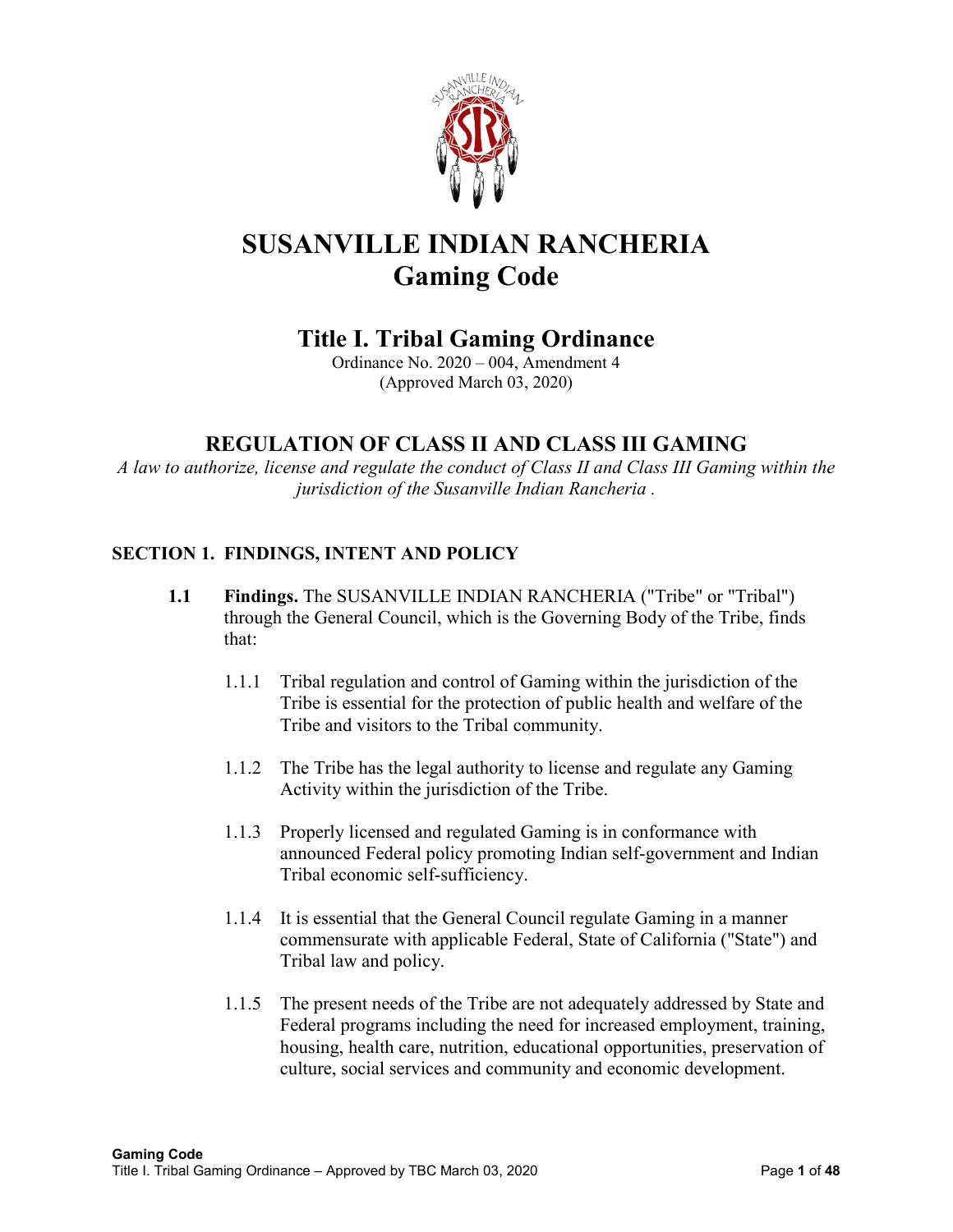# SUSANVILLE INDIAN RANCHERIA
# Gaming Code

## Title I. Tribal Gaming Ordinance

Ordinance No. 2020 – 004, Amendment 4
(Approved March 03, 2020)

## REGULATION OF CLASS II AND CLASS III GAMING

*A law to authorize, license and regulate the conduct of Class II and Class III Gaming within the jurisdiction of the Susanville Indian Rancheria .*

### SECTION 1. FINDINGS, INTENT AND POLICY

**1.1 Findings.** The SUSANVILLE INDIAN RANCHERIA ("Tribe" or "Tribal") through the General Council, which is the Governing Body of the Tribe, finds that:

1.1.1 Tribal regulation and control of Gaming within the jurisdiction of the Tribe is essential for the protection of public health and welfare of the Tribe and visitors to the Tribal community.

1.1.2 The Tribe has the legal authority to license and regulate any Gaming Activity within the jurisdiction of the Tribe.

1.1.3 Properly licensed and regulated Gaming is in conformance with announced Federal policy promoting Indian self-government and Indian Tribal economic self-sufficiency.

1.1.4 It is essential that the General Council regulate Gaming in a manner commensurate with applicable Federal, State of California ("State") and Tribal law and policy.

1.1.5 The present needs of the Tribe are not adequately addressed by State and Federal programs including the need for increased employment, training, housing, health care, nutrition, educational opportunities, preservation of culture, social services and community and economic development.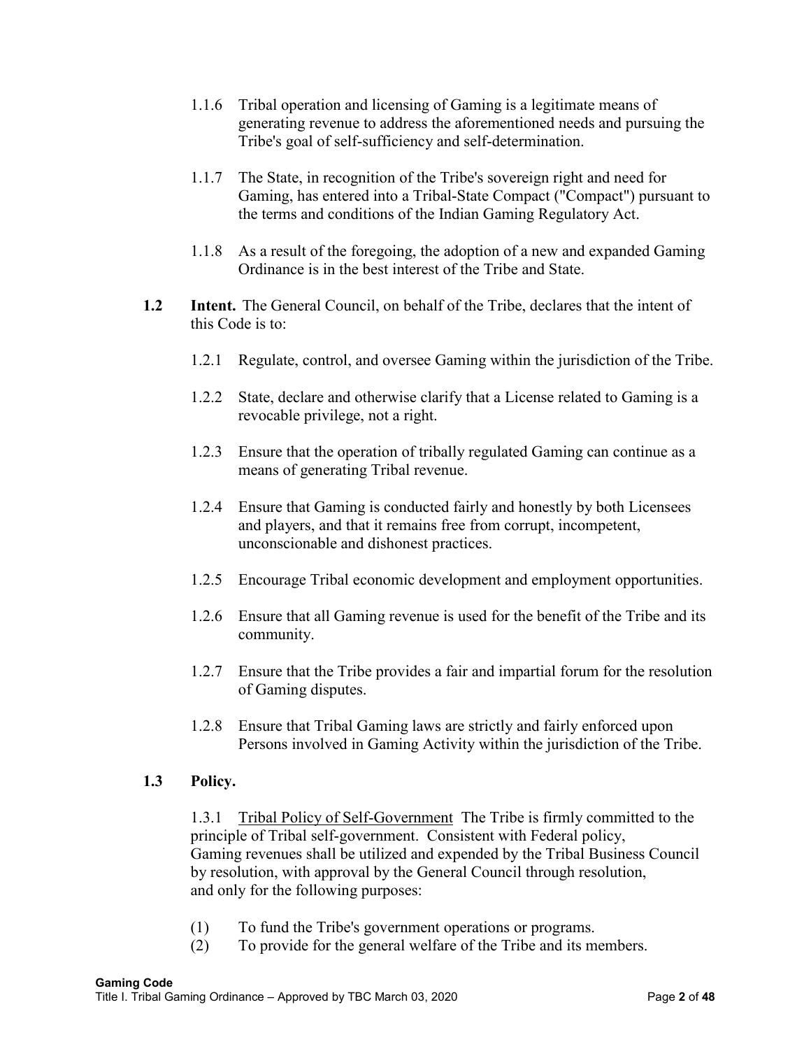1.1.6 Tribal operation and licensing of Gaming is a legitimate means of generating revenue to address the aforementioned needs and pursuing the Tribe's goal of self-sufficiency and self-determination.

1.1.7 The State, in recognition of the Tribe's sovereign right and need for Gaming, has entered into a Tribal-State Compact ("Compact") pursuant to the terms and conditions of the Indian Gaming Regulatory Act.

1.1.8 As a result of the foregoing, the adoption of a new and expanded Gaming Ordinance is in the best interest of the Tribe and State.

**1.2 Intent.** The General Council, on behalf of the Tribe, declares that the intent of this Code is to:

1.2.1 Regulate, control, and oversee Gaming within the jurisdiction of the Tribe.

1.2.2 State, declare and otherwise clarify that a License related to Gaming is a revocable privilege, not a right.

1.2.3 Ensure that the operation of tribally regulated Gaming can continue as a means of generating Tribal revenue.

1.2.4 Ensure that Gaming is conducted fairly and honestly by both Licensees and players, and that it remains free from corrupt, incompetent, unconscionable and dishonest practices.

1.2.5 Encourage Tribal economic development and employment opportunities.

1.2.6 Ensure that all Gaming revenue is used for the benefit of the Tribe and its community.

1.2.7 Ensure that the Tribe provides a fair and impartial forum for the resolution of Gaming disputes.

1.2.8 Ensure that Tribal Gaming laws are strictly and fairly enforced upon Persons involved in Gaming Activity within the jurisdiction of the Tribe.

**1.3 Policy.**

1.3.1 Tribal Policy of Self-Government The Tribe is firmly committed to the principle of Tribal self-government. Consistent with Federal policy, Gaming revenues shall be utilized and expended by the Tribal Business Council by resolution, with approval by the General Council through resolution, and only for the following purposes:

(1) To fund the Tribe's government operations or programs.
(2) To provide for the general welfare of the Tribe and its members.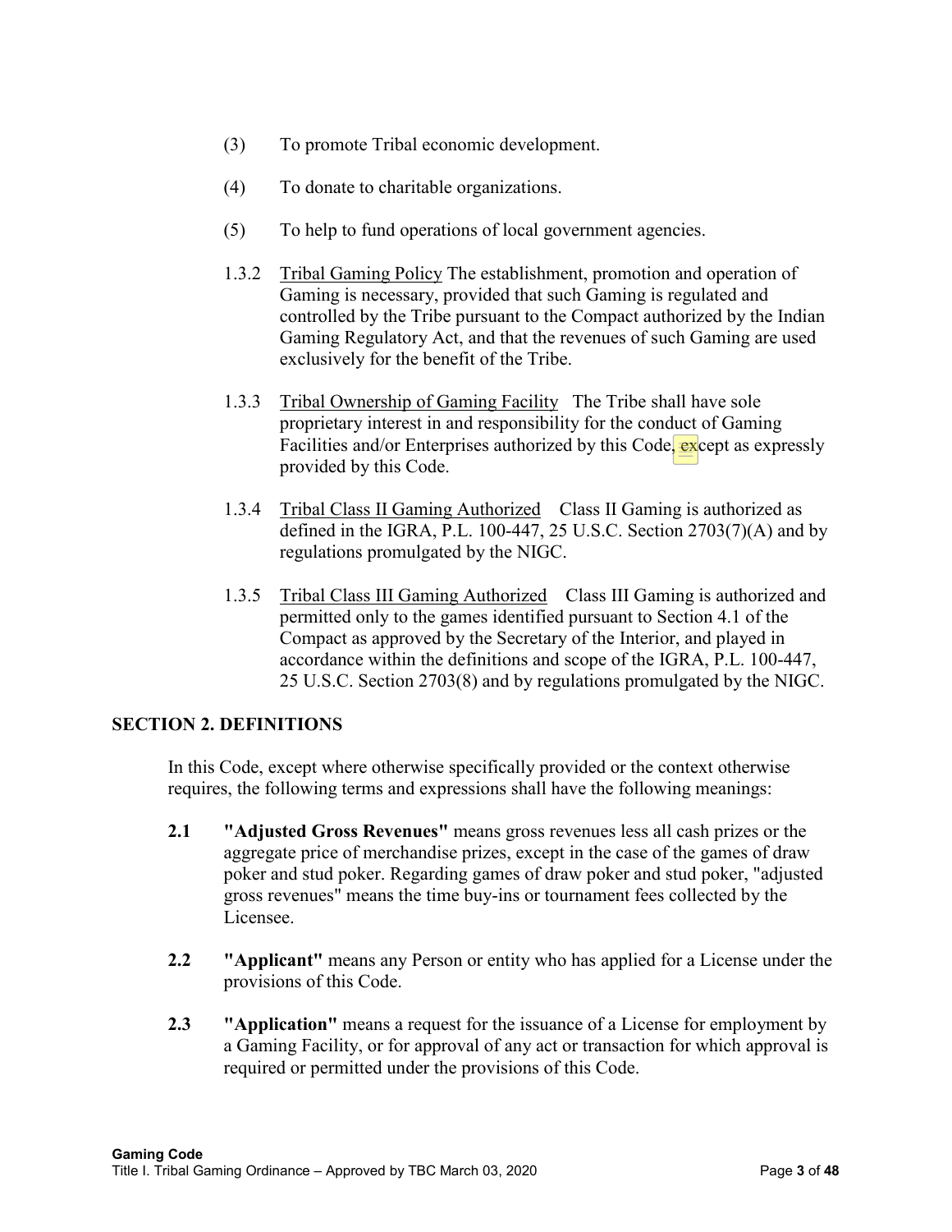(3) To promote Tribal economic development.

(4) To donate to charitable organizations.

(5) To help to fund operations of local government agencies.

1.3.2 Tribal Gaming Policy The establishment, promotion and operation of Gaming is necessary, provided that such Gaming is regulated and controlled by the Tribe pursuant to the Compact authorized by the Indian Gaming Regulatory Act, and that the revenues of such Gaming are used exclusively for the benefit of the Tribe.

1.3.3 Tribal Ownership of Gaming Facility The Tribe shall have sole proprietary interest in and responsibility for the conduct of Gaming Facilities and/or Enterprises authorized by this Code, except as expressly provided by this Code.

1.3.4 Tribal Class II Gaming Authorized Class II Gaming is authorized as defined in the IGRA, P.L. 100-447, 25 U.S.C. Section 2703(7)(A) and by regulations promulgated by the NIGC.

1.3.5 Tribal Class III Gaming Authorized Class III Gaming is authorized and permitted only to the games identified pursuant to Section 4.1 of the Compact as approved by the Secretary of the Interior, and played in accordance within the definitions and scope of the IGRA, P.L. 100-447, 25 U.S.C. Section 2703(8) and by regulations promulgated by the NIGC.

## SECTION 2. DEFINITIONS

In this Code, except where otherwise specifically provided or the context otherwise requires, the following terms and expressions shall have the following meanings:

**2.1 "Adjusted Gross Revenues"** means gross revenues less all cash prizes or the aggregate price of merchandise prizes, except in the case of the games of draw poker and stud poker. Regarding games of draw poker and stud poker, "adjusted gross revenues" means the time buy-ins or tournament fees collected by the Licensee.

**2.2 "Applicant"** means any Person or entity who has applied for a License under the provisions of this Code.

**2.3 "Application"** means a request for the issuance of a License for employment by a Gaming Facility, or for approval of any act or transaction for which approval is required or permitted under the provisions of this Code.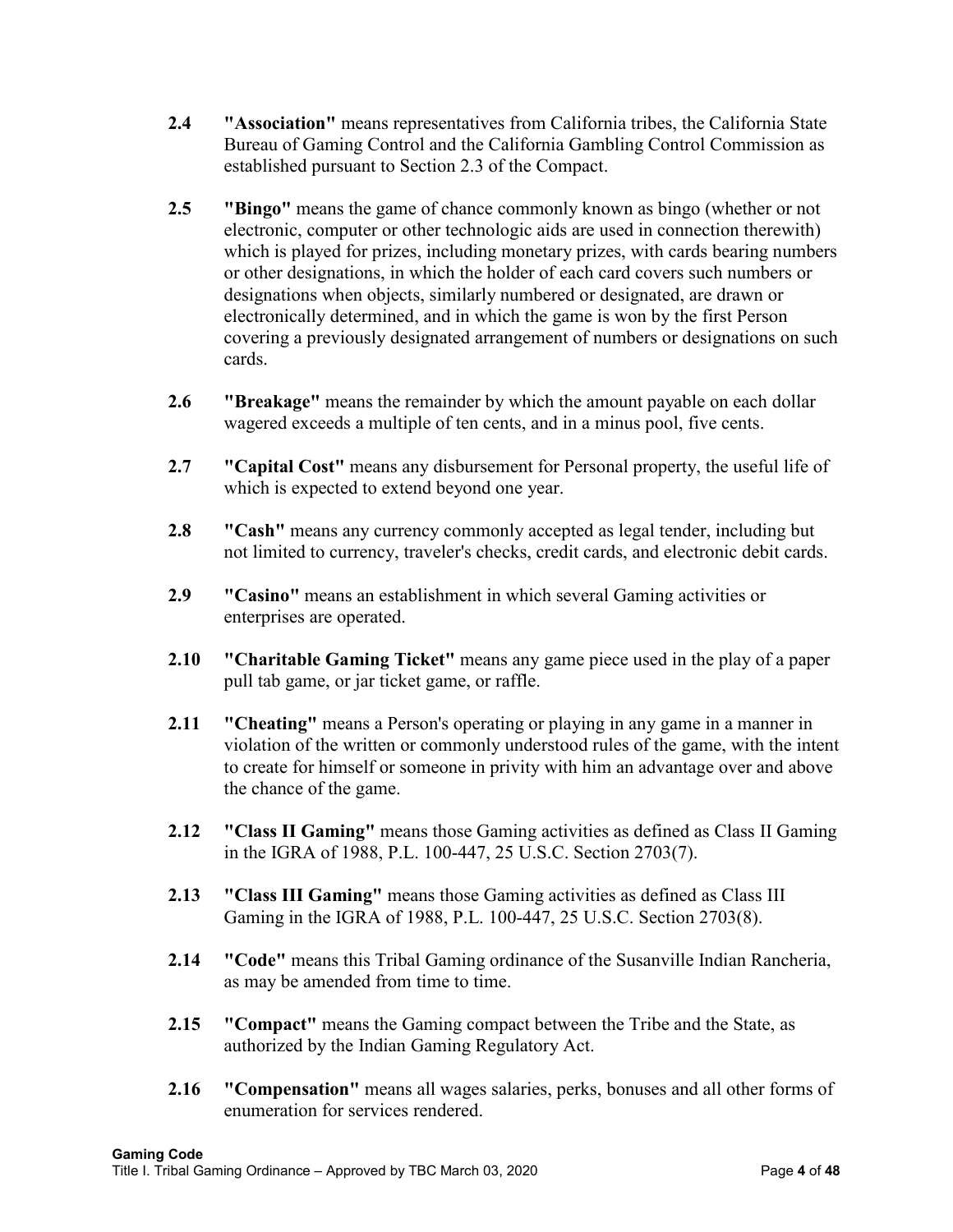**2.4** **"Association"** means representatives from California tribes, the California State Bureau of Gaming Control and the California Gambling Control Commission as established pursuant to Section 2.3 of the Compact.

**2.5** **"Bingo"** means the game of chance commonly known as bingo (whether or not electronic, computer or other technologic aids are used in connection therewith) which is played for prizes, including monetary prizes, with cards bearing numbers or other designations, in which the holder of each card covers such numbers or designations when objects, similarly numbered or designated, are drawn or electronically determined, and in which the game is won by the first Person covering a previously designated arrangement of numbers or designations on such cards.

**2.6** **"Breakage"** means the remainder by which the amount payable on each dollar wagered exceeds a multiple of ten cents, and in a minus pool, five cents.

**2.7** **"Capital Cost"** means any disbursement for Personal property, the useful life of which is expected to extend beyond one year.

**2.8** **"Cash"** means any currency commonly accepted as legal tender, including but not limited to currency, traveler's checks, credit cards, and electronic debit cards.

**2.9** **"Casino"** means an establishment in which several Gaming activities or enterprises are operated.

**2.10** **"Charitable Gaming Ticket"** means any game piece used in the play of a paper pull tab game, or jar ticket game, or raffle.

**2.11** **"Cheating"** means a Person's operating or playing in any game in a manner in violation of the written or commonly understood rules of the game, with the intent to create for himself or someone in privity with him an advantage over and above the chance of the game.

**2.12** **"Class II Gaming"** means those Gaming activities as defined as Class II Gaming in the IGRA of 1988, P.L. 100-447, 25 U.S.C. Section 2703(7).

**2.13** **"Class III Gaming"** means those Gaming activities as defined as Class III Gaming in the IGRA of 1988, P.L. 100-447, 25 U.S.C. Section 2703(8).

**2.14** **"Code"** means this Tribal Gaming ordinance of the Susanville Indian Rancheria, as may be amended from time to time.

**2.15** **"Compact"** means the Gaming compact between the Tribe and the State, as authorized by the Indian Gaming Regulatory Act.

**2.16** **"Compensation"** means all wages salaries, perks, bonuses and all other forms of enumeration for services rendered.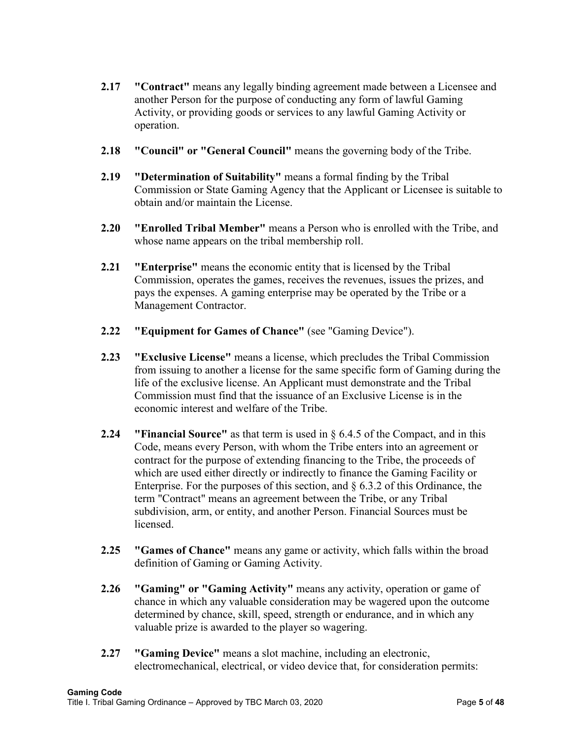**2.17 "Contract"** means any legally binding agreement made between a Licensee and another Person for the purpose of conducting any form of lawful Gaming Activity, or providing goods or services to any lawful Gaming Activity or operation.

**2.18 "Council" or "General Council"** means the governing body of the Tribe.

**2.19 "Determination of Suitability"** means a formal finding by the Tribal Commission or State Gaming Agency that the Applicant or Licensee is suitable to obtain and/or maintain the License.

**2.20 "Enrolled Tribal Member"** means a Person who is enrolled with the Tribe, and whose name appears on the tribal membership roll.

**2.21 "Enterprise"** means the economic entity that is licensed by the Tribal Commission, operates the games, receives the revenues, issues the prizes, and pays the expenses. A gaming enterprise may be operated by the Tribe or a Management Contractor.

**2.22 "Equipment for Games of Chance"** (see "Gaming Device").

**2.23 "Exclusive License"** means a license, which precludes the Tribal Commission from issuing to another a license for the same specific form of Gaming during the life of the exclusive license. An Applicant must demonstrate and the Tribal Commission must find that the issuance of an Exclusive License is in the economic interest and welfare of the Tribe.

**2.24 "Financial Source"** as that term is used in § 6.4.5 of the Compact, and in this Code, means every Person, with whom the Tribe enters into an agreement or contract for the purpose of extending financing to the Tribe, the proceeds of which are used either directly or indirectly to finance the Gaming Facility or Enterprise. For the purposes of this section, and § 6.3.2 of this Ordinance, the term "Contract" means an agreement between the Tribe, or any Tribal subdivision, arm, or entity, and another Person. Financial Sources must be licensed.

**2.25 "Games of Chance"** means any game or activity, which falls within the broad definition of Gaming or Gaming Activity.

**2.26 "Gaming" or "Gaming Activity"** means any activity, operation or game of chance in which any valuable consideration may be wagered upon the outcome determined by chance, skill, speed, strength or endurance, and in which any valuable prize is awarded to the player so wagering.

**2.27 "Gaming Device"** means a slot machine, including an electronic, electromechanical, electrical, or video device that, for consideration permits: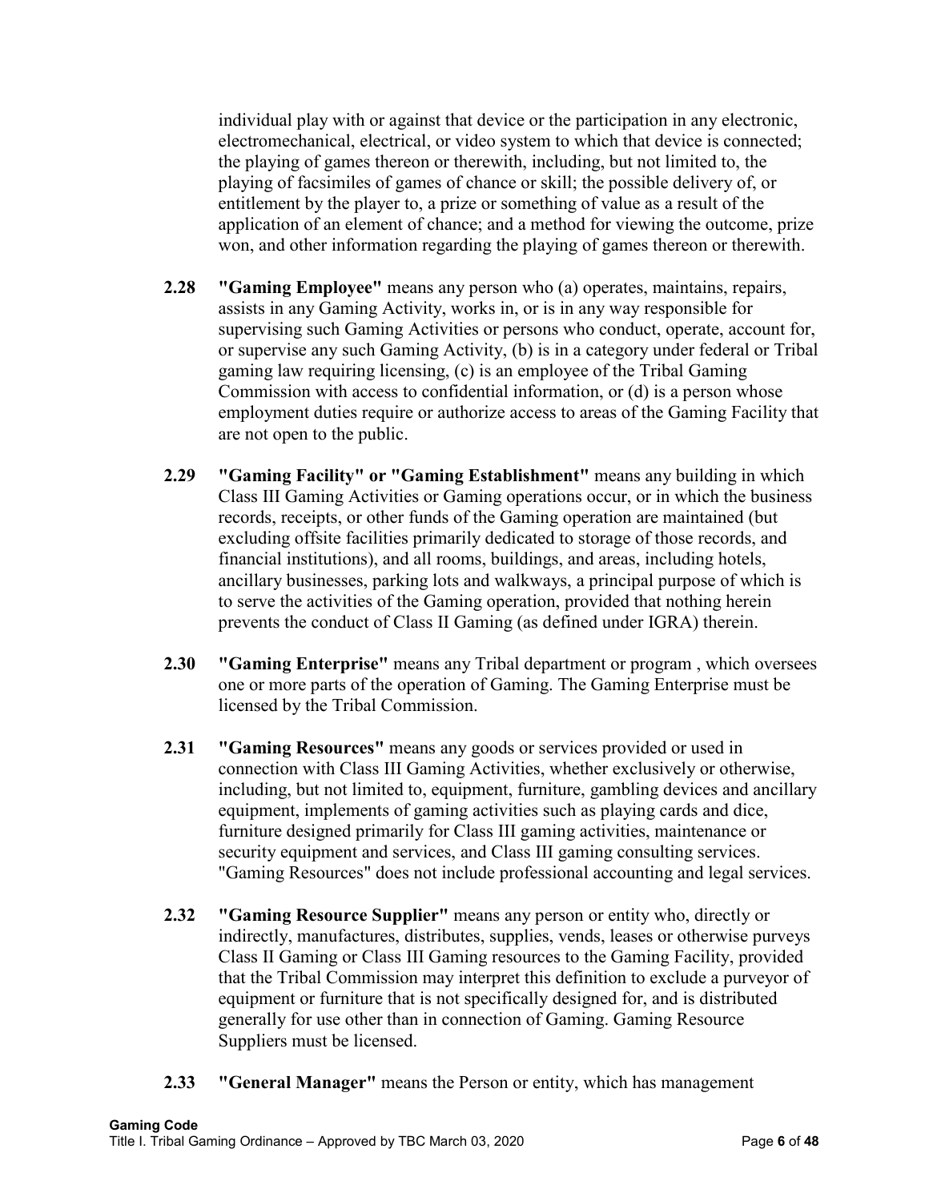individual play with or against that device or the participation in any electronic, electromechanical, electrical, or video system to which that device is connected; the playing of games thereon or therewith, including, but not limited to, the playing of facsimiles of games of chance or skill; the possible delivery of, or entitlement by the player to, a prize or something of value as a result of the application of an element of chance; and a method for viewing the outcome, prize won, and other information regarding the playing of games thereon or therewith.

**2.28 "Gaming Employee"** means any person who (a) operates, maintains, repairs, assists in any Gaming Activity, works in, or is in any way responsible for supervising such Gaming Activities or persons who conduct, operate, account for, or supervise any such Gaming Activity, (b) is in a category under federal or Tribal gaming law requiring licensing, (c) is an employee of the Tribal Gaming Commission with access to confidential information, or (d) is a person whose employment duties require or authorize access to areas of the Gaming Facility that are not open to the public.

**2.29 "Gaming Facility" or "Gaming Establishment"** means any building in which Class III Gaming Activities or Gaming operations occur, or in which the business records, receipts, or other funds of the Gaming operation are maintained (but excluding offsite facilities primarily dedicated to storage of those records, and financial institutions), and all rooms, buildings, and areas, including hotels, ancillary businesses, parking lots and walkways, a principal purpose of which is to serve the activities of the Gaming operation, provided that nothing herein prevents the conduct of Class II Gaming (as defined under IGRA) therein.

**2.30 "Gaming Enterprise"** means any Tribal department or program , which oversees one or more parts of the operation of Gaming. The Gaming Enterprise must be licensed by the Tribal Commission.

**2.31 "Gaming Resources"** means any goods or services provided or used in connection with Class III Gaming Activities, whether exclusively or otherwise, including, but not limited to, equipment, furniture, gambling devices and ancillary equipment, implements of gaming activities such as playing cards and dice, furniture designed primarily for Class III gaming activities, maintenance or security equipment and services, and Class III gaming consulting services. "Gaming Resources" does not include professional accounting and legal services.

**2.32 "Gaming Resource Supplier"** means any person or entity who, directly or indirectly, manufactures, distributes, supplies, vends, leases or otherwise purveys Class II Gaming or Class III Gaming resources to the Gaming Facility, provided that the Tribal Commission may interpret this definition to exclude a purveyor of equipment or furniture that is not specifically designed for, and is distributed generally for use other than in connection of Gaming. Gaming Resource Suppliers must be licensed.

**2.33 "General Manager"** means the Person or entity, which has management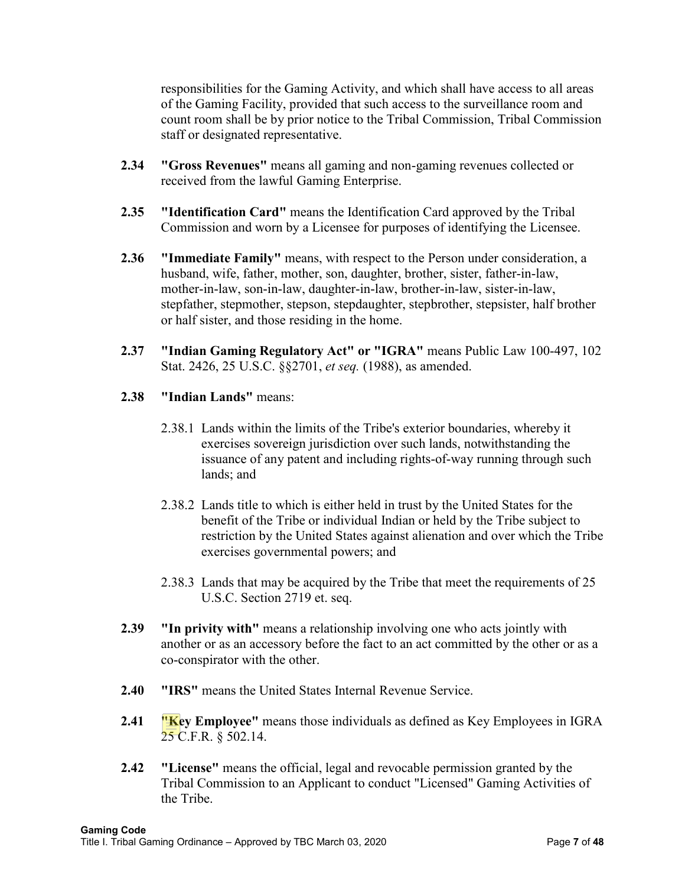responsibilities for the Gaming Activity, and which shall have access to all areas of the Gaming Facility, provided that such access to the surveillance room and count room shall be by prior notice to the Tribal Commission, Tribal Commission staff or designated representative.

**2.34** **"Gross Revenues"** means all gaming and non-gaming revenues collected or received from the lawful Gaming Enterprise.

**2.35** **"Identification Card"** means the Identification Card approved by the Tribal Commission and worn by a Licensee for purposes of identifying the Licensee.

**2.36** **"Immediate Family"** means, with respect to the Person under consideration, a husband, wife, father, mother, son, daughter, brother, sister, father-in-law, mother-in-law, son-in-law, daughter-in-law, brother-in-law, sister-in-law, stepfather, stepmother, stepson, stepdaughter, stepbrother, stepsister, half brother or half sister, and those residing in the home.

**2.37** **"Indian Gaming Regulatory Act" or "IGRA"** means Public Law 100-497, 102 Stat. 2426, 25 U.S.C. §§2701, *et seq.* (1988), as amended.

**2.38** **"Indian Lands"** means:

2.38.1 Lands within the limits of the Tribe's exterior boundaries, whereby it exercises sovereign jurisdiction over such lands, notwithstanding the issuance of any patent and including rights-of-way running through such lands; and

2.38.2 Lands title to which is either held in trust by the United States for the benefit of the Tribe or individual Indian or held by the Tribe subject to restriction by the United States against alienation and over which the Tribe exercises governmental powers; and

2.38.3 Lands that may be acquired by the Tribe that meet the requirements of 25 U.S.C. Section 2719 et. seq.

**2.39** **"In privity with"** means a relationship involving one who acts jointly with another or as an accessory before the fact to an act committed by the other or as a co-conspirator with the other.

**2.40** **"IRS"** means the United States Internal Revenue Service.

**2.41** **"Key Employee"** means those individuals as defined as Key Employees in IGRA 25 C.F.R. § 502.14.

**2.42** **"License"** means the official, legal and revocable permission granted by the Tribal Commission to an Applicant to conduct "Licensed" Gaming Activities of the Tribe.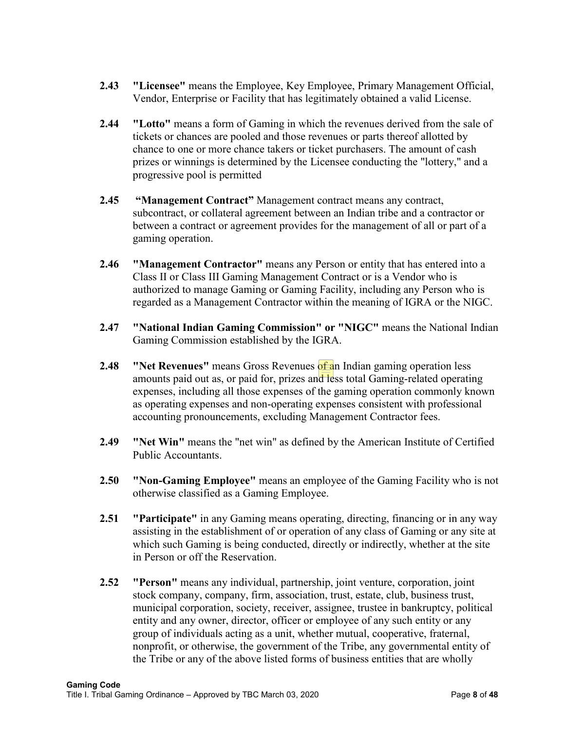**2.43 "Licensee"** means the Employee, Key Employee, Primary Management Official, Vendor, Enterprise or Facility that has legitimately obtained a valid License.

**2.44 "Lotto"** means a form of Gaming in which the revenues derived from the sale of tickets or chances are pooled and those revenues or parts thereof allotted by chance to one or more chance takers or ticket purchasers. The amount of cash prizes or winnings is determined by the Licensee conducting the "lottery," and a progressive pool is permitted

**2.45 "Management Contract"** Management contract means any contract, subcontract, or collateral agreement between an Indian tribe and a contractor or between a contract or agreement provides for the management of all or part of a gaming operation.

**2.46 "Management Contractor"** means any Person or entity that has entered into a Class II or Class III Gaming Management Contract or is a Vendor who is authorized to manage Gaming or Gaming Facility, including any Person who is regarded as a Management Contractor within the meaning of IGRA or the NIGC.

**2.47 "National Indian Gaming Commission" or "NIGC"** means the National Indian Gaming Commission established by the IGRA.

**2.48 "Net Revenues"** means Gross Revenues of an Indian gaming operation less amounts paid out as, or paid for, prizes and less total Gaming-related operating expenses, including all those expenses of the gaming operation commonly known as operating expenses and non-operating expenses consistent with professional accounting pronouncements, excluding Management Contractor fees.

**2.49 "Net Win"** means the "net win" as defined by the American Institute of Certified Public Accountants.

**2.50 "Non-Gaming Employee"** means an employee of the Gaming Facility who is not otherwise classified as a Gaming Employee.

**2.51 "Participate"** in any Gaming means operating, directing, financing or in any way assisting in the establishment of or operation of any class of Gaming or any site at which such Gaming is being conducted, directly or indirectly, whether at the site in Person or off the Reservation.

**2.52 "Person"** means any individual, partnership, joint venture, corporation, joint stock company, company, firm, association, trust, estate, club, business trust, municipal corporation, society, receiver, assignee, trustee in bankruptcy, political entity and any owner, director, officer or employee of any such entity or any group of individuals acting as a unit, whether mutual, cooperative, fraternal, nonprofit, or otherwise, the government of the Tribe, any governmental entity of the Tribe or any of the above listed forms of business entities that are wholly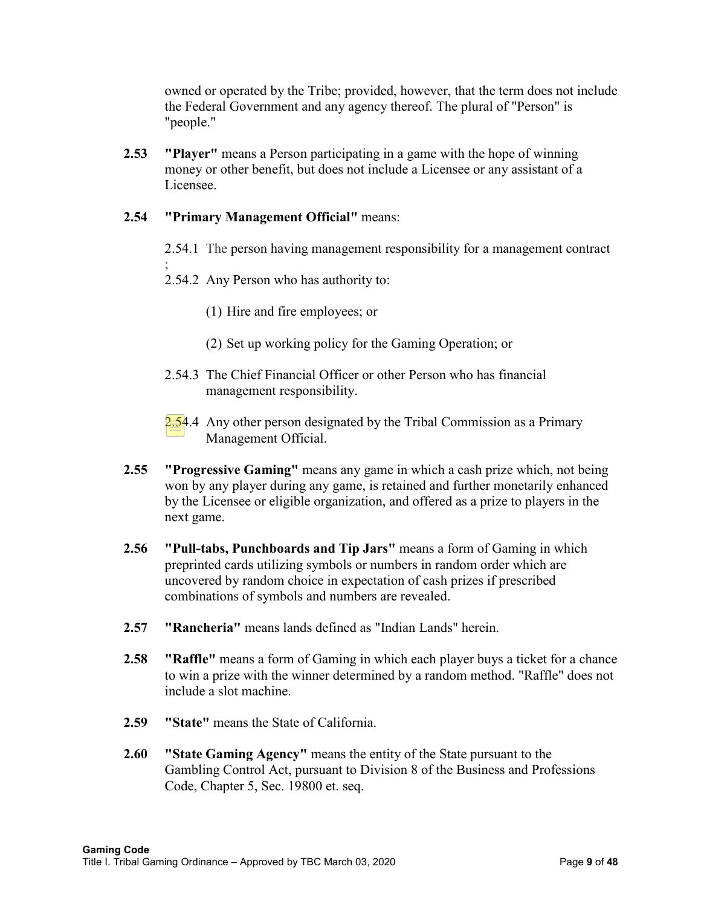owned or operated by the Tribe; provided, however, that the term does not include the Federal Government and any agency thereof. The plural of "Person" is "people."

**2.53** **"Player"** means a Person participating in a game with the hope of winning money or other benefit, but does not include a Licensee or any assistant of a Licensee.

**2.54** **"Primary Management Official"** means:

2.54.1 The person having management responsibility for a management contract ;

2.54.2 Any Person who has authority to:

(1) Hire and fire employees; or

(2) Set up working policy for the Gaming Operation; or

2.54.3 The Chief Financial Officer or other Person who has financial management responsibility.

2.54.4 Any other person designated by the Tribal Commission as a Primary Management Official.

**2.55** **"Progressive Gaming"** means any game in which a cash prize which, not being won by any player during any game, is retained and further monetarily enhanced by the Licensee or eligible organization, and offered as a prize to players in the next game.

**2.56** **"Pull-tabs, Punchboards and Tip Jars"** means a form of Gaming in which preprinted cards utilizing symbols or numbers in random order which are uncovered by random choice in expectation of cash prizes if prescribed combinations of symbols and numbers are revealed.

**2.57** **"Rancheria"** means lands defined as "Indian Lands" herein.

**2.58** **"Raffle"** means a form of Gaming in which each player buys a ticket for a chance to win a prize with the winner determined by a random method. "Raffle" does not include a slot machine.

**2.59** **"State"** means the State of California.

**2.60** **"State Gaming Agency"** means the entity of the State pursuant to the Gambling Control Act, pursuant to Division 8 of the Business and Professions Code, Chapter 5, Sec. 19800 et. seq.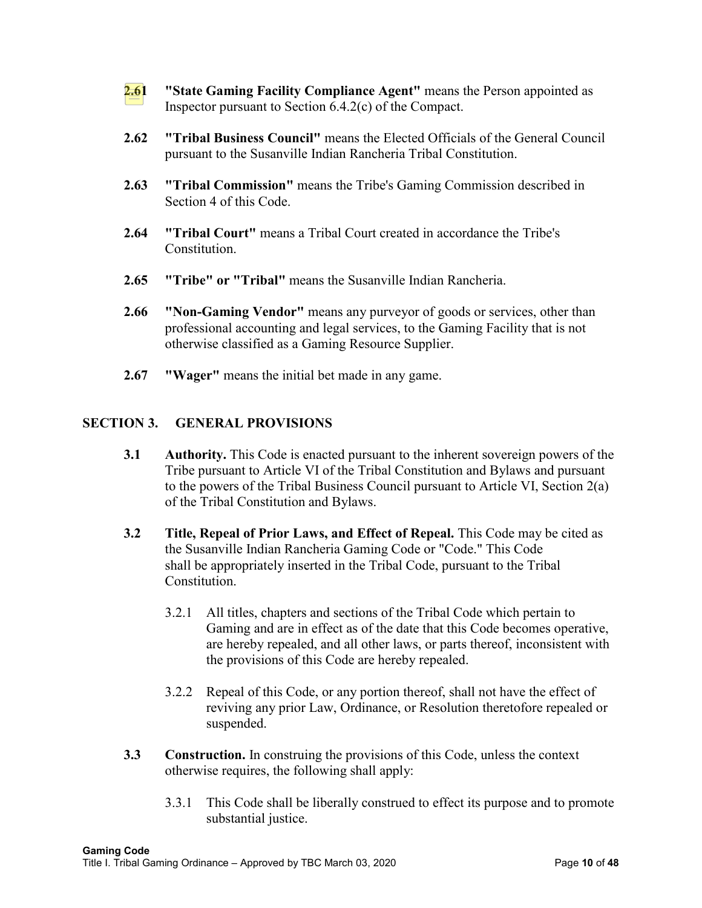**2.61** **"State Gaming Facility Compliance Agent"** means the Person appointed as Inspector pursuant to Section 6.4.2(c) of the Compact.

**2.62** **"Tribal Business Council"** means the Elected Officials of the General Council pursuant to the Susanville Indian Rancheria Tribal Constitution.

**2.63** **"Tribal Commission"** means the Tribe's Gaming Commission described in Section 4 of this Code.

**2.64** **"Tribal Court"** means a Tribal Court created in accordance the Tribe's Constitution.

**2.65** **"Tribe" or "Tribal"** means the Susanville Indian Rancheria.

**2.66** **"Non-Gaming Vendor"** means any purveyor of goods or services, other than professional accounting and legal services, to the Gaming Facility that is not otherwise classified as a Gaming Resource Supplier.

**2.67** **"Wager"** means the initial bet made in any game.

## SECTION 3. GENERAL PROVISIONS

**3.1** **Authority.** This Code is enacted pursuant to the inherent sovereign powers of the Tribe pursuant to Article VI of the Tribal Constitution and Bylaws and pursuant to the powers of the Tribal Business Council pursuant to Article VI, Section 2(a) of the Tribal Constitution and Bylaws.

**3.2** **Title, Repeal of Prior Laws, and Effect of Repeal.** This Code may be cited as the Susanville Indian Rancheria Gaming Code or "Code." This Code shall be appropriately inserted in the Tribal Code, pursuant to the Tribal Constitution.

3.2.1 All titles, chapters and sections of the Tribal Code which pertain to Gaming and are in effect as of the date that this Code becomes operative, are hereby repealed, and all other laws, or parts thereof, inconsistent with the provisions of this Code are hereby repealed.

3.2.2 Repeal of this Code, or any portion thereof, shall not have the effect of reviving any prior Law, Ordinance, or Resolution theretofore repealed or suspended.

**3.3** **Construction.** In construing the provisions of this Code, unless the context otherwise requires, the following shall apply:

3.3.1 This Code shall be liberally construed to effect its purpose and to promote substantial justice.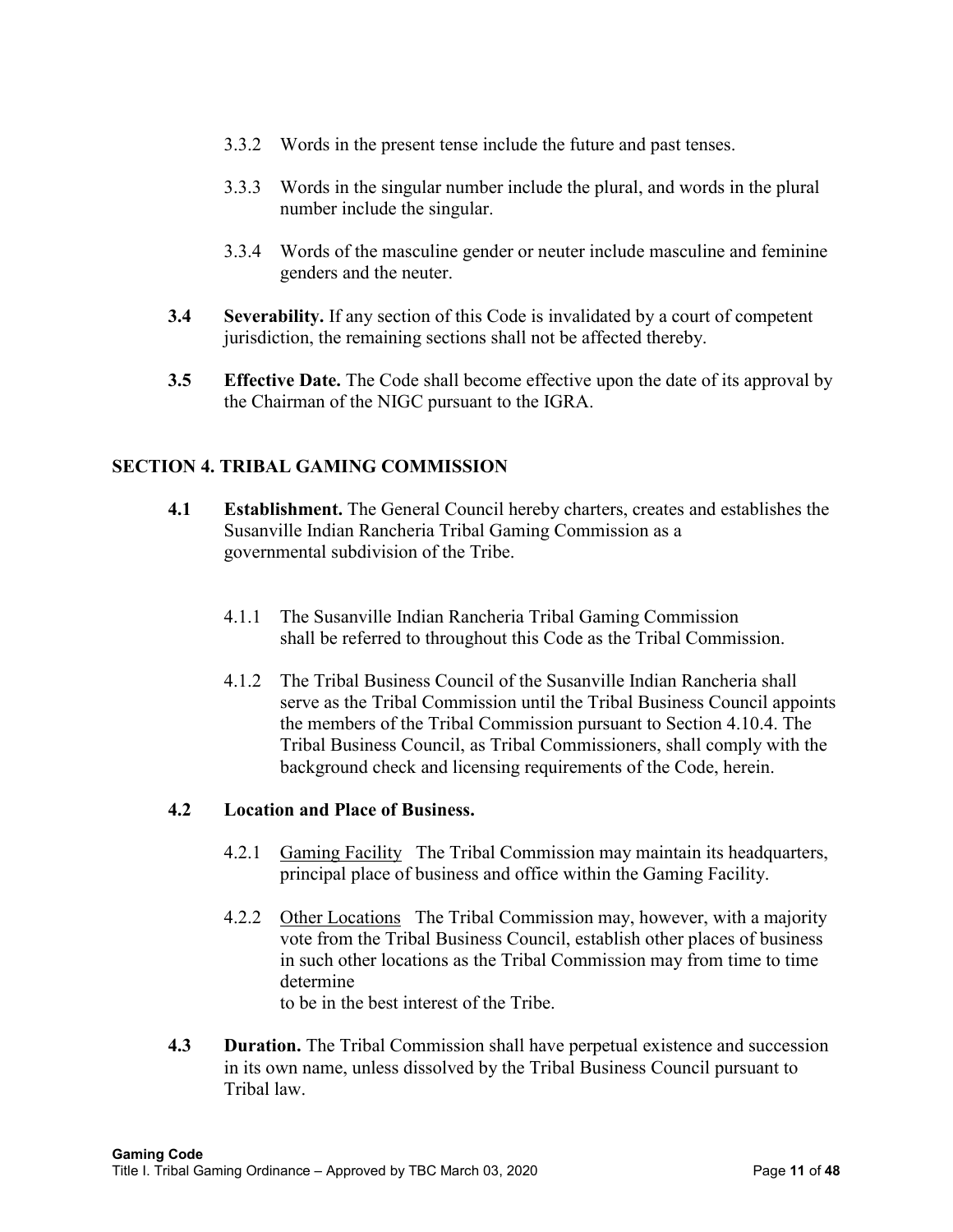3.3.2 Words in the present tense include the future and past tenses.

3.3.3 Words in the singular number include the plural, and words in the plural number include the singular.

3.3.4 Words of the masculine gender or neuter include masculine and feminine genders and the neuter.

**3.4 Severability.** If any section of this Code is invalidated by a court of competent jurisdiction, the remaining sections shall not be affected thereby.

**3.5 Effective Date.** The Code shall become effective upon the date of its approval by the Chairman of the NIGC pursuant to the IGRA.

## SECTION 4. TRIBAL GAMING COMMISSION

**4.1 Establishment.** The General Council hereby charters, creates and establishes the Susanville Indian Rancheria Tribal Gaming Commission as a governmental subdivision of the Tribe.

4.1.1 The Susanville Indian Rancheria Tribal Gaming Commission shall be referred to throughout this Code as the Tribal Commission.

4.1.2 The Tribal Business Council of the Susanville Indian Rancheria shall serve as the Tribal Commission until the Tribal Business Council appoints the members of the Tribal Commission pursuant to Section 4.10.4. The Tribal Business Council, as Tribal Commissioners, shall comply with the background check and licensing requirements of the Code, herein.

**4.2 Location and Place of Business.**

4.2.1 Gaming Facility The Tribal Commission may maintain its headquarters, principal place of business and office within the Gaming Facility.

4.2.2 Other Locations The Tribal Commission may, however, with a majority vote from the Tribal Business Council, establish other places of business in such other locations as the Tribal Commission may from time to time determine to be in the best interest of the Tribe.

**4.3 Duration.** The Tribal Commission shall have perpetual existence and succession in its own name, unless dissolved by the Tribal Business Council pursuant to Tribal law.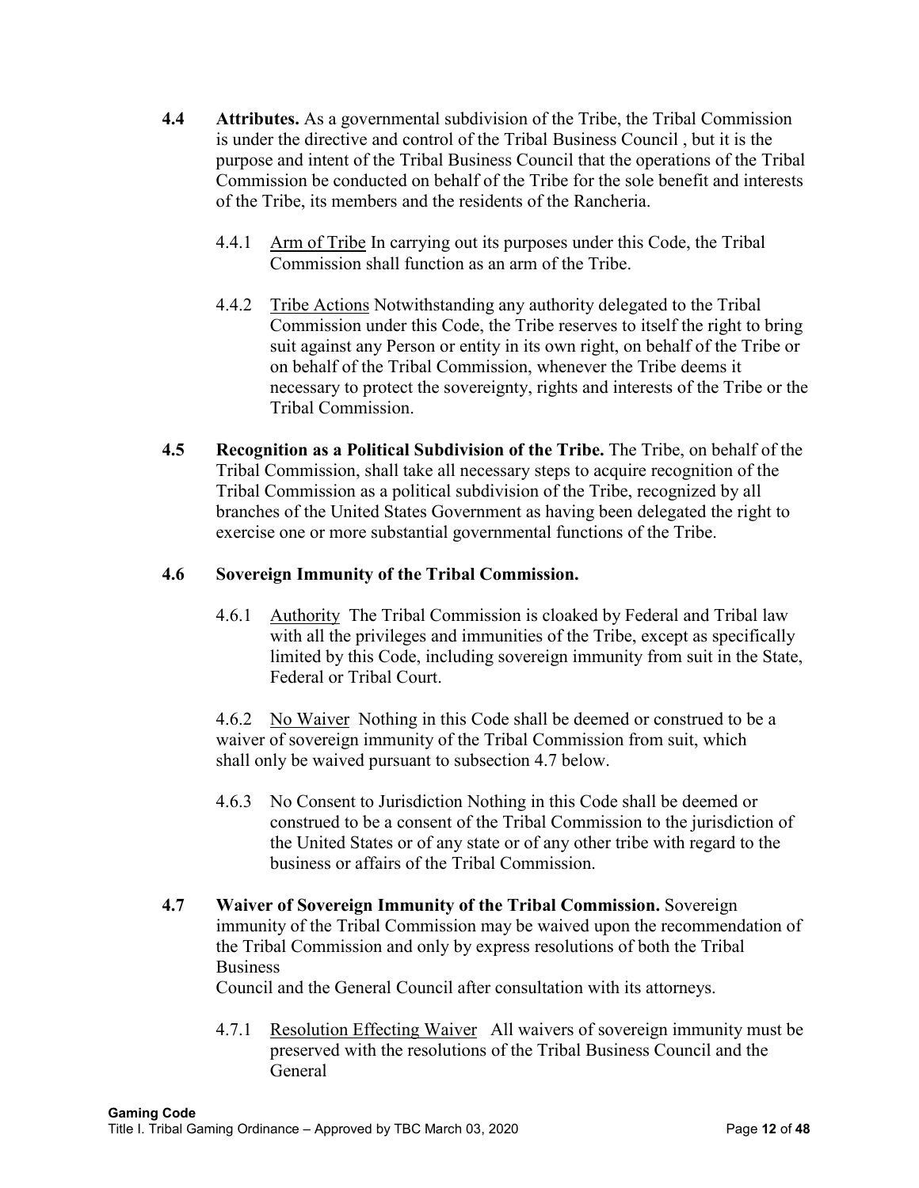**4.4 Attributes.** As a governmental subdivision of the Tribe, the Tribal Commission is under the directive and control of the Tribal Business Council , but it is the purpose and intent of the Tribal Business Council that the operations of the Tribal Commission be conducted on behalf of the Tribe for the sole benefit and interests of the Tribe, its members and the residents of the Rancheria.

4.4.1 Arm of Tribe In carrying out its purposes under this Code, the Tribal Commission shall function as an arm of the Tribe.

4.4.2 Tribe Actions Notwithstanding any authority delegated to the Tribal Commission under this Code, the Tribe reserves to itself the right to bring suit against any Person or entity in its own right, on behalf of the Tribe or on behalf of the Tribal Commission, whenever the Tribe deems it necessary to protect the sovereignty, rights and interests of the Tribe or the Tribal Commission.

**4.5 Recognition as a Political Subdivision of the Tribe.** The Tribe, on behalf of the Tribal Commission, shall take all necessary steps to acquire recognition of the Tribal Commission as a political subdivision of the Tribe, recognized by all branches of the United States Government as having been delegated the right to exercise one or more substantial governmental functions of the Tribe.

**4.6 Sovereign Immunity of the Tribal Commission.**

4.6.1 Authority The Tribal Commission is cloaked by Federal and Tribal law with all the privileges and immunities of the Tribe, except as specifically limited by this Code, including sovereign immunity from suit in the State, Federal or Tribal Court.

4.6.2 No Waiver Nothing in this Code shall be deemed or construed to be a waiver of sovereign immunity of the Tribal Commission from suit, which shall only be waived pursuant to subsection 4.7 below.

4.6.3 No Consent to Jurisdiction Nothing in this Code shall be deemed or construed to be a consent of the Tribal Commission to the jurisdiction of the United States or of any state or of any other tribe with regard to the business or affairs of the Tribal Commission.

**4.7 Waiver of Sovereign Immunity of the Tribal Commission.** Sovereign immunity of the Tribal Commission may be waived upon the recommendation of the Tribal Commission and only by express resolutions of both the Tribal Business Council and the General Council after consultation with its attorneys.

4.7.1 Resolution Effecting Waiver All waivers of sovereign immunity must be preserved with the resolutions of the Tribal Business Council and the General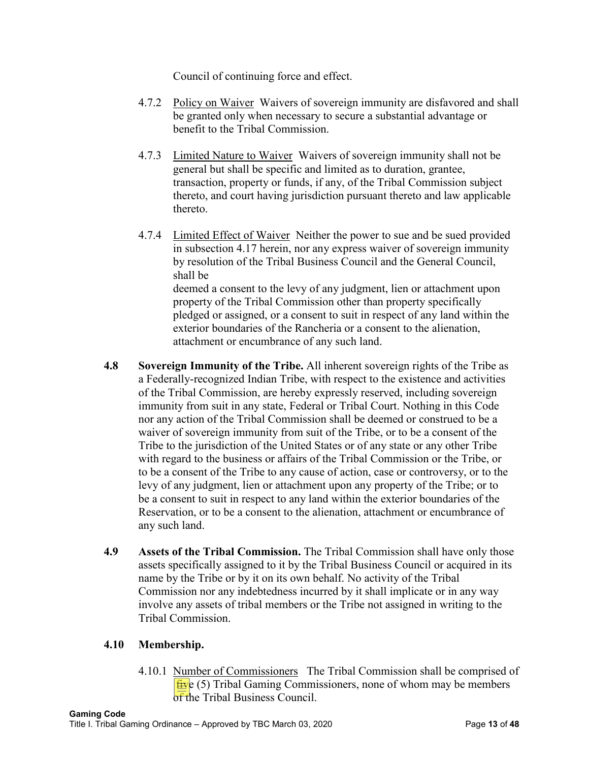Council of continuing force and effect.

4.7.2 Policy on Waiver Waivers of sovereign immunity are disfavored and shall be granted only when necessary to secure a substantial advantage or benefit to the Tribal Commission.

4.7.3 Limited Nature to Waiver Waivers of sovereign immunity shall not be general but shall be specific and limited as to duration, grantee, transaction, property or funds, if any, of the Tribal Commission subject thereto, and court having jurisdiction pursuant thereto and law applicable thereto.

4.7.4 Limited Effect of Waiver Neither the power to sue and be sued provided in subsection 4.17 herein, nor any express waiver of sovereign immunity by resolution of the Tribal Business Council and the General Council, shall be deemed a consent to the levy of any judgment, lien or attachment upon property of the Tribal Commission other than property specifically pledged or assigned, or a consent to suit in respect of any land within the exterior boundaries of the Rancheria or a consent to the alienation, attachment or encumbrance of any such land.

**4.8 Sovereign Immunity of the Tribe.** All inherent sovereign rights of the Tribe as a Federally-recognized Indian Tribe, with respect to the existence and activities of the Tribal Commission, are hereby expressly reserved, including sovereign immunity from suit in any state, Federal or Tribal Court. Nothing in this Code nor any action of the Tribal Commission shall be deemed or construed to be a waiver of sovereign immunity from suit of the Tribe, or to be a consent of the Tribe to the jurisdiction of the United States or of any state or any other Tribe with regard to the business or affairs of the Tribal Commission or the Tribe, or to be a consent of the Tribe to any cause of action, case or controversy, or to the levy of any judgment, lien or attachment upon any property of the Tribe; or to be a consent to suit in respect to any land within the exterior boundaries of the Reservation, or to be a consent to the alienation, attachment or encumbrance of any such land.

**4.9 Assets of the Tribal Commission.** The Tribal Commission shall have only those assets specifically assigned to it by the Tribal Business Council or acquired in its name by the Tribe or by it on its own behalf. No activity of the Tribal Commission nor any indebtedness incurred by it shall implicate or in any way involve any assets of tribal members or the Tribe not assigned in writing to the Tribal Commission.

**4.10 Membership.**

4.10.1 Number of Commissioners The Tribal Commission shall be comprised of five (5) Tribal Gaming Commissioners, none of whom may be members of the Tribal Business Council.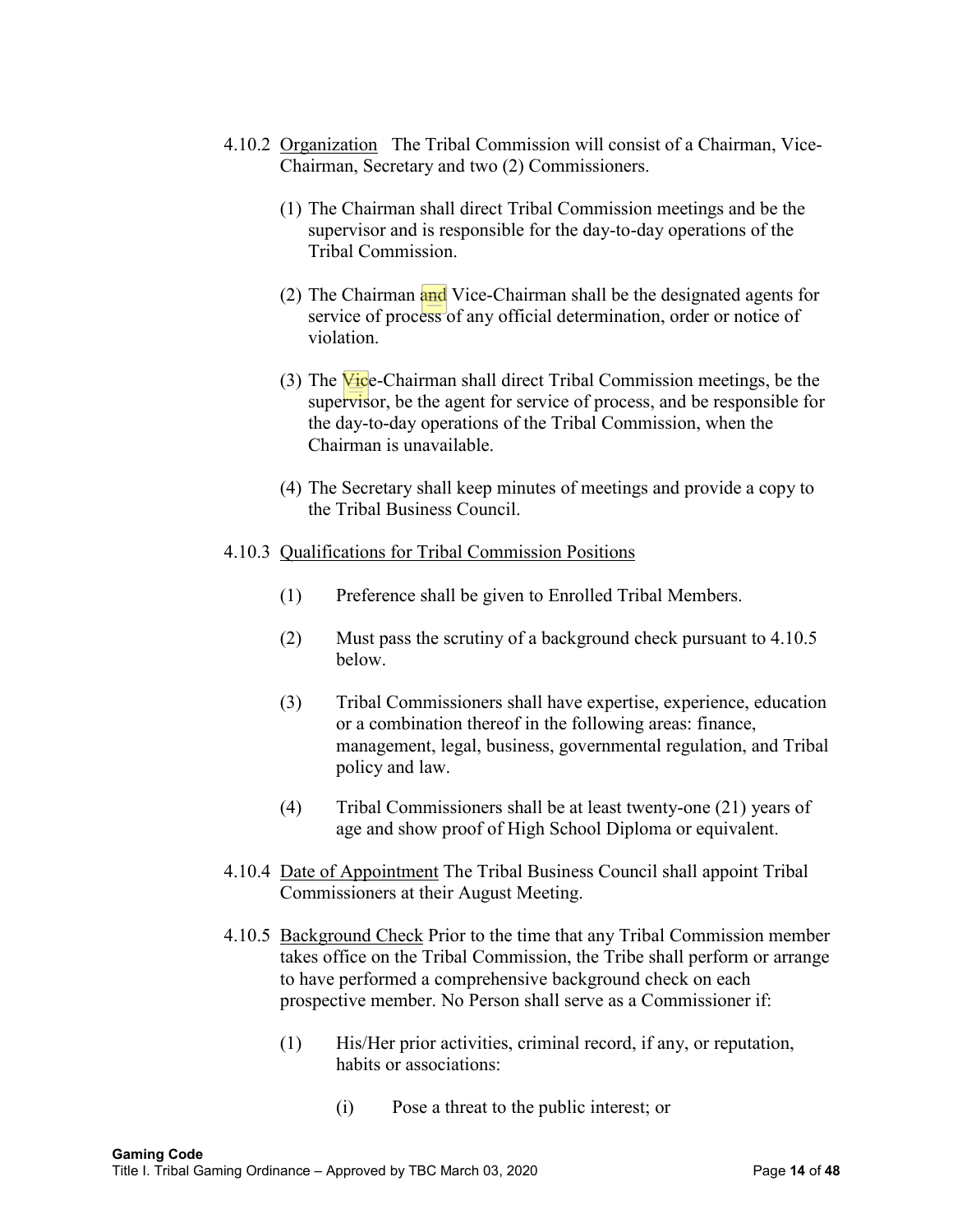4.10.2 Organization The Tribal Commission will consist of a Chairman, Vice-Chairman, Secretary and two (2) Commissioners.

(1) The Chairman shall direct Tribal Commission meetings and be the supervisor and is responsible for the day-to-day operations of the Tribal Commission.

(2) The Chairman and Vice-Chairman shall be the designated agents for service of process of any official determination, order or notice of violation.

(3) The Vice-Chairman shall direct Tribal Commission meetings, be the supervisor, be the agent for service of process, and be responsible for the day-to-day operations of the Tribal Commission, when the Chairman is unavailable.

(4) The Secretary shall keep minutes of meetings and provide a copy to the Tribal Business Council.

4.10.3 Qualifications for Tribal Commission Positions

(1) Preference shall be given to Enrolled Tribal Members.

(2) Must pass the scrutiny of a background check pursuant to 4.10.5 below.

(3) Tribal Commissioners shall have expertise, experience, education or a combination thereof in the following areas: finance, management, legal, business, governmental regulation, and Tribal policy and law.

(4) Tribal Commissioners shall be at least twenty-one (21) years of age and show proof of High School Diploma or equivalent.

4.10.4 Date of Appointment The Tribal Business Council shall appoint Tribal Commissioners at their August Meeting.

4.10.5 Background Check Prior to the time that any Tribal Commission member takes office on the Tribal Commission, the Tribe shall perform or arrange to have performed a comprehensive background check on each prospective member. No Person shall serve as a Commissioner if:

(1) His/Her prior activities, criminal record, if any, or reputation, habits or associations:

(i) Pose a threat to the public interest; or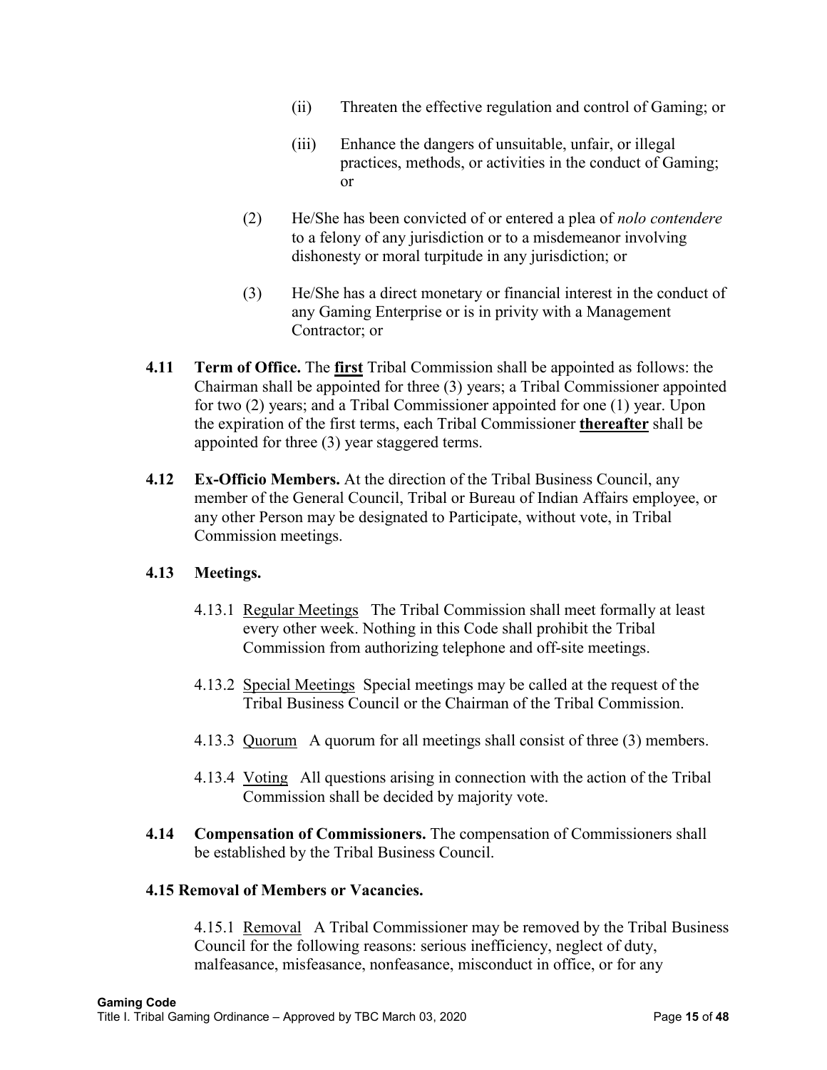(ii) Threaten the effective regulation and control of Gaming; or

(iii) Enhance the dangers of unsuitable, unfair, or illegal practices, methods, or activities in the conduct of Gaming; or

(2) He/She has been convicted of or entered a plea of *nolo contendere* to a felony of any jurisdiction or to a misdemeanor involving dishonesty or moral turpitude in any jurisdiction; or

(3) He/She has a direct monetary or financial interest in the conduct of any Gaming Enterprise or is in privity with a Management Contractor; or

**4.11 Term of Office.** The **first** Tribal Commission shall be appointed as follows: the Chairman shall be appointed for three (3) years; a Tribal Commissioner appointed for two (2) years; and a Tribal Commissioner appointed for one (1) year. Upon the expiration of the first terms, each Tribal Commissioner **thereafter** shall be appointed for three (3) year staggered terms.

**4.12 Ex-Officio Members.** At the direction of the Tribal Business Council, any member of the General Council, Tribal or Bureau of Indian Affairs employee, or any other Person may be designated to Participate, without vote, in Tribal Commission meetings.

**4.13 Meetings.**

4.13.1 Regular Meetings The Tribal Commission shall meet formally at least every other week. Nothing in this Code shall prohibit the Tribal Commission from authorizing telephone and off-site meetings.

4.13.2 Special Meetings Special meetings may be called at the request of the Tribal Business Council or the Chairman of the Tribal Commission.

4.13.3 Quorum A quorum for all meetings shall consist of three (3) members.

4.13.4 Voting All questions arising in connection with the action of the Tribal Commission shall be decided by majority vote.

**4.14 Compensation of Commissioners.** The compensation of Commissioners shall be established by the Tribal Business Council.

**4.15 Removal of Members or Vacancies.**

4.15.1 Removal A Tribal Commissioner may be removed by the Tribal Business Council for the following reasons: serious inefficiency, neglect of duty, malfeasance, misfeasance, nonfeasance, misconduct in office, or for any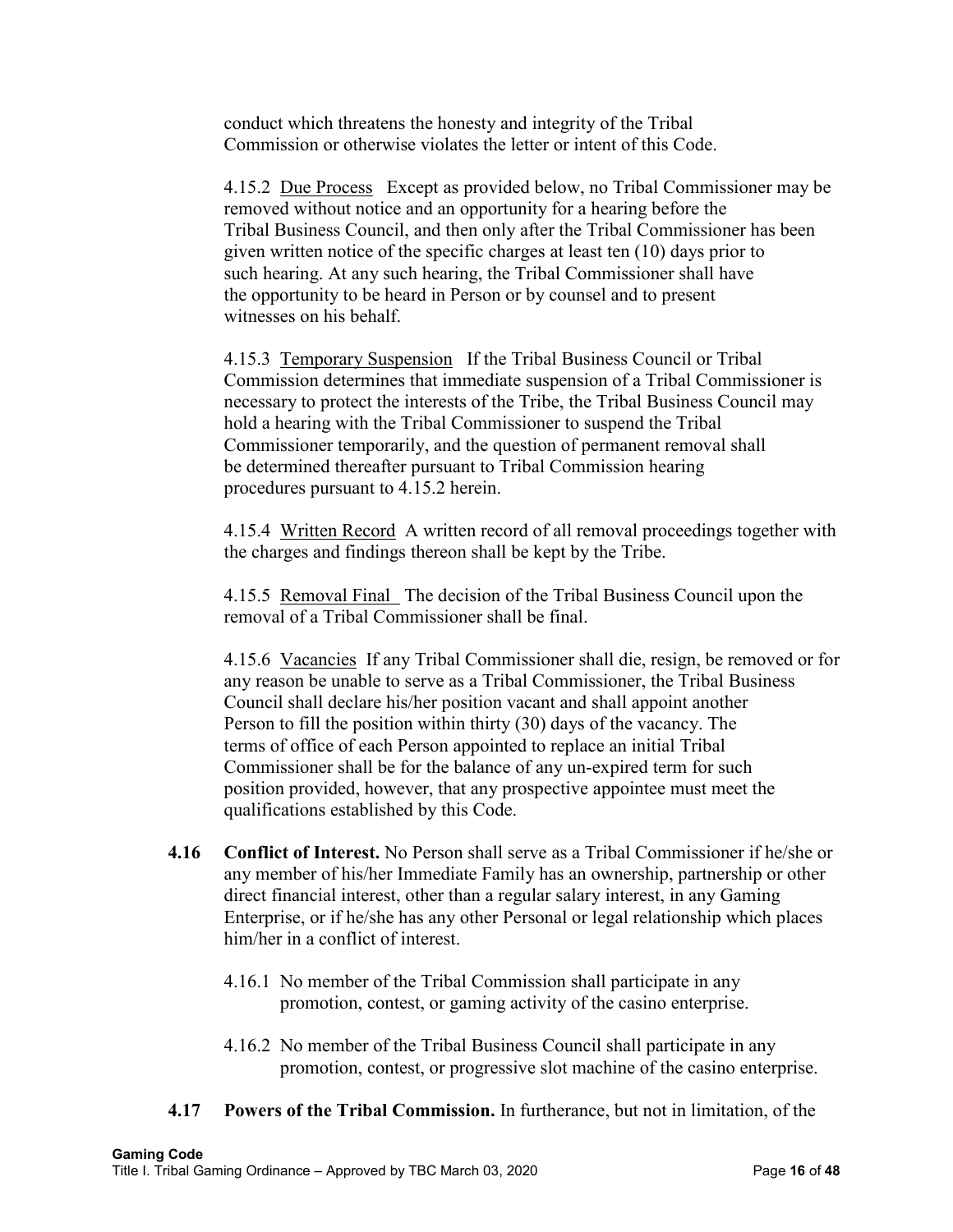conduct which threatens the honesty and integrity of the Tribal Commission or otherwise violates the letter or intent of this Code.

4.15.2 Due Process Except as provided below, no Tribal Commissioner may be removed without notice and an opportunity for a hearing before the Tribal Business Council, and then only after the Tribal Commissioner has been given written notice of the specific charges at least ten (10) days prior to such hearing. At any such hearing, the Tribal Commissioner shall have the opportunity to be heard in Person or by counsel and to present witnesses on his behalf.

4.15.3 Temporary Suspension If the Tribal Business Council or Tribal Commission determines that immediate suspension of a Tribal Commissioner is necessary to protect the interests of the Tribe, the Tribal Business Council may hold a hearing with the Tribal Commissioner to suspend the Tribal Commissioner temporarily, and the question of permanent removal shall be determined thereafter pursuant to Tribal Commission hearing procedures pursuant to 4.15.2 herein.

4.15.4 Written Record A written record of all removal proceedings together with the charges and findings thereon shall be kept by the Tribe.

4.15.5 Removal Final The decision of the Tribal Business Council upon the removal of a Tribal Commissioner shall be final.

4.15.6 Vacancies If any Tribal Commissioner shall die, resign, be removed or for any reason be unable to serve as a Tribal Commissioner, the Tribal Business Council shall declare his/her position vacant and shall appoint another Person to fill the position within thirty (30) days of the vacancy. The terms of office of each Person appointed to replace an initial Tribal Commissioner shall be for the balance of any un-expired term for such position provided, however, that any prospective appointee must meet the qualifications established by this Code.

**4.16 Conflict of Interest.** No Person shall serve as a Tribal Commissioner if he/she or any member of his/her Immediate Family has an ownership, partnership or other direct financial interest, other than a regular salary interest, in any Gaming Enterprise, or if he/she has any other Personal or legal relationship which places him/her in a conflict of interest.

4.16.1 No member of the Tribal Commission shall participate in any promotion, contest, or gaming activity of the casino enterprise.

4.16.2 No member of the Tribal Business Council shall participate in any promotion, contest, or progressive slot machine of the casino enterprise.

**4.17 Powers of the Tribal Commission.** In furtherance, but not in limitation, of the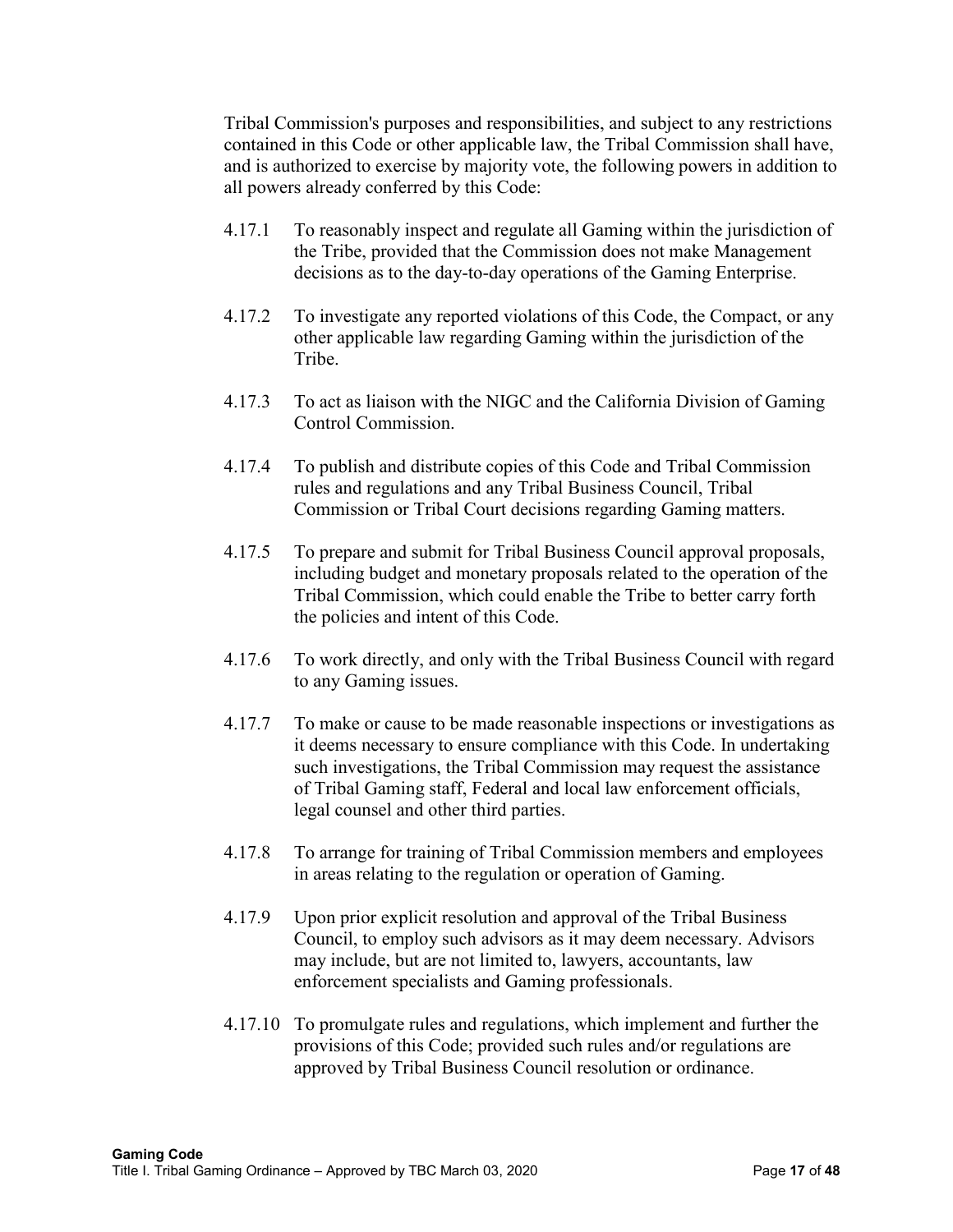Tribal Commission's purposes and responsibilities, and subject to any restrictions contained in this Code or other applicable law, the Tribal Commission shall have, and is authorized to exercise by majority vote, the following powers in addition to all powers already conferred by this Code:

4.17.1 To reasonably inspect and regulate all Gaming within the jurisdiction of the Tribe, provided that the Commission does not make Management decisions as to the day-to-day operations of the Gaming Enterprise.

4.17.2 To investigate any reported violations of this Code, the Compact, or any other applicable law regarding Gaming within the jurisdiction of the Tribe.

4.17.3 To act as liaison with the NIGC and the California Division of Gaming Control Commission.

4.17.4 To publish and distribute copies of this Code and Tribal Commission rules and regulations and any Tribal Business Council, Tribal Commission or Tribal Court decisions regarding Gaming matters.

4.17.5 To prepare and submit for Tribal Business Council approval proposals, including budget and monetary proposals related to the operation of the Tribal Commission, which could enable the Tribe to better carry forth the policies and intent of this Code.

4.17.6 To work directly, and only with the Tribal Business Council with regard to any Gaming issues.

4.17.7 To make or cause to be made reasonable inspections or investigations as it deems necessary to ensure compliance with this Code. In undertaking such investigations, the Tribal Commission may request the assistance of Tribal Gaming staff, Federal and local law enforcement officials, legal counsel and other third parties.

4.17.8 To arrange for training of Tribal Commission members and employees in areas relating to the regulation or operation of Gaming.

4.17.9 Upon prior explicit resolution and approval of the Tribal Business Council, to employ such advisors as it may deem necessary. Advisors may include, but are not limited to, lawyers, accountants, law enforcement specialists and Gaming professionals.

4.17.10 To promulgate rules and regulations, which implement and further the provisions of this Code; provided such rules and/or regulations are approved by Tribal Business Council resolution or ordinance.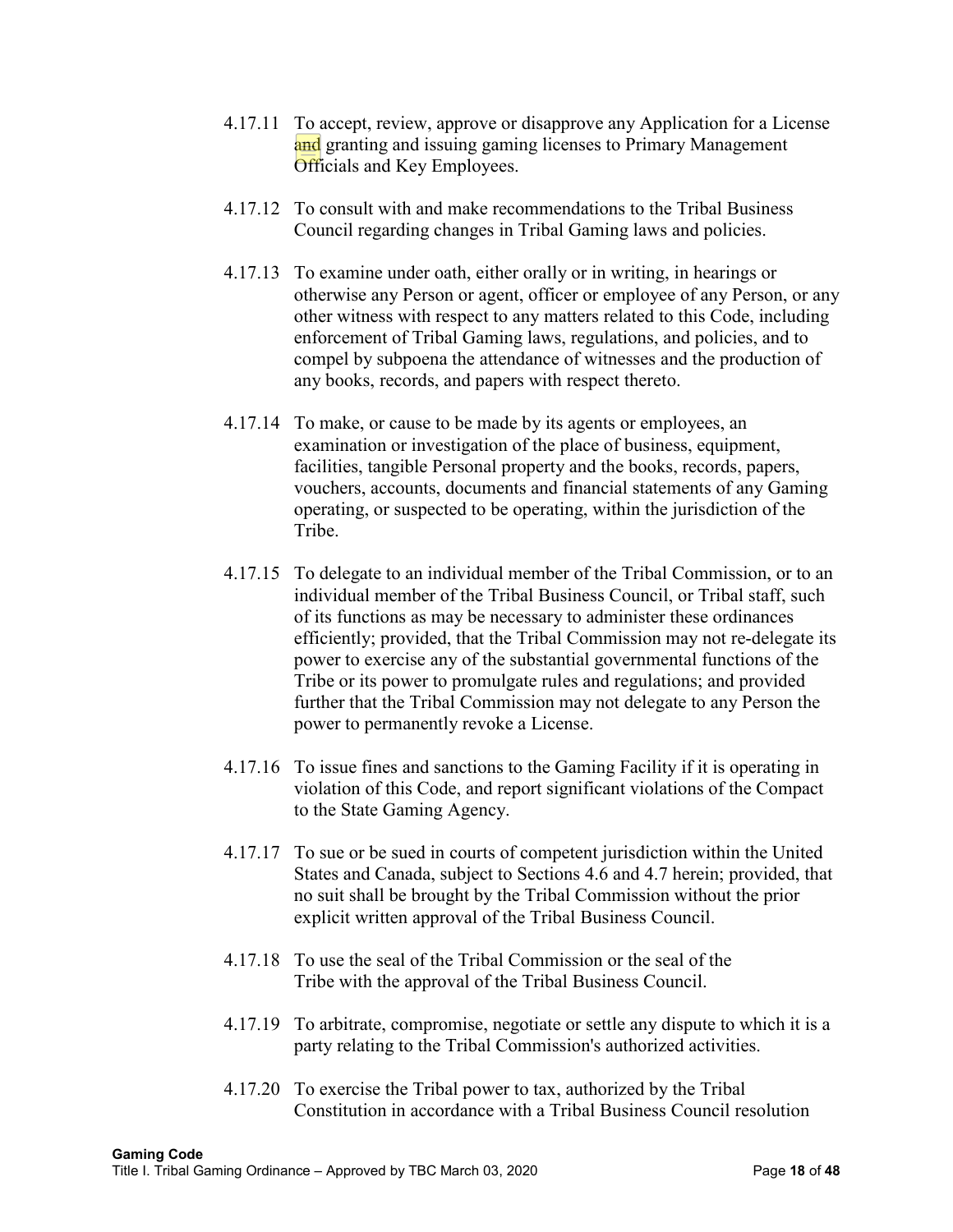4.17.11 To accept, review, approve or disapprove any Application for a License and granting and issuing gaming licenses to Primary Management Officials and Key Employees.

4.17.12 To consult with and make recommendations to the Tribal Business Council regarding changes in Tribal Gaming laws and policies.

4.17.13 To examine under oath, either orally or in writing, in hearings or otherwise any Person or agent, officer or employee of any Person, or any other witness with respect to any matters related to this Code, including enforcement of Tribal Gaming laws, regulations, and policies, and to compel by subpoena the attendance of witnesses and the production of any books, records, and papers with respect thereto.

4.17.14 To make, or cause to be made by its agents or employees, an examination or investigation of the place of business, equipment, facilities, tangible Personal property and the books, records, papers, vouchers, accounts, documents and financial statements of any Gaming operating, or suspected to be operating, within the jurisdiction of the Tribe.

4.17.15 To delegate to an individual member of the Tribal Commission, or to an individual member of the Tribal Business Council, or Tribal staff, such of its functions as may be necessary to administer these ordinances efficiently; provided, that the Tribal Commission may not re-delegate its power to exercise any of the substantial governmental functions of the Tribe or its power to promulgate rules and regulations; and provided further that the Tribal Commission may not delegate to any Person the power to permanently revoke a License.

4.17.16 To issue fines and sanctions to the Gaming Facility if it is operating in violation of this Code, and report significant violations of the Compact to the State Gaming Agency.

4.17.17 To sue or be sued in courts of competent jurisdiction within the United States and Canada, subject to Sections 4.6 and 4.7 herein; provided, that no suit shall be brought by the Tribal Commission without the prior explicit written approval of the Tribal Business Council.

4.17.18 To use the seal of the Tribal Commission or the seal of the Tribe with the approval of the Tribal Business Council.

4.17.19 To arbitrate, compromise, negotiate or settle any dispute to which it is a party relating to the Tribal Commission's authorized activities.

4.17.20 To exercise the Tribal power to tax, authorized by the Tribal Constitution in accordance with a Tribal Business Council resolution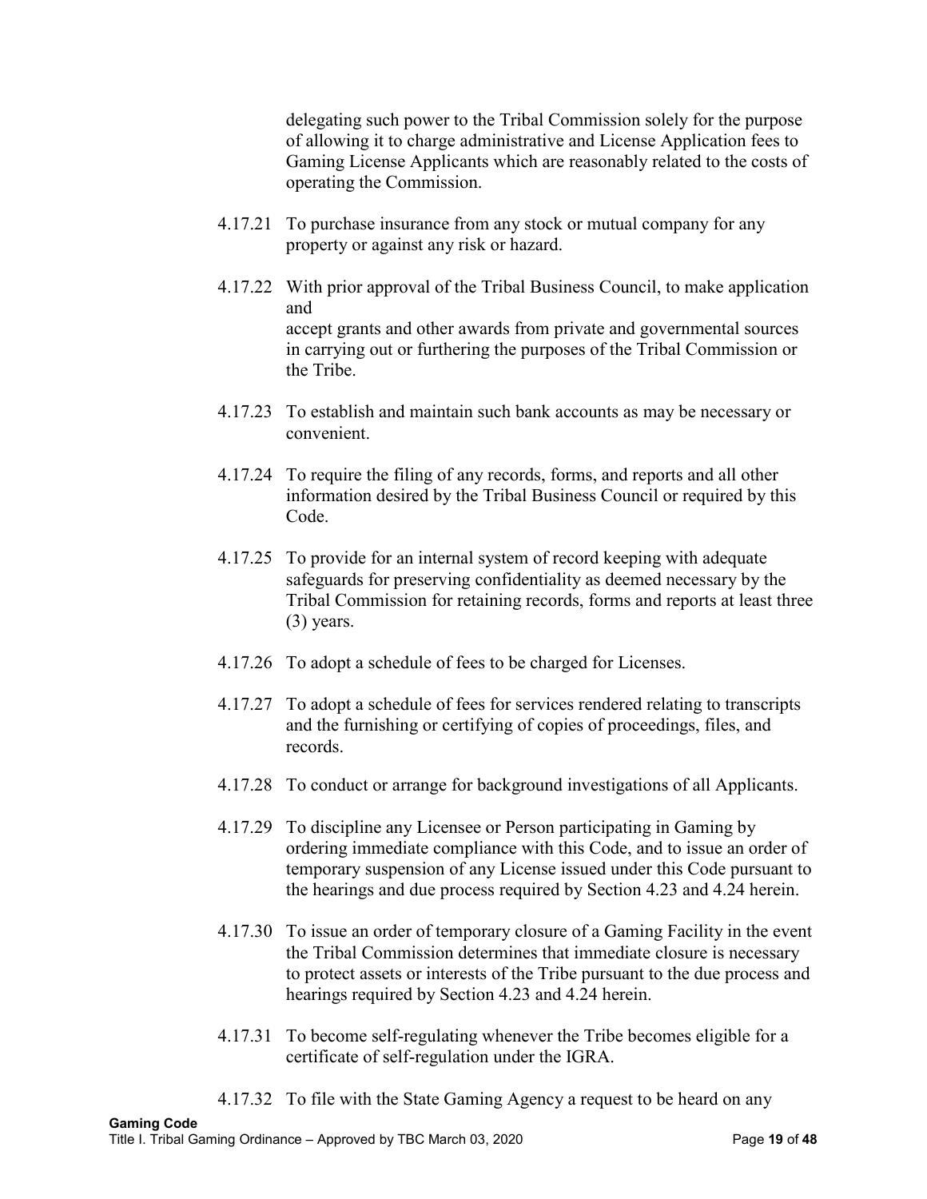delegating such power to the Tribal Commission solely for the purpose of allowing it to charge administrative and License Application fees to Gaming License Applicants which are reasonably related to the costs of operating the Commission.

4.17.21 To purchase insurance from any stock or mutual company for any property or against any risk or hazard.

4.17.22 With prior approval of the Tribal Business Council, to make application and
accept grants and other awards from private and governmental sources in carrying out or furthering the purposes of the Tribal Commission or the Tribe.

4.17.23 To establish and maintain such bank accounts as may be necessary or convenient.

4.17.24 To require the filing of any records, forms, and reports and all other information desired by the Tribal Business Council or required by this Code.

4.17.25 To provide for an internal system of record keeping with adequate safeguards for preserving confidentiality as deemed necessary by the Tribal Commission for retaining records, forms and reports at least three (3) years.

4.17.26 To adopt a schedule of fees to be charged for Licenses.

4.17.27 To adopt a schedule of fees for services rendered relating to transcripts and the furnishing or certifying of copies of proceedings, files, and records.

4.17.28 To conduct or arrange for background investigations of all Applicants.

4.17.29 To discipline any Licensee or Person participating in Gaming by ordering immediate compliance with this Code, and to issue an order of temporary suspension of any License issued under this Code pursuant to the hearings and due process required by Section 4.23 and 4.24 herein.

4.17.30 To issue an order of temporary closure of a Gaming Facility in the event the Tribal Commission determines that immediate closure is necessary to protect assets or interests of the Tribe pursuant to the due process and hearings required by Section 4.23 and 4.24 herein.

4.17.31 To become self-regulating whenever the Tribe becomes eligible for a certificate of self-regulation under the IGRA.

4.17.32 To file with the State Gaming Agency a request to be heard on any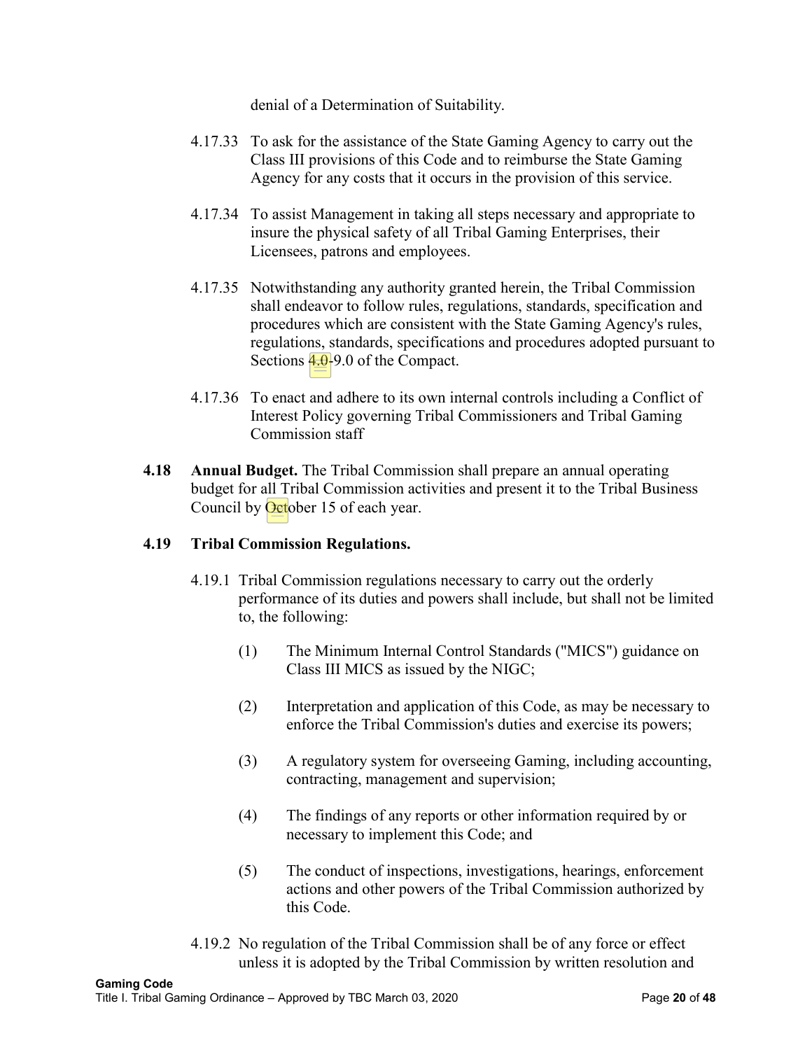denial of a Determination of Suitability.

4.17.33 To ask for the assistance of the State Gaming Agency to carry out the Class III provisions of this Code and to reimburse the State Gaming Agency for any costs that it occurs in the provision of this service.

4.17.34 To assist Management in taking all steps necessary and appropriate to insure the physical safety of all Tribal Gaming Enterprises, their Licensees, patrons and employees.

4.17.35 Notwithstanding any authority granted herein, the Tribal Commission shall endeavor to follow rules, regulations, standards, specification and procedures which are consistent with the State Gaming Agency's rules, regulations, standards, specifications and procedures adopted pursuant to Sections 4.0-9.0 of the Compact.

4.17.36 To enact and adhere to its own internal controls including a Conflict of Interest Policy governing Tribal Commissioners and Tribal Gaming Commission staff

**4.18 Annual Budget.** The Tribal Commission shall prepare an annual operating budget for all Tribal Commission activities and present it to the Tribal Business Council by October 15 of each year.

**4.19 Tribal Commission Regulations.**

4.19.1 Tribal Commission regulations necessary to carry out the orderly performance of its duties and powers shall include, but shall not be limited to, the following:

(1) The Minimum Internal Control Standards ("MICS") guidance on Class III MICS as issued by the NIGC;

(2) Interpretation and application of this Code, as may be necessary to enforce the Tribal Commission's duties and exercise its powers;

(3) A regulatory system for overseeing Gaming, including accounting, contracting, management and supervision;

(4) The findings of any reports or other information required by or necessary to implement this Code; and

(5) The conduct of inspections, investigations, hearings, enforcement actions and other powers of the Tribal Commission authorized by this Code.

4.19.2 No regulation of the Tribal Commission shall be of any force or effect unless it is adopted by the Tribal Commission by written resolution and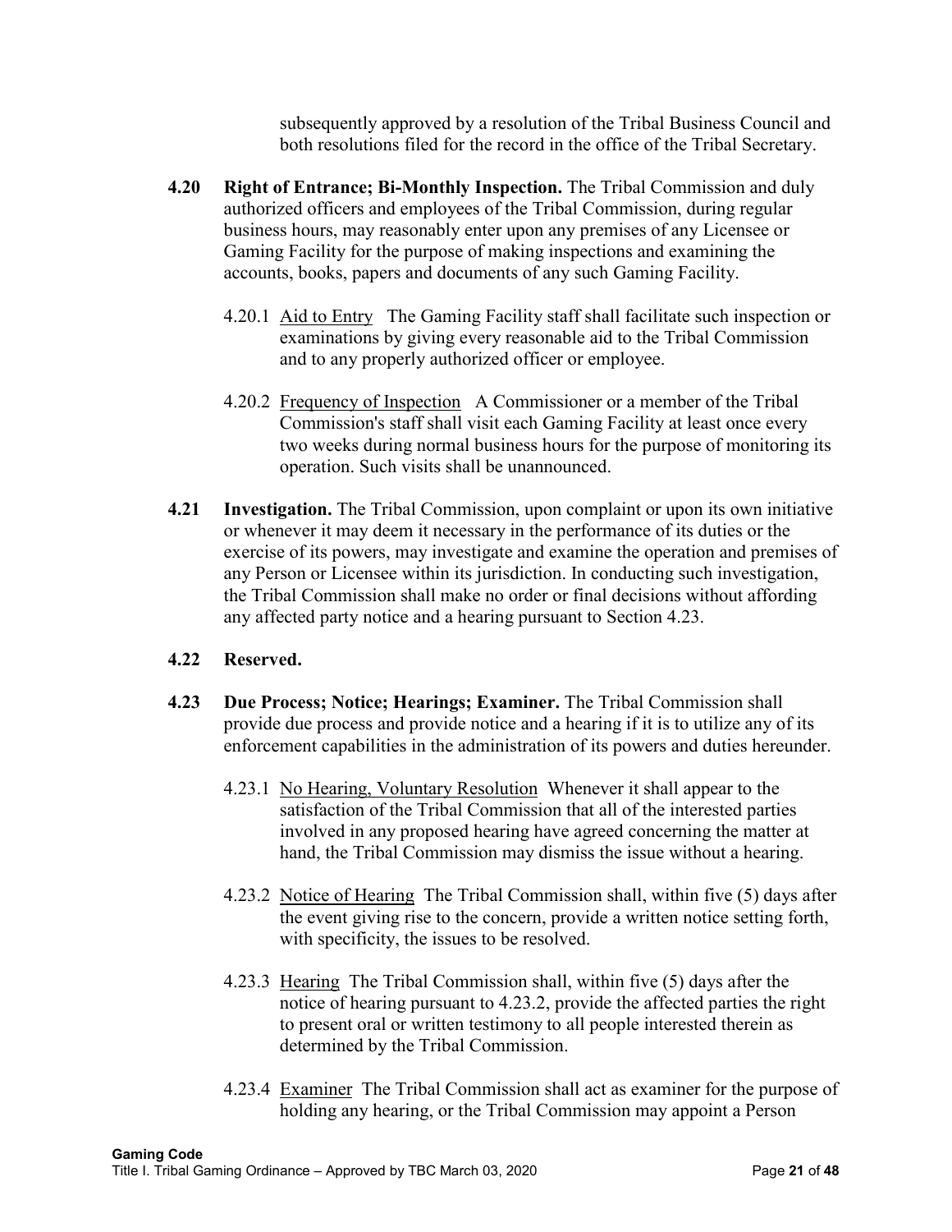subsequently approved by a resolution of the Tribal Business Council and both resolutions filed for the record in the office of the Tribal Secretary.

**4.20 Right of Entrance; Bi-Monthly Inspection.** The Tribal Commission and duly authorized officers and employees of the Tribal Commission, during regular business hours, may reasonably enter upon any premises of any Licensee or Gaming Facility for the purpose of making inspections and examining the accounts, books, papers and documents of any such Gaming Facility.

4.20.1 Aid to Entry The Gaming Facility staff shall facilitate such inspection or examinations by giving every reasonable aid to the Tribal Commission and to any properly authorized officer or employee.

4.20.2 Frequency of Inspection A Commissioner or a member of the Tribal Commission's staff shall visit each Gaming Facility at least once every two weeks during normal business hours for the purpose of monitoring its operation. Such visits shall be unannounced.

**4.21 Investigation.** The Tribal Commission, upon complaint or upon its own initiative or whenever it may deem it necessary in the performance of its duties or the exercise of its powers, may investigate and examine the operation and premises of any Person or Licensee within its jurisdiction. In conducting such investigation, the Tribal Commission shall make no order or final decisions without affording any affected party notice and a hearing pursuant to Section 4.23.

**4.22 Reserved.**

**4.23 Due Process; Notice; Hearings; Examiner.** The Tribal Commission shall provide due process and provide notice and a hearing if it is to utilize any of its enforcement capabilities in the administration of its powers and duties hereunder.

4.23.1 No Hearing, Voluntary Resolution Whenever it shall appear to the satisfaction of the Tribal Commission that all of the interested parties involved in any proposed hearing have agreed concerning the matter at hand, the Tribal Commission may dismiss the issue without a hearing.

4.23.2 Notice of Hearing The Tribal Commission shall, within five (5) days after the event giving rise to the concern, provide a written notice setting forth, with specificity, the issues to be resolved.

4.23.3 Hearing The Tribal Commission shall, within five (5) days after the notice of hearing pursuant to 4.23.2, provide the affected parties the right to present oral or written testimony to all people interested therein as determined by the Tribal Commission.

4.23.4 Examiner The Tribal Commission shall act as examiner for the purpose of holding any hearing, or the Tribal Commission may appoint a Person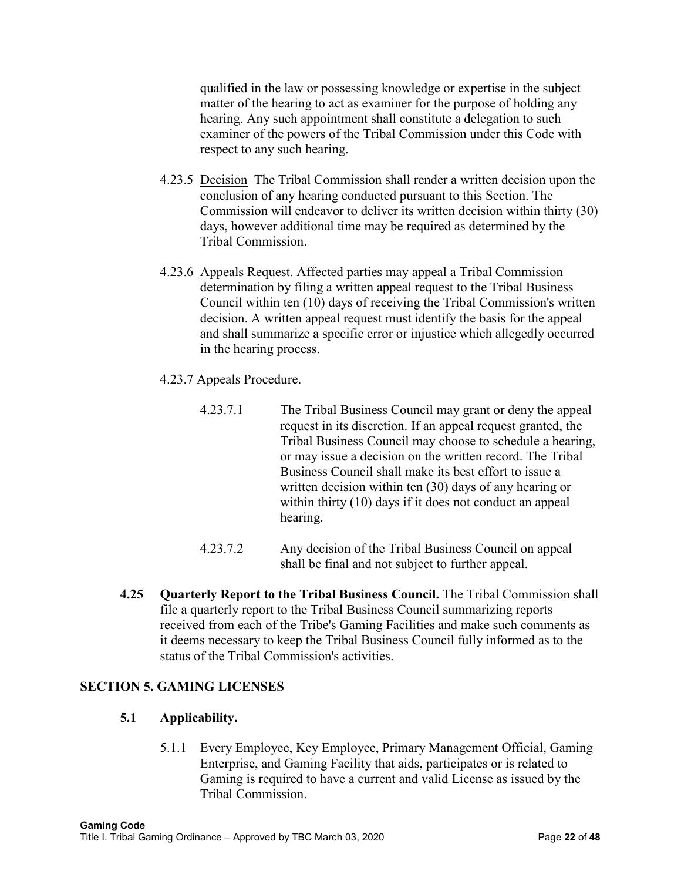qualified in the law or possessing knowledge or expertise in the subject matter of the hearing to act as examiner for the purpose of holding any hearing. Any such appointment shall constitute a delegation to such examiner of the powers of the Tribal Commission under this Code with respect to any such hearing.

4.23.5 Decision The Tribal Commission shall render a written decision upon the conclusion of any hearing conducted pursuant to this Section. The Commission will endeavor to deliver its written decision within thirty (30) days, however additional time may be required as determined by the Tribal Commission.

4.23.6 Appeals Request. Affected parties may appeal a Tribal Commission determination by filing a written appeal request to the Tribal Business Council within ten (10) days of receiving the Tribal Commission's written decision. A written appeal request must identify the basis for the appeal and shall summarize a specific error or injustice which allegedly occurred in the hearing process.

4.23.7 Appeals Procedure.

4.23.7.1 The Tribal Business Council may grant or deny the appeal request in its discretion. If an appeal request granted, the Tribal Business Council may choose to schedule a hearing, or may issue a decision on the written record. The Tribal Business Council shall make its best effort to issue a written decision within ten (30) days of any hearing or within thirty (10) days if it does not conduct an appeal hearing.

4.23.7.2 Any decision of the Tribal Business Council on appeal shall be final and not subject to further appeal.

**4.25 Quarterly Report to the Tribal Business Council.** The Tribal Commission shall file a quarterly report to the Tribal Business Council summarizing reports received from each of the Tribe's Gaming Facilities and make such comments as it deems necessary to keep the Tribal Business Council fully informed as to the status of the Tribal Commission's activities.

## SECTION 5. GAMING LICENSES

### 5.1 Applicability.

5.1.1 Every Employee, Key Employee, Primary Management Official, Gaming Enterprise, and Gaming Facility that aids, participates or is related to Gaming is required to have a current and valid License as issued by the Tribal Commission.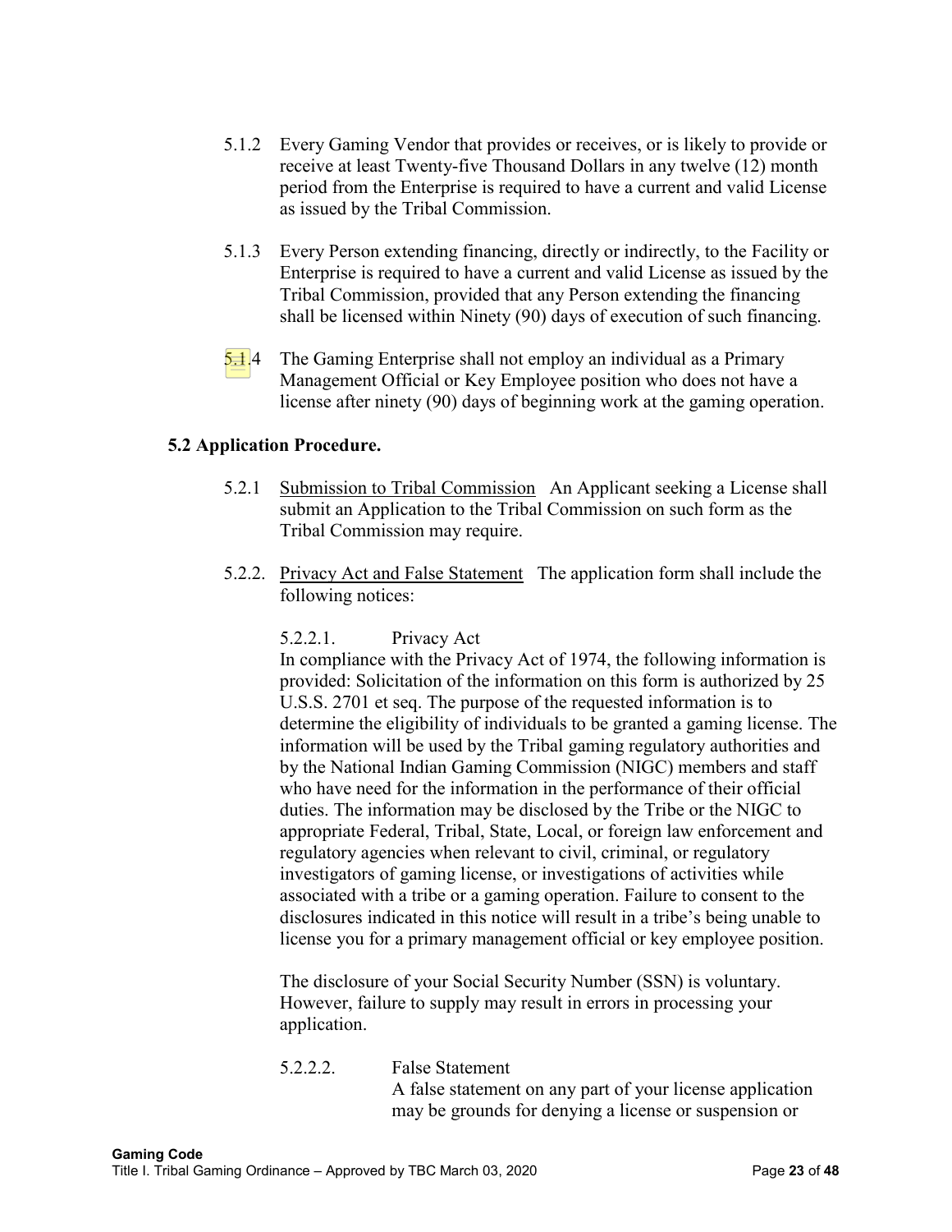5.1.2 Every Gaming Vendor that provides or receives, or is likely to provide or receive at least Twenty-five Thousand Dollars in any twelve (12) month period from the Enterprise is required to have a current and valid License as issued by the Tribal Commission.

5.1.3 Every Person extending financing, directly or indirectly, to the Facility or Enterprise is required to have a current and valid License as issued by the Tribal Commission, provided that any Person extending the financing shall be licensed within Ninety (90) days of execution of such financing.

5.1.4 The Gaming Enterprise shall not employ an individual as a Primary Management Official or Key Employee position who does not have a license after ninety (90) days of beginning work at the gaming operation.

**5.2 Application Procedure.**

5.2.1 Submission to Tribal Commission An Applicant seeking a License shall submit an Application to the Tribal Commission on such form as the Tribal Commission may require.

5.2.2. Privacy Act and False Statement The application form shall include the following notices:

5.2.2.1. Privacy Act
In compliance with the Privacy Act of 1974, the following information is provided: Solicitation of the information on this form is authorized by 25 U.S.S. 2701 et seq. The purpose of the requested information is to determine the eligibility of individuals to be granted a gaming license. The information will be used by the Tribal gaming regulatory authorities and by the National Indian Gaming Commission (NIGC) members and staff who have need for the information in the performance of their official duties. The information may be disclosed by the Tribe or the NIGC to appropriate Federal, Tribal, State, Local, or foreign law enforcement and regulatory agencies when relevant to civil, criminal, or regulatory investigators of gaming license, or investigations of activities while associated with a tribe or a gaming operation. Failure to consent to the disclosures indicated in this notice will result in a tribe's being unable to license you for a primary management official or key employee position.

The disclosure of your Social Security Number (SSN) is voluntary. However, failure to supply may result in errors in processing your application.

5.2.2.2. False Statement
A false statement on any part of your license application may be grounds for denying a license or suspension or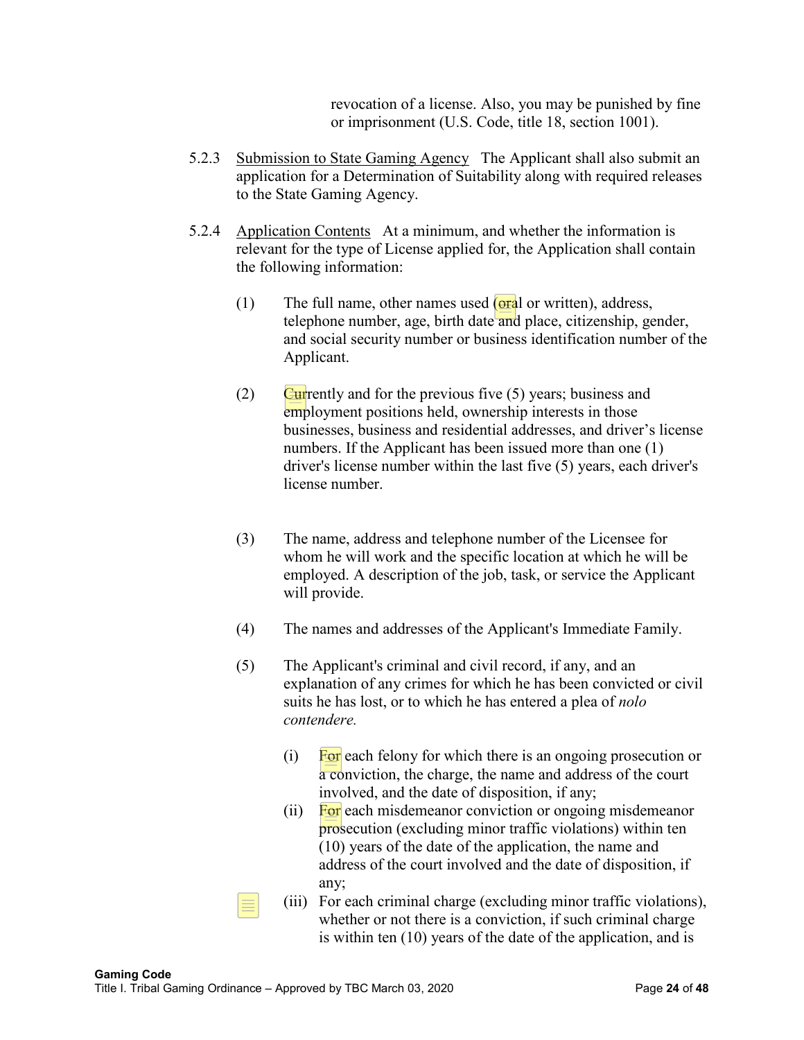revocation of a license. Also, you may be punished by fine or imprisonment (U.S. Code, title 18, section 1001).

5.2.3 Submission to State Gaming Agency The Applicant shall also submit an application for a Determination of Suitability along with required releases to the State Gaming Agency.

5.2.4 Application Contents At a minimum, and whether the information is relevant for the type of License applied for, the Application shall contain the following information:

(1) The full name, other names used (oral or written), address, telephone number, age, birth date and place, citizenship, gender, and social security number or business identification number of the Applicant.

(2) Currently and for the previous five (5) years; business and employment positions held, ownership interests in those businesses, business and residential addresses, and driver's license numbers. If the Applicant has been issued more than one (1) driver's license number within the last five (5) years, each driver's license number.

(3) The name, address and telephone number of the Licensee for whom he will work and the specific location at which he will be employed. A description of the job, task, or service the Applicant will provide.

(4) The names and addresses of the Applicant's Immediate Family.

(5) The Applicant's criminal and civil record, if any, and an explanation of any crimes for which he has been convicted or civil suits he has lost, or to which he has entered a plea of *nolo contendere.*

(i) For each felony for which there is an ongoing prosecution or a conviction, the charge, the name and address of the court involved, and the date of disposition, if any;

(ii) For each misdemeanor conviction or ongoing misdemeanor prosecution (excluding minor traffic violations) within ten (10) years of the date of the application, the name and address of the court involved and the date of disposition, if any;

(iii) For each criminal charge (excluding minor traffic violations), whether or not there is a conviction, if such criminal charge is within ten (10) years of the date of the application, and is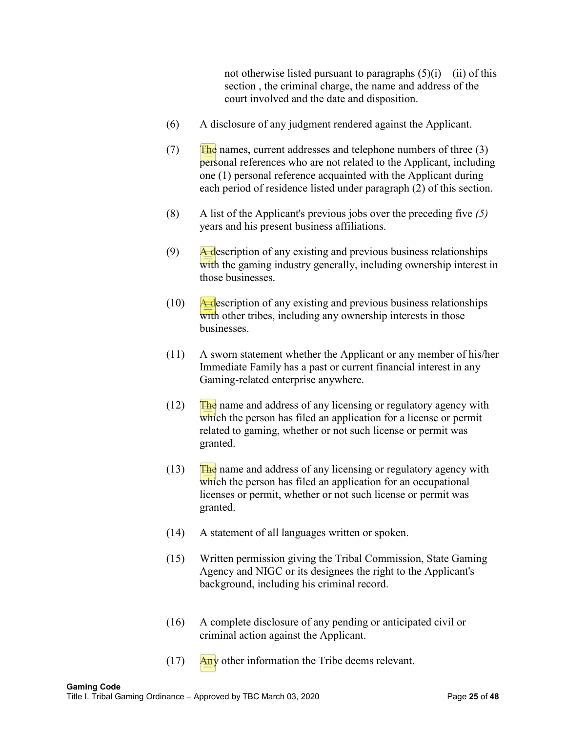not otherwise listed pursuant to paragraphs (5)(i) – (ii) of this section , the criminal charge, the name and address of the court involved and the date and disposition.

(6) A disclosure of any judgment rendered against the Applicant.

(7) The names, current addresses and telephone numbers of three (3) personal references who are not related to the Applicant, including one (1) personal reference acquainted with the Applicant during each period of residence listed under paragraph (2) of this section.

(8) A list of the Applicant's previous jobs over the preceding five *(5)* years and his present business affiliations.

(9) A description of any existing and previous business relationships with the gaming industry generally, including ownership interest in those businesses.

(10) A description of any existing and previous business relationships with other tribes, including any ownership interests in those businesses.

(11) A sworn statement whether the Applicant or any member of his/her Immediate Family has a past or current financial interest in any Gaming-related enterprise anywhere.

(12) The name and address of any licensing or regulatory agency with which the person has filed an application for a license or permit related to gaming, whether or not such license or permit was granted.

(13) The name and address of any licensing or regulatory agency with which the person has filed an application for an occupational licenses or permit, whether or not such license or permit was granted.

(14) A statement of all languages written or spoken.

(15) Written permission giving the Tribal Commission, State Gaming Agency and NIGC or its designees the right to the Applicant's background, including his criminal record.

(16) A complete disclosure of any pending or anticipated civil or criminal action against the Applicant.

(17) Any other information the Tribe deems relevant.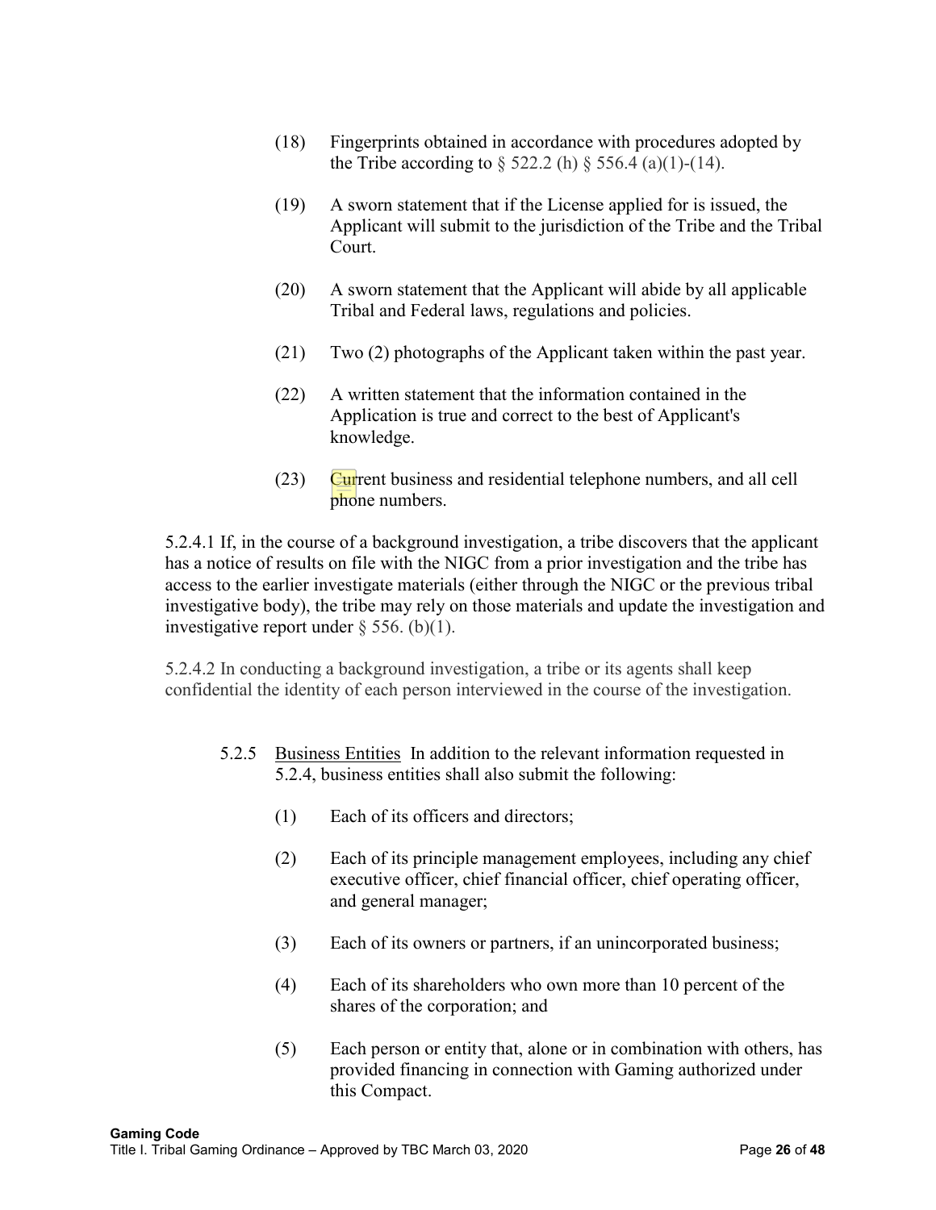(18) Fingerprints obtained in accordance with procedures adopted by the Tribe according to § 522.2 (h) § 556.4 (a)(1)-(14).

(19) A sworn statement that if the License applied for is issued, the Applicant will submit to the jurisdiction of the Tribe and the Tribal Court.

(20) A sworn statement that the Applicant will abide by all applicable Tribal and Federal laws, regulations and policies.

(21) Two (2) photographs of the Applicant taken within the past year.

(22) A written statement that the information contained in the Application is true and correct to the best of Applicant's knowledge.

(23) Current business and residential telephone numbers, and all cell phone numbers.

5.2.4.1 If, in the course of a background investigation, a tribe discovers that the applicant has a notice of results on file with the NIGC from a prior investigation and the tribe has access to the earlier investigate materials (either through the NIGC or the previous tribal investigative body), the tribe may rely on those materials and update the investigation and investigative report under § 556. (b)(1).

5.2.4.2 In conducting a background investigation, a tribe or its agents shall keep confidential the identity of each person interviewed in the course of the investigation.

5.2.5 Business Entities In addition to the relevant information requested in 5.2.4, business entities shall also submit the following:

(1) Each of its officers and directors;

(2) Each of its principle management employees, including any chief executive officer, chief financial officer, chief operating officer, and general manager;

(3) Each of its owners or partners, if an unincorporated business;

(4) Each of its shareholders who own more than 10 percent of the shares of the corporation; and

(5) Each person or entity that, alone or in combination with others, has provided financing in connection with Gaming authorized under this Compact.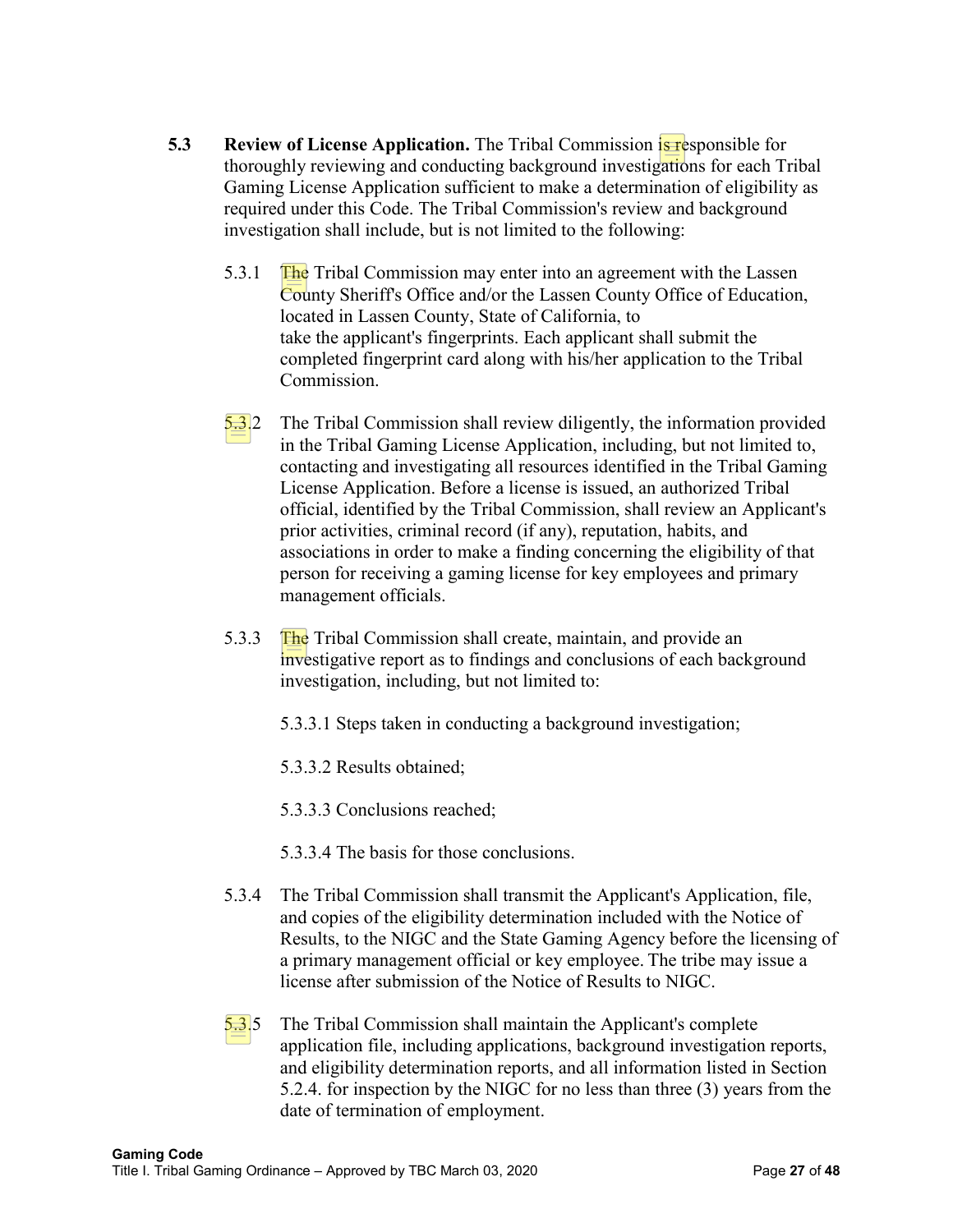**5.3 Review of License Application.** The Tribal Commission is responsible for thoroughly reviewing and conducting background investigations for each Tribal Gaming License Application sufficient to make a determination of eligibility as required under this Code. The Tribal Commission's review and background investigation shall include, but is not limited to the following:

5.3.1 The Tribal Commission may enter into an agreement with the Lassen County Sheriff's Office and/or the Lassen County Office of Education, located in Lassen County, State of California, to take the applicant's fingerprints. Each applicant shall submit the completed fingerprint card along with his/her application to the Tribal Commission.

5.3.2 The Tribal Commission shall review diligently, the information provided in the Tribal Gaming License Application, including, but not limited to, contacting and investigating all resources identified in the Tribal Gaming License Application. Before a license is issued, an authorized Tribal official, identified by the Tribal Commission, shall review an Applicant's prior activities, criminal record (if any), reputation, habits, and associations in order to make a finding concerning the eligibility of that person for receiving a gaming license for key employees and primary management officials.

5.3.3 The Tribal Commission shall create, maintain, and provide an investigative report as to findings and conclusions of each background investigation, including, but not limited to:

5.3.3.1 Steps taken in conducting a background investigation;

5.3.3.2 Results obtained;

5.3.3.3 Conclusions reached;

5.3.3.4 The basis for those conclusions.

5.3.4 The Tribal Commission shall transmit the Applicant's Application, file, and copies of the eligibility determination included with the Notice of Results, to the NIGC and the State Gaming Agency before the licensing of a primary management official or key employee. The tribe may issue a license after submission of the Notice of Results to NIGC.

5.3.5 The Tribal Commission shall maintain the Applicant's complete application file, including applications, background investigation reports, and eligibility determination reports, and all information listed in Section 5.2.4. for inspection by the NIGC for no less than three (3) years from the date of termination of employment.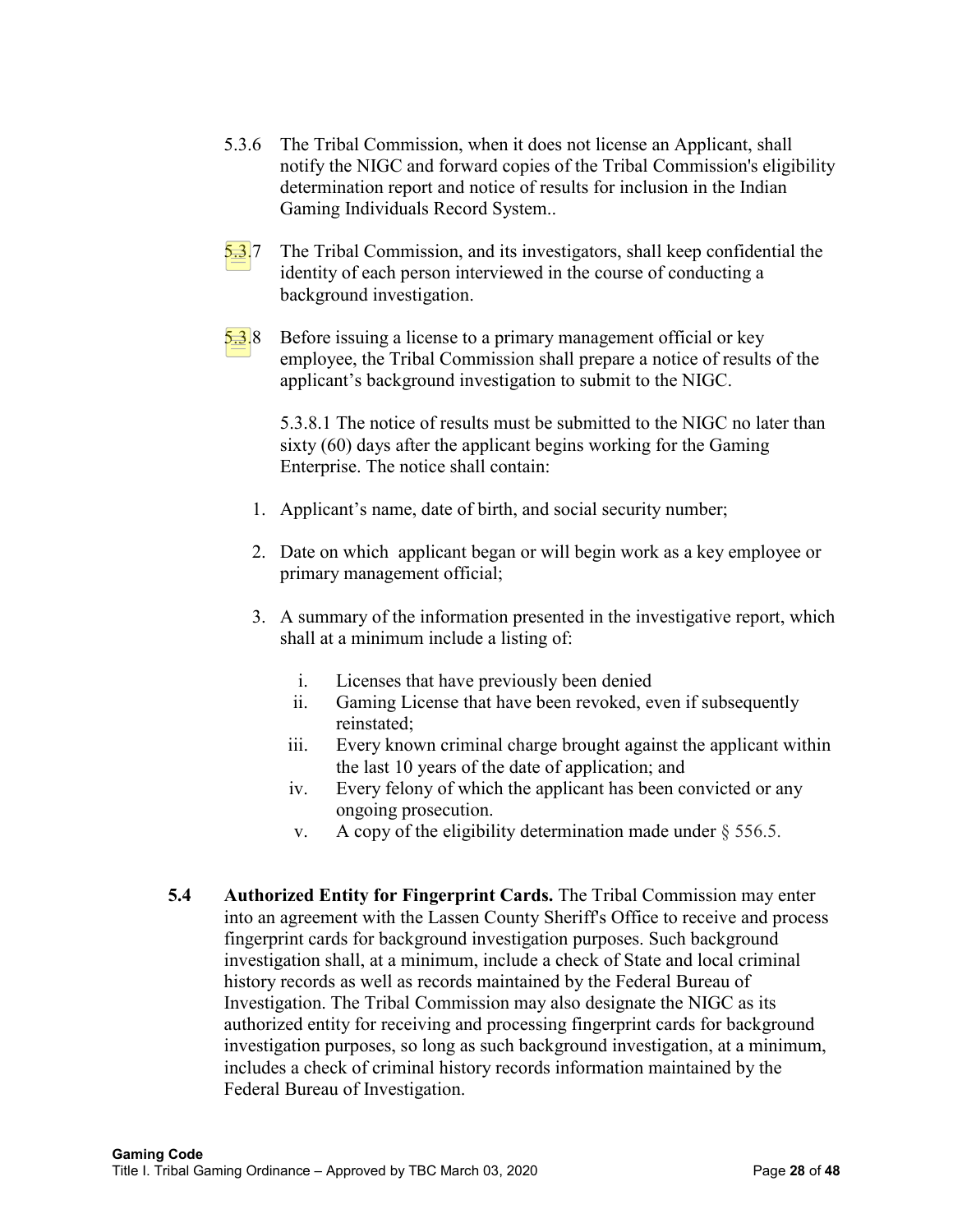5.3.6 The Tribal Commission, when it does not license an Applicant, shall notify the NIGC and forward copies of the Tribal Commission's eligibility determination report and notice of results for inclusion in the Indian Gaming Individuals Record System..

5.3.7 The Tribal Commission, and its investigators, shall keep confidential the identity of each person interviewed in the course of conducting a background investigation.

5.3.8 Before issuing a license to a primary management official or key employee, the Tribal Commission shall prepare a notice of results of the applicant's background investigation to submit to the NIGC.

5.3.8.1 The notice of results must be submitted to the NIGC no later than sixty (60) days after the applicant begins working for the Gaming Enterprise. The notice shall contain:

1. Applicant's name, date of birth, and social security number;
2. Date on which applicant began or will begin work as a key employee or primary management official;
3. A summary of the information presented in the investigative report, which shall at a minimum include a listing of:
   1. Licenses that have previously been denied
   2. Gaming License that have been revoked, even if subsequently reinstated;
   3. Every known criminal charge brought against the applicant within the last 10 years of the date of application; and
   4. Every felony of which the applicant has been convicted or any ongoing prosecution.
   5. A copy of the eligibility determination made under § 556.5.

**5.4 Authorized Entity for Fingerprint Cards.** The Tribal Commission may enter into an agreement with the Lassen County Sheriff's Office to receive and process fingerprint cards for background investigation purposes. Such background investigation shall, at a minimum, include a check of State and local criminal history records as well as records maintained by the Federal Bureau of Investigation. The Tribal Commission may also designate the NIGC as its authorized entity for receiving and processing fingerprint cards for background investigation purposes, so long as such background investigation, at a minimum, includes a check of criminal history records information maintained by the Federal Bureau of Investigation.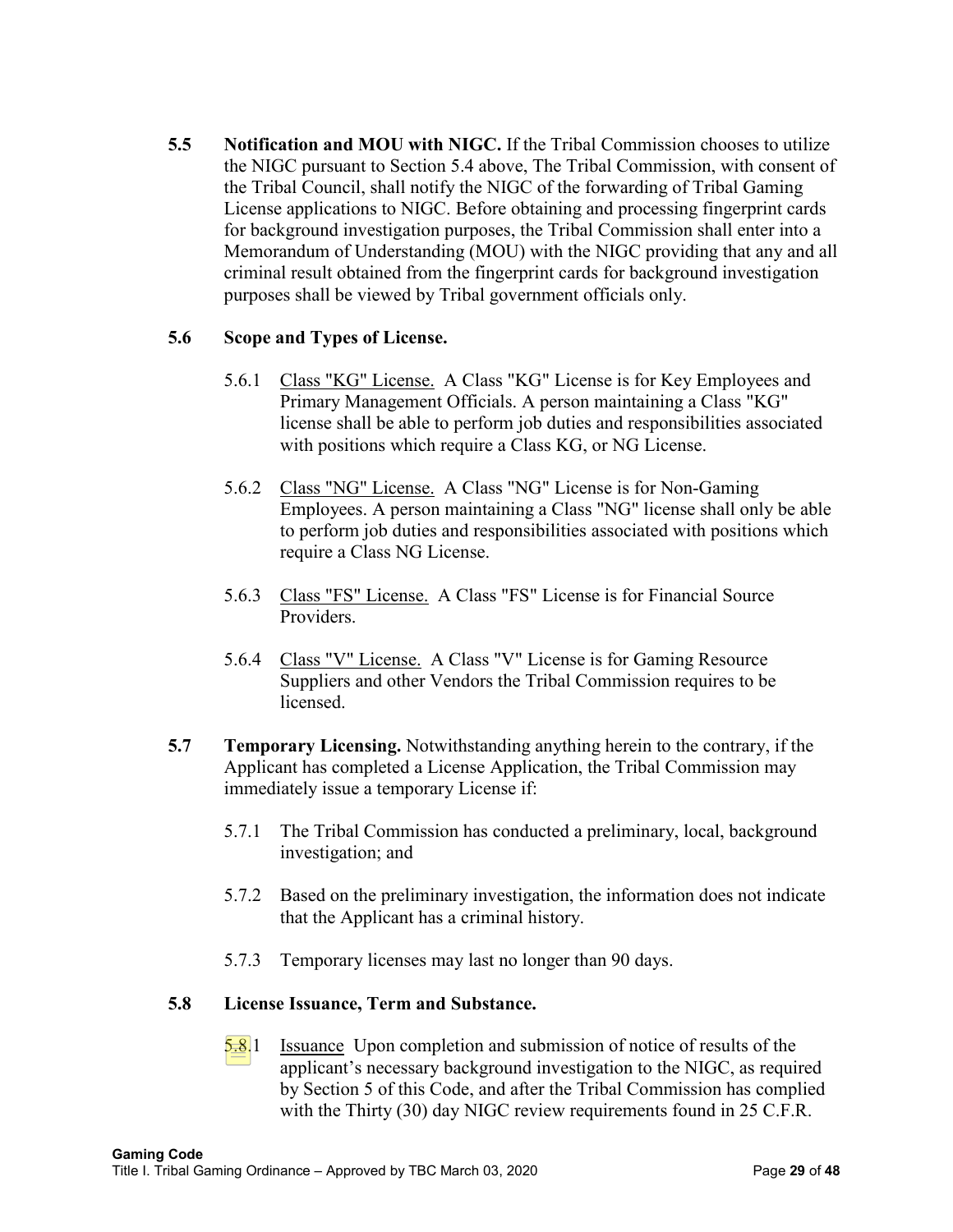**5.5 Notification and MOU with NIGC.** If the Tribal Commission chooses to utilize the NIGC pursuant to Section 5.4 above, The Tribal Commission, with consent of the Tribal Council, shall notify the NIGC of the forwarding of Tribal Gaming License applications to NIGC. Before obtaining and processing fingerprint cards for background investigation purposes, the Tribal Commission shall enter into a Memorandum of Understanding (MOU) with the NIGC providing that any and all criminal result obtained from the fingerprint cards for background investigation purposes shall be viewed by Tribal government officials only.

**5.6 Scope and Types of License.**

5.6.1 Class "KG" License. A Class "KG" License is for Key Employees and Primary Management Officials. A person maintaining a Class "KG" license shall be able to perform job duties and responsibilities associated with positions which require a Class KG, or NG License.

5.6.2 Class "NG" License. A Class "NG" License is for Non-Gaming Employees. A person maintaining a Class "NG" license shall only be able to perform job duties and responsibilities associated with positions which require a Class NG License.

5.6.3 Class "FS" License. A Class "FS" License is for Financial Source Providers.

5.6.4 Class "V" License. A Class "V" License is for Gaming Resource Suppliers and other Vendors the Tribal Commission requires to be licensed.

**5.7 Temporary Licensing.** Notwithstanding anything herein to the contrary, if the Applicant has completed a License Application, the Tribal Commission may immediately issue a temporary License if:

5.7.1 The Tribal Commission has conducted a preliminary, local, background investigation; and

5.7.2 Based on the preliminary investigation, the information does not indicate that the Applicant has a criminal history.

5.7.3 Temporary licenses may last no longer than 90 days.

**5.8 License Issuance, Term and Substance.**

5.8.1 Issuance Upon completion and submission of notice of results of the applicant's necessary background investigation to the NIGC, as required by Section 5 of this Code, and after the Tribal Commission has complied with the Thirty (30) day NIGC review requirements found in 25 C.F.R.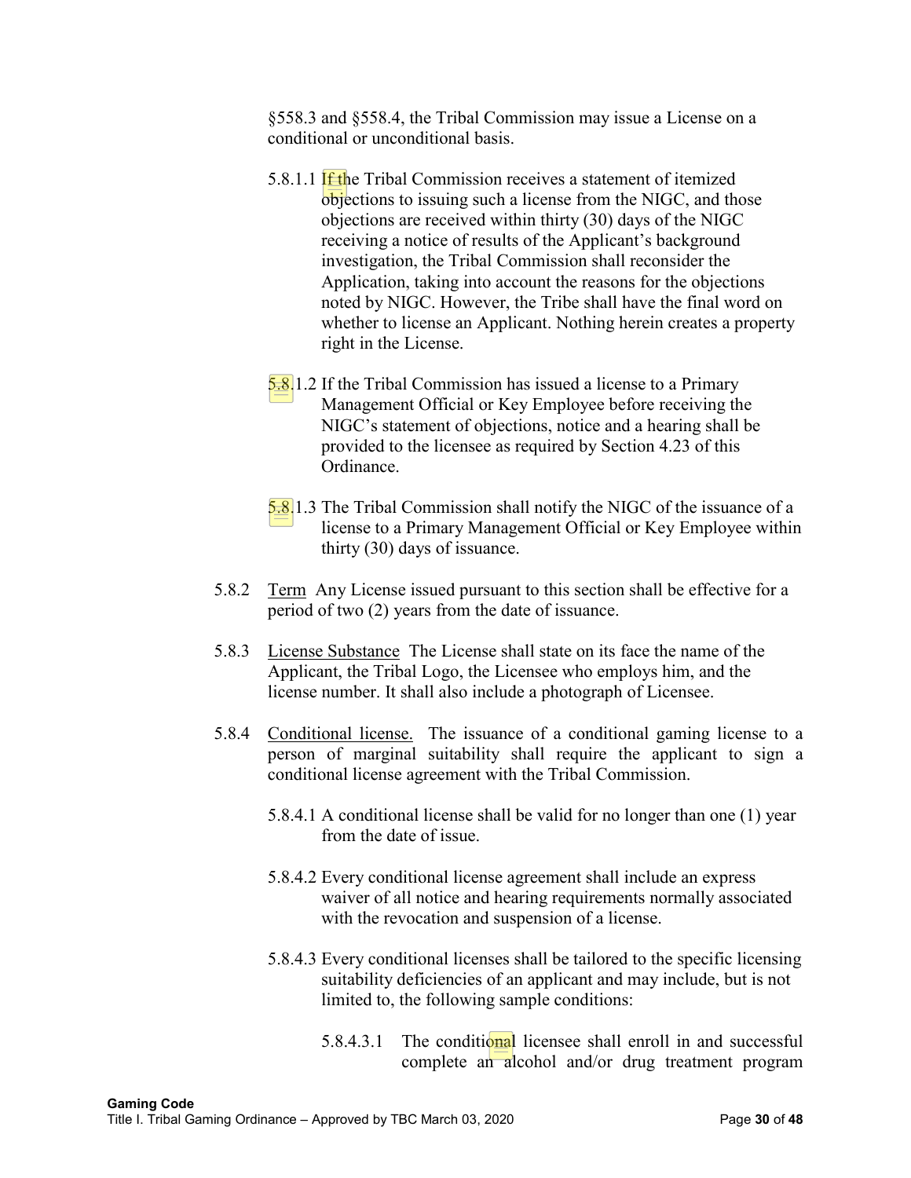§558.3 and §558.4, the Tribal Commission may issue a License on a conditional or unconditional basis.

5.8.1.1 If the Tribal Commission receives a statement of itemized objections to issuing such a license from the NIGC, and those objections are received within thirty (30) days of the NIGC receiving a notice of results of the Applicant's background investigation, the Tribal Commission shall reconsider the Application, taking into account the reasons for the objections noted by NIGC. However, the Tribe shall have the final word on whether to license an Applicant. Nothing herein creates a property right in the License.

5.8.1.2 If the Tribal Commission has issued a license to a Primary Management Official or Key Employee before receiving the NIGC's statement of objections, notice and a hearing shall be provided to the licensee as required by Section 4.23 of this Ordinance.

5.8.1.3 The Tribal Commission shall notify the NIGC of the issuance of a license to a Primary Management Official or Key Employee within thirty (30) days of issuance.

5.8.2 Term Any License issued pursuant to this section shall be effective for a period of two (2) years from the date of issuance.

5.8.3 License Substance The License shall state on its face the name of the Applicant, the Tribal Logo, the Licensee who employs him, and the license number. It shall also include a photograph of Licensee.

5.8.4 Conditional license. The issuance of a conditional gaming license to a person of marginal suitability shall require the applicant to sign a conditional license agreement with the Tribal Commission.

5.8.4.1 A conditional license shall be valid for no longer than one (1) year from the date of issue.

5.8.4.2 Every conditional license agreement shall include an express waiver of all notice and hearing requirements normally associated with the revocation and suspension of a license.

5.8.4.3 Every conditional licenses shall be tailored to the specific licensing suitability deficiencies of an applicant and may include, but is not limited to, the following sample conditions:

5.8.4.3.1 The conditional licensee shall enroll in and successful complete an alcohol and/or drug treatment program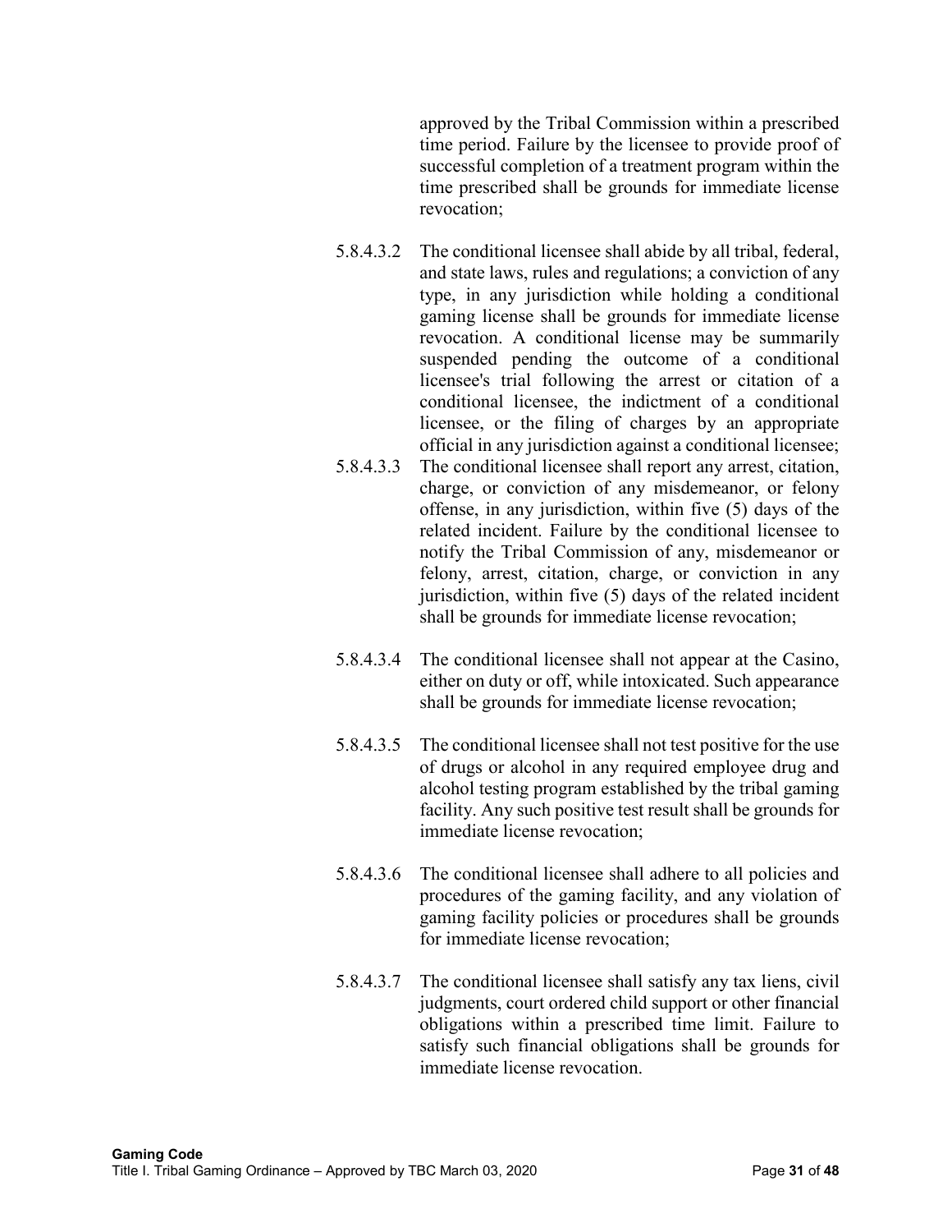approved by the Tribal Commission within a prescribed time period. Failure by the licensee to provide proof of successful completion of a treatment program within the time prescribed shall be grounds for immediate license revocation;

5.8.4.3.2 The conditional licensee shall abide by all tribal, federal, and state laws, rules and regulations; a conviction of any type, in any jurisdiction while holding a conditional gaming license shall be grounds for immediate license revocation. A conditional license may be summarily suspended pending the outcome of a conditional licensee's trial following the arrest or citation of a conditional licensee, the indictment of a conditional licensee, or the filing of charges by an appropriate official in any jurisdiction against a conditional licensee;

5.8.4.3.3 The conditional licensee shall report any arrest, citation, charge, or conviction of any misdemeanor, or felony offense, in any jurisdiction, within five (5) days of the related incident. Failure by the conditional licensee to notify the Tribal Commission of any, misdemeanor or felony, arrest, citation, charge, or conviction in any jurisdiction, within five (5) days of the related incident shall be grounds for immediate license revocation;

5.8.4.3.4 The conditional licensee shall not appear at the Casino, either on duty or off, while intoxicated. Such appearance shall be grounds for immediate license revocation;

5.8.4.3.5 The conditional licensee shall not test positive for the use of drugs or alcohol in any required employee drug and alcohol testing program established by the tribal gaming facility. Any such positive test result shall be grounds for immediate license revocation;

5.8.4.3.6 The conditional licensee shall adhere to all policies and procedures of the gaming facility, and any violation of gaming facility policies or procedures shall be grounds for immediate license revocation;

5.8.4.3.7 The conditional licensee shall satisfy any tax liens, civil judgments, court ordered child support or other financial obligations within a prescribed time limit. Failure to satisfy such financial obligations shall be grounds for immediate license revocation.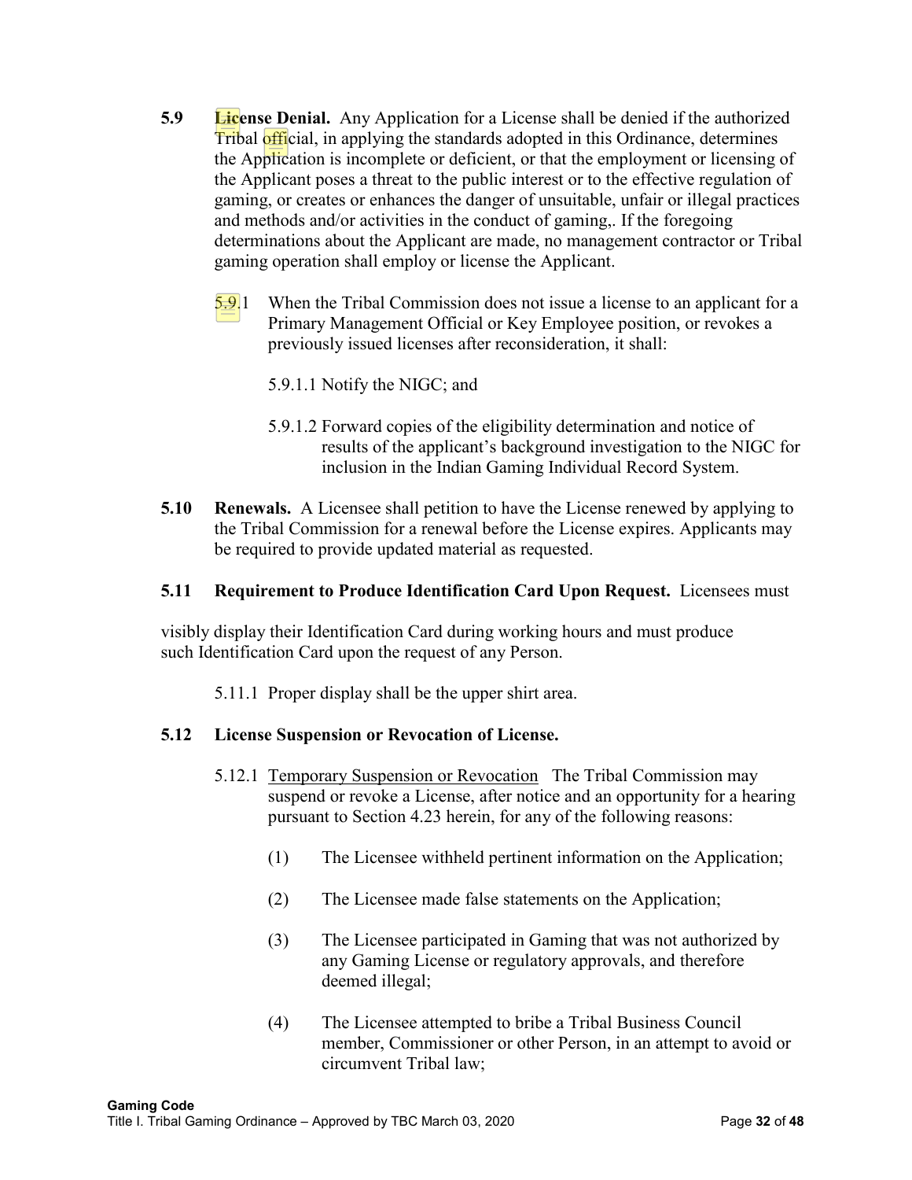**5.9 License Denial.** Any Application for a License shall be denied if the authorized Tribal official, in applying the standards adopted in this Ordinance, determines the Application is incomplete or deficient, or that the employment or licensing of the Applicant poses a threat to the public interest or to the effective regulation of gaming, or creates or enhances the danger of unsuitable, unfair or illegal practices and methods and/or activities in the conduct of gaming,. If the foregoing determinations about the Applicant are made, no management contractor or Tribal gaming operation shall employ or license the Applicant.

5.9.1 When the Tribal Commission does not issue a license to an applicant for a Primary Management Official or Key Employee position, or revokes a previously issued licenses after reconsideration, it shall:

5.9.1.1 Notify the NIGC; and

5.9.1.2 Forward copies of the eligibility determination and notice of results of the applicant's background investigation to the NIGC for inclusion in the Indian Gaming Individual Record System.

**5.10 Renewals.** A Licensee shall petition to have the License renewed by applying to the Tribal Commission for a renewal before the License expires. Applicants may be required to provide updated material as requested.

**5.11 Requirement to Produce Identification Card Upon Request.** Licensees must visibly display their Identification Card during working hours and must produce such Identification Card upon the request of any Person.

5.11.1 Proper display shall be the upper shirt area.

**5.12 License Suspension or Revocation of License.**

5.12.1 Temporary Suspension or Revocation The Tribal Commission may suspend or revoke a License, after notice and an opportunity for a hearing pursuant to Section 4.23 herein, for any of the following reasons:

(1) The Licensee withheld pertinent information on the Application;

(2) The Licensee made false statements on the Application;

(3) The Licensee participated in Gaming that was not authorized by any Gaming License or regulatory approvals, and therefore deemed illegal;

(4) The Licensee attempted to bribe a Tribal Business Council member, Commissioner or other Person, in an attempt to avoid or circumvent Tribal law;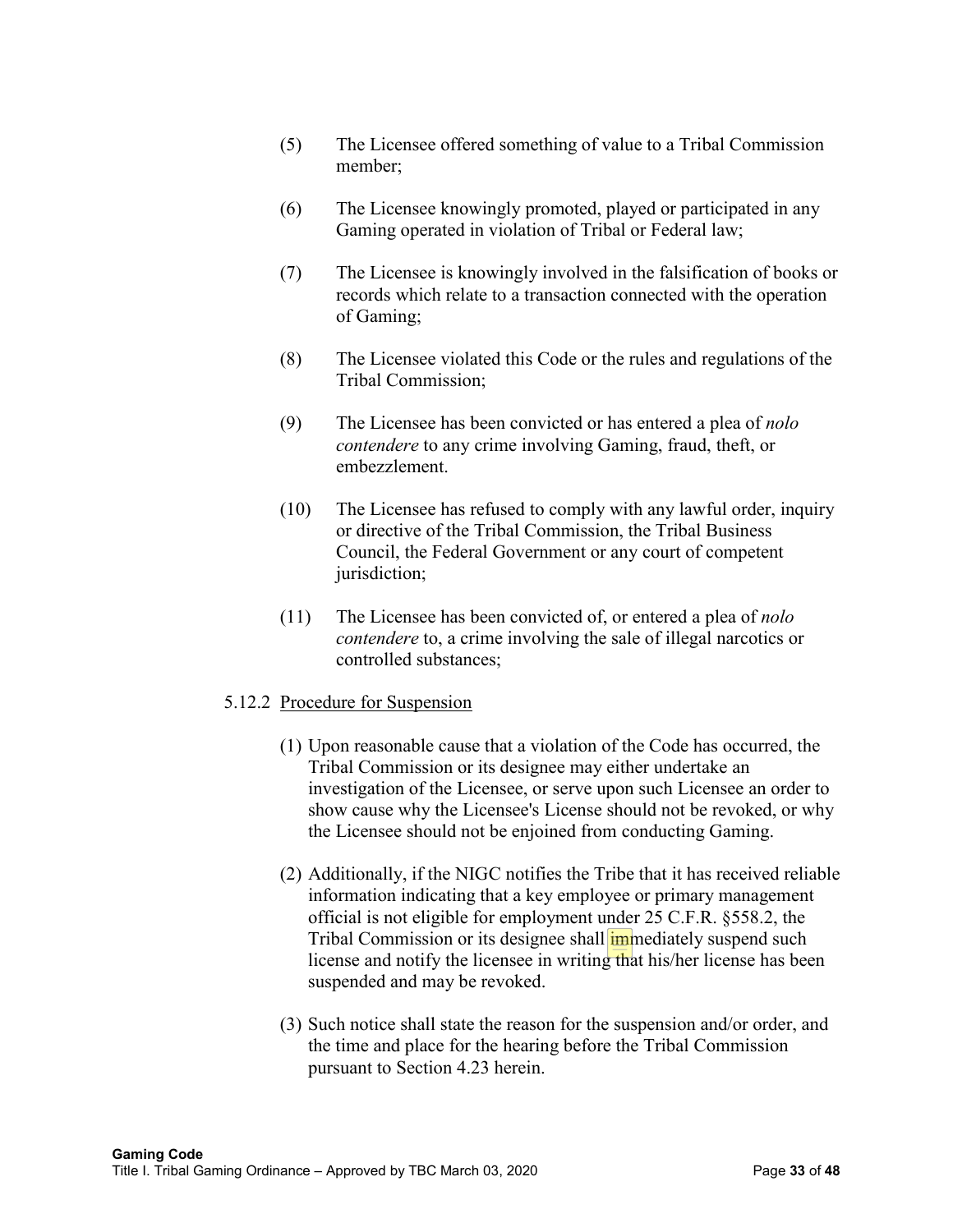(5) The Licensee offered something of value to a Tribal Commission member;

(6) The Licensee knowingly promoted, played or participated in any Gaming operated in violation of Tribal or Federal law;

(7) The Licensee is knowingly involved in the falsification of books or records which relate to a transaction connected with the operation of Gaming;

(8) The Licensee violated this Code or the rules and regulations of the Tribal Commission;

(9) The Licensee has been convicted or has entered a plea of *nolo contendere* to any crime involving Gaming, fraud, theft, or embezzlement.

(10) The Licensee has refused to comply with any lawful order, inquiry or directive of the Tribal Commission, the Tribal Business Council, the Federal Government or any court of competent jurisdiction;

(11) The Licensee has been convicted of, or entered a plea of *nolo contendere* to, a crime involving the sale of illegal narcotics or controlled substances;

5.12.2 Procedure for Suspension

(1) Upon reasonable cause that a violation of the Code has occurred, the Tribal Commission or its designee may either undertake an investigation of the Licensee, or serve upon such Licensee an order to show cause why the Licensee's License should not be revoked, or why the Licensee should not be enjoined from conducting Gaming.

(2) Additionally, if the NIGC notifies the Tribe that it has received reliable information indicating that a key employee or primary management official is not eligible for employment under 25 C.F.R. §558.2, the Tribal Commission or its designee shall immediately suspend such license and notify the licensee in writing that his/her license has been suspended and may be revoked.

(3) Such notice shall state the reason for the suspension and/or order, and the time and place for the hearing before the Tribal Commission pursuant to Section 4.23 herein.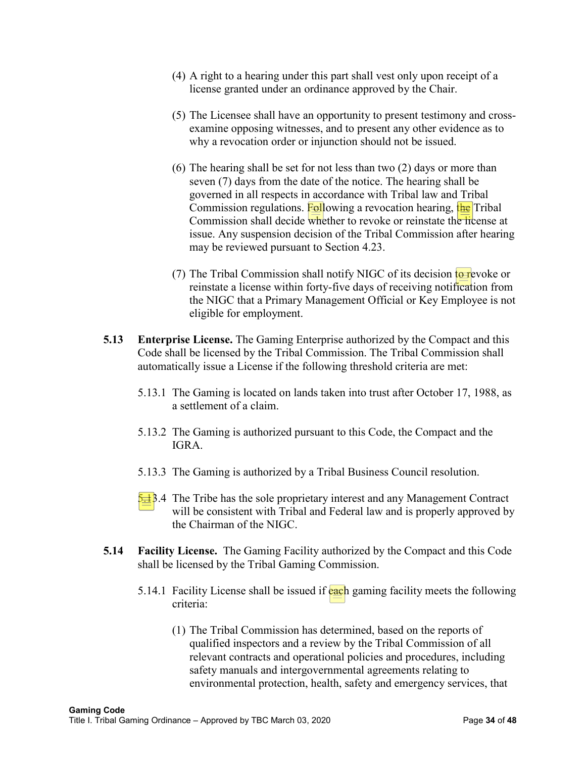(4) A right to a hearing under this part shall vest only upon receipt of a license granted under an ordinance approved by the Chair.

(5) The Licensee shall have an opportunity to present testimony and cross-examine opposing witnesses, and to present any other evidence as to why a revocation order or injunction should not be issued.

(6) The hearing shall be set for not less than two (2) days or more than seven (7) days from the date of the notice. The hearing shall be governed in all respects in accordance with Tribal law and Tribal Commission regulations. Following a revocation hearing, the Tribal Commission shall decide whether to revoke or reinstate the license at issue. Any suspension decision of the Tribal Commission after hearing may be reviewed pursuant to Section 4.23.

(7) The Tribal Commission shall notify NIGC of its decision to revoke or reinstate a license within forty-five days of receiving notification from the NIGC that a Primary Management Official or Key Employee is not eligible for employment.

**5.13 Enterprise License.** The Gaming Enterprise authorized by the Compact and this Code shall be licensed by the Tribal Commission. The Tribal Commission shall automatically issue a License if the following threshold criteria are met:

5.13.1 The Gaming is located on lands taken into trust after October 17, 1988, as a settlement of a claim.

5.13.2 The Gaming is authorized pursuant to this Code, the Compact and the IGRA.

5.13.3 The Gaming is authorized by a Tribal Business Council resolution.

5.13.4 The Tribe has the sole proprietary interest and any Management Contract will be consistent with Tribal and Federal law and is properly approved by the Chairman of the NIGC.

**5.14 Facility License.** The Gaming Facility authorized by the Compact and this Code shall be licensed by the Tribal Gaming Commission.

5.14.1 Facility License shall be issued if each gaming facility meets the following criteria:

(1) The Tribal Commission has determined, based on the reports of qualified inspectors and a review by the Tribal Commission of all relevant contracts and operational policies and procedures, including safety manuals and intergovernmental agreements relating to environmental protection, health, safety and emergency services, that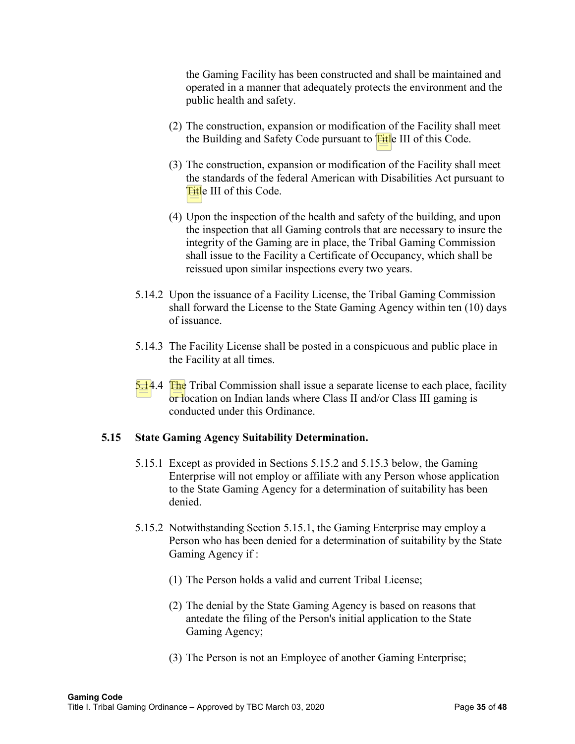the Gaming Facility has been constructed and shall be maintained and operated in a manner that adequately protects the environment and the public health and safety.

(2) The construction, expansion or modification of the Facility shall meet the Building and Safety Code pursuant to Title III of this Code.

(3) The construction, expansion or modification of the Facility shall meet the standards of the federal American with Disabilities Act pursuant to Title III of this Code.

(4) Upon the inspection of the health and safety of the building, and upon the inspection that all Gaming controls that are necessary to insure the integrity of the Gaming are in place, the Tribal Gaming Commission shall issue to the Facility a Certificate of Occupancy, which shall be reissued upon similar inspections every two years.

5.14.2 Upon the issuance of a Facility License, the Tribal Gaming Commission shall forward the License to the State Gaming Agency within ten (10) days of issuance.

5.14.3 The Facility License shall be posted in a conspicuous and public place in the Facility at all times.

5.14.4 The Tribal Commission shall issue a separate license to each place, facility or location on Indian lands where Class II and/or Class III gaming is conducted under this Ordinance.

**5.15 State Gaming Agency Suitability Determination.**

5.15.1 Except as provided in Sections 5.15.2 and 5.15.3 below, the Gaming Enterprise will not employ or affiliate with any Person whose application to the State Gaming Agency for a determination of suitability has been denied.

5.15.2 Notwithstanding Section 5.15.1, the Gaming Enterprise may employ a Person who has been denied for a determination of suitability by the State Gaming Agency if :

(1) The Person holds a valid and current Tribal License;

(2) The denial by the State Gaming Agency is based on reasons that antedate the filing of the Person's initial application to the State Gaming Agency;

(3) The Person is not an Employee of another Gaming Enterprise;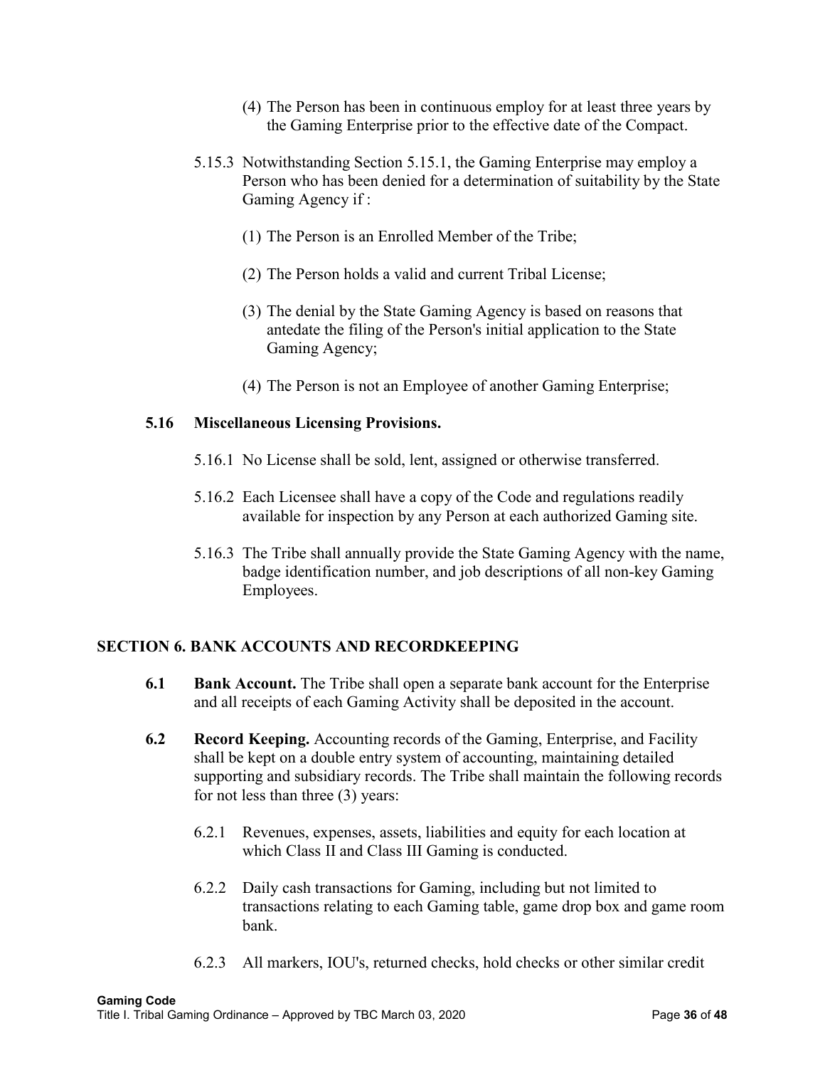(4) The Person has been in continuous employ for at least three years by the Gaming Enterprise prior to the effective date of the Compact.

5.15.3 Notwithstanding Section 5.15.1, the Gaming Enterprise may employ a Person who has been denied for a determination of suitability by the State Gaming Agency if :

(1) The Person is an Enrolled Member of the Tribe;

(2) The Person holds a valid and current Tribal License;

(3) The denial by the State Gaming Agency is based on reasons that antedate the filing of the Person's initial application to the State Gaming Agency;

(4) The Person is not an Employee of another Gaming Enterprise;

### 5.16 Miscellaneous Licensing Provisions.

5.16.1 No License shall be sold, lent, assigned or otherwise transferred.

5.16.2 Each Licensee shall have a copy of the Code and regulations readily available for inspection by any Person at each authorized Gaming site.

5.16.3 The Tribe shall annually provide the State Gaming Agency with the name, badge identification number, and job descriptions of all non-key Gaming Employees.

## SECTION 6. BANK ACCOUNTS AND RECORDKEEPING

**6.1 Bank Account.** The Tribe shall open a separate bank account for the Enterprise and all receipts of each Gaming Activity shall be deposited in the account.

**6.2 Record Keeping.** Accounting records of the Gaming, Enterprise, and Facility shall be kept on a double entry system of accounting, maintaining detailed supporting and subsidiary records. The Tribe shall maintain the following records for not less than three (3) years:

6.2.1 Revenues, expenses, assets, liabilities and equity for each location at which Class II and Class III Gaming is conducted.

6.2.2 Daily cash transactions for Gaming, including but not limited to transactions relating to each Gaming table, game drop box and game room bank.

6.2.3 All markers, IOU's, returned checks, hold checks or other similar credit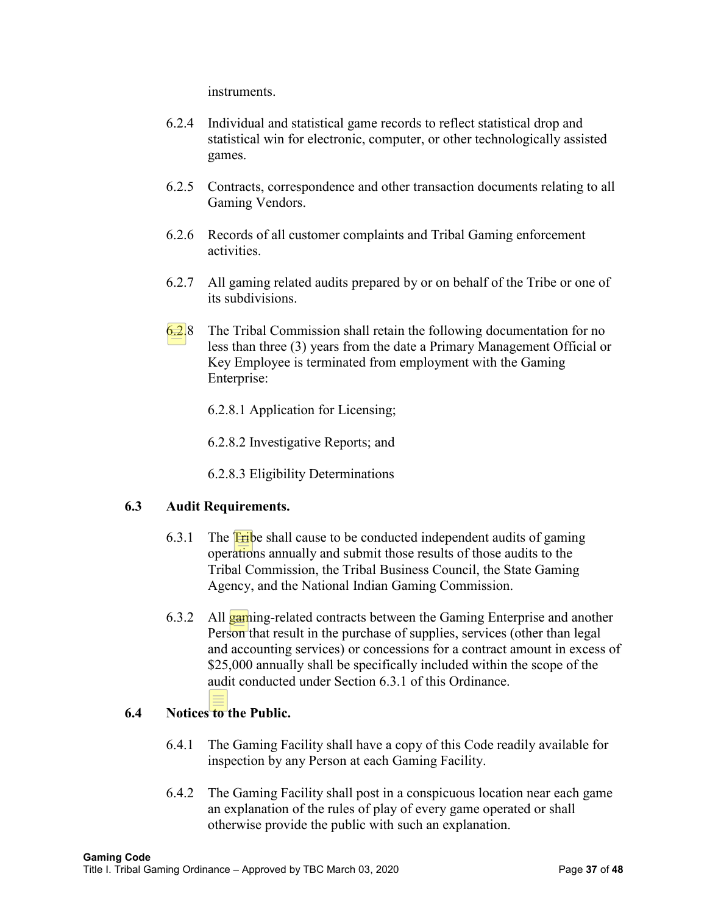instruments.

6.2.4 Individual and statistical game records to reflect statistical drop and statistical win for electronic, computer, or other technologically assisted games.

6.2.5 Contracts, correspondence and other transaction documents relating to all Gaming Vendors.

6.2.6 Records of all customer complaints and Tribal Gaming enforcement activities.

6.2.7 All gaming related audits prepared by or on behalf of the Tribe or one of its subdivisions.

6.2.8 The Tribal Commission shall retain the following documentation for no less than three (3) years from the date a Primary Management Official or Key Employee is terminated from employment with the Gaming Enterprise:

6.2.8.1 Application for Licensing;

6.2.8.2 Investigative Reports; and

6.2.8.3 Eligibility Determinations

### 6.3 Audit Requirements.

6.3.1 The Tribe shall cause to be conducted independent audits of gaming operations annually and submit those results of those audits to the Tribal Commission, the Tribal Business Council, the State Gaming Agency, and the National Indian Gaming Commission.

6.3.2 All gaming-related contracts between the Gaming Enterprise and another Person that result in the purchase of supplies, services (other than legal and accounting services) or concessions for a contract amount in excess of $25,000 annually shall be specifically included within the scope of the audit conducted under Section 6.3.1 of this Ordinance.

### 6.4 Notices to the Public.

6.4.1 The Gaming Facility shall have a copy of this Code readily available for inspection by any Person at each Gaming Facility.

6.4.2 The Gaming Facility shall post in a conspicuous location near each game an explanation of the rules of play of every game operated or shall otherwise provide the public with such an explanation.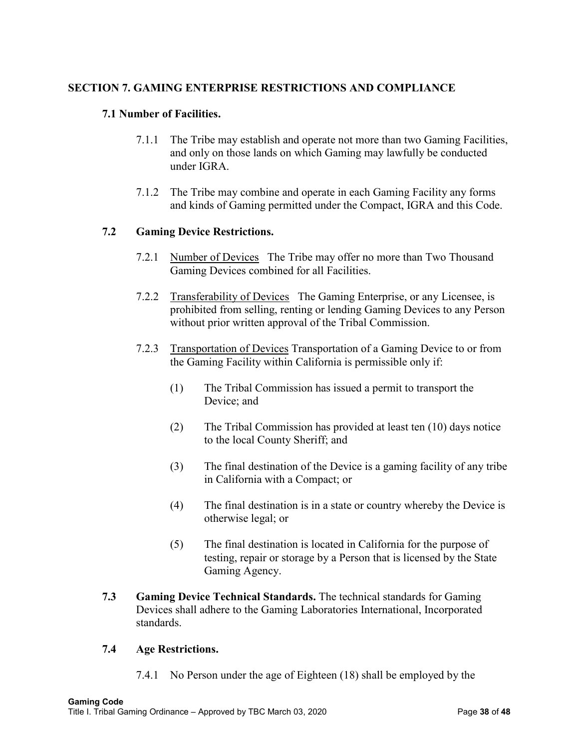## SECTION 7. GAMING ENTERPRISE RESTRICTIONS AND COMPLIANCE

### 7.1 Number of Facilities.

7.1.1 The Tribe may establish and operate not more than two Gaming Facilities, and only on those lands on which Gaming may lawfully be conducted under IGRA.

7.1.2 The Tribe may combine and operate in each Gaming Facility any forms and kinds of Gaming permitted under the Compact, IGRA and this Code.

### 7.2 Gaming Device Restrictions.

7.2.1 Number of Devices The Tribe may offer no more than Two Thousand Gaming Devices combined for all Facilities.

7.2.2 Transferability of Devices The Gaming Enterprise, or any Licensee, is prohibited from selling, renting or lending Gaming Devices to any Person without prior written approval of the Tribal Commission.

7.2.3 Transportation of Devices Transportation of a Gaming Device to or from the Gaming Facility within California is permissible only if:

(1) The Tribal Commission has issued a permit to transport the Device; and

(2) The Tribal Commission has provided at least ten (10) days notice to the local County Sheriff; and

(3) The final destination of the Device is a gaming facility of any tribe in California with a Compact; or

(4) The final destination is in a state or country whereby the Device is otherwise legal; or

(5) The final destination is located in California for the purpose of testing, repair or storage by a Person that is licensed by the State Gaming Agency.

**7.3 Gaming Device Technical Standards.** The technical standards for Gaming Devices shall adhere to the Gaming Laboratories International, Incorporated standards.

### 7.4 Age Restrictions.

7.4.1 No Person under the age of Eighteen (18) shall be employed by the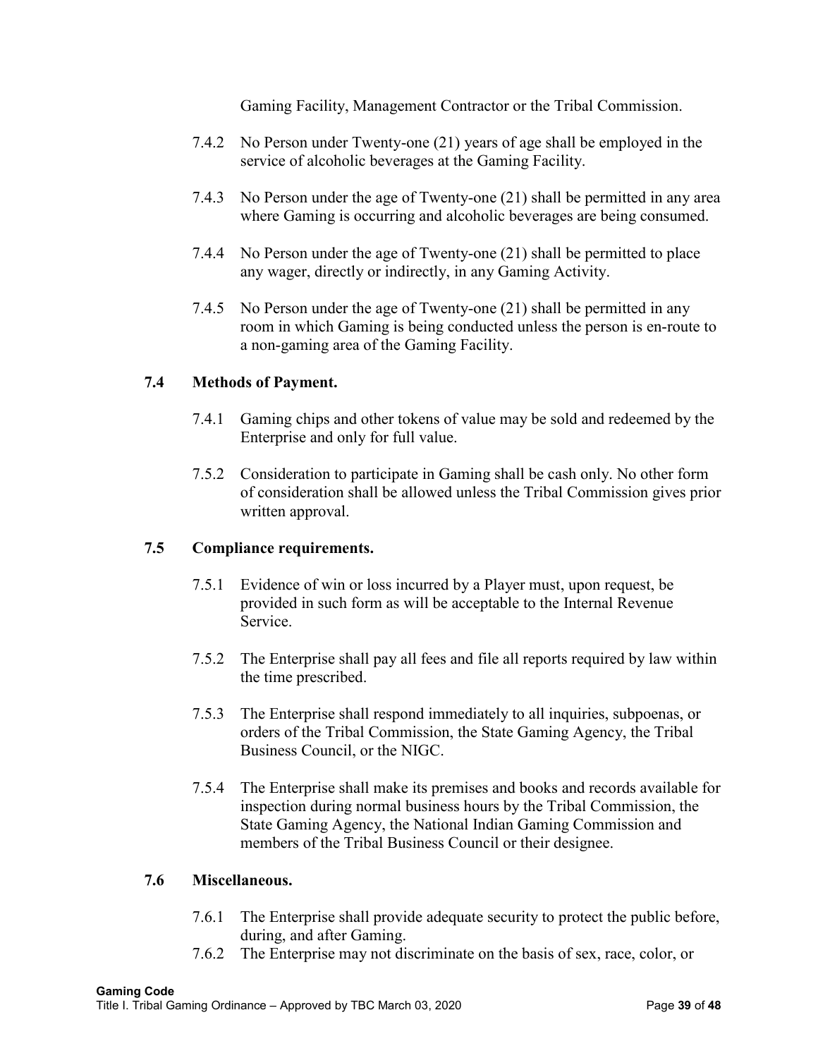Gaming Facility, Management Contractor or the Tribal Commission.

7.4.2 No Person under Twenty-one (21) years of age shall be employed in the service of alcoholic beverages at the Gaming Facility.

7.4.3 No Person under the age of Twenty-one (21) shall be permitted in any area where Gaming is occurring and alcoholic beverages are being consumed.

7.4.4 No Person under the age of Twenty-one (21) shall be permitted to place any wager, directly or indirectly, in any Gaming Activity.

7.4.5 No Person under the age of Twenty-one (21) shall be permitted in any room in which Gaming is being conducted unless the person is en-route to a non-gaming area of the Gaming Facility.

### 7.4 Methods of Payment.

7.4.1 Gaming chips and other tokens of value may be sold and redeemed by the Enterprise and only for full value.

7.5.2 Consideration to participate in Gaming shall be cash only. No other form of consideration shall be allowed unless the Tribal Commission gives prior written approval.

### 7.5 Compliance requirements.

7.5.1 Evidence of win or loss incurred by a Player must, upon request, be provided in such form as will be acceptable to the Internal Revenue Service.

7.5.2 The Enterprise shall pay all fees and file all reports required by law within the time prescribed.

7.5.3 The Enterprise shall respond immediately to all inquiries, subpoenas, or orders of the Tribal Commission, the State Gaming Agency, the Tribal Business Council, or the NIGC.

7.5.4 The Enterprise shall make its premises and books and records available for inspection during normal business hours by the Tribal Commission, the State Gaming Agency, the National Indian Gaming Commission and members of the Tribal Business Council or their designee.

### 7.6 Miscellaneous.

7.6.1 The Enterprise shall provide adequate security to protect the public before, during, and after Gaming.

7.6.2 The Enterprise may not discriminate on the basis of sex, race, color, or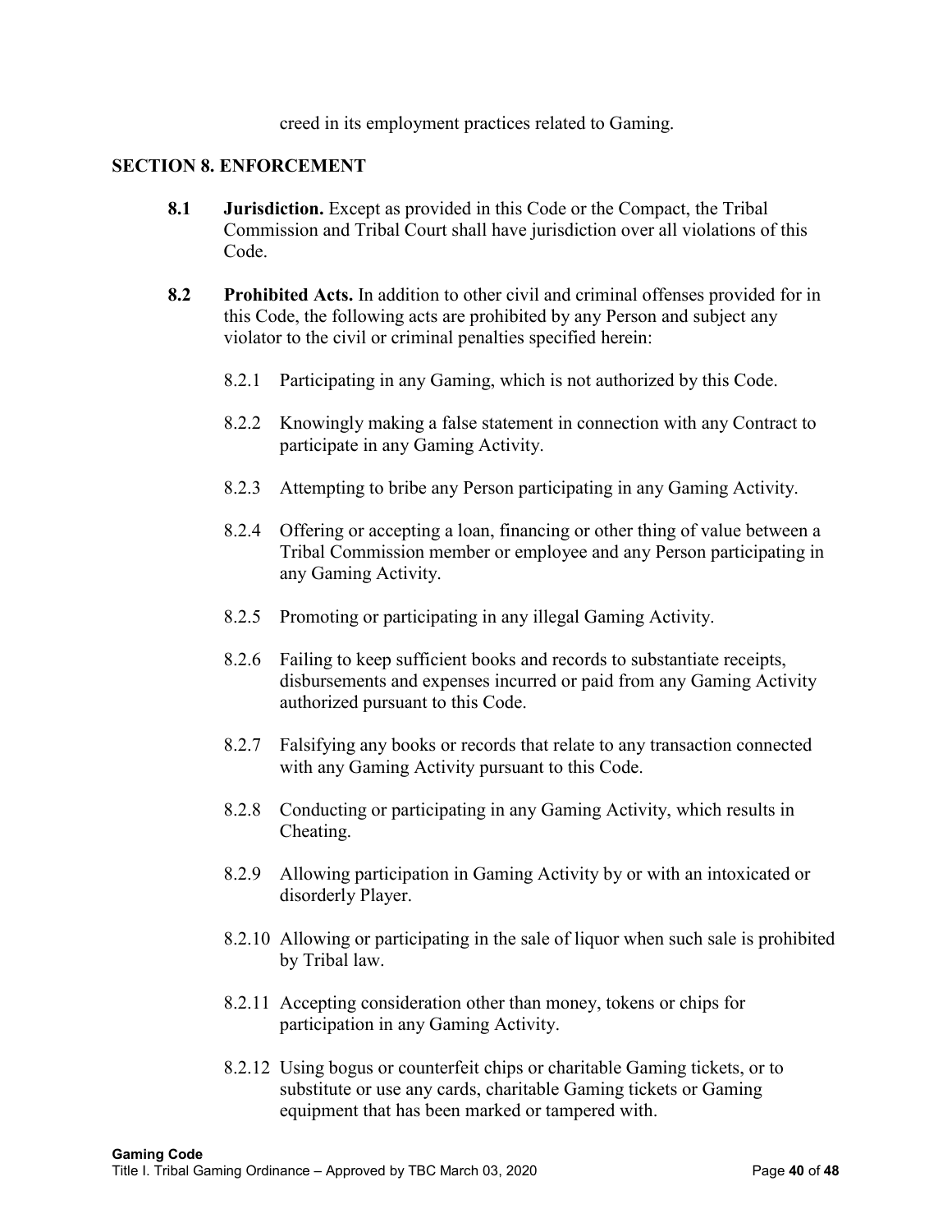creed in its employment practices related to Gaming.

## SECTION 8. ENFORCEMENT

**8.1 Jurisdiction.** Except as provided in this Code or the Compact, the Tribal Commission and Tribal Court shall have jurisdiction over all violations of this Code.

**8.2 Prohibited Acts.** In addition to other civil and criminal offenses provided for in this Code, the following acts are prohibited by any Person and subject any violator to the civil or criminal penalties specified herein:

8.2.1 Participating in any Gaming, which is not authorized by this Code.

8.2.2 Knowingly making a false statement in connection with any Contract to participate in any Gaming Activity.

8.2.3 Attempting to bribe any Person participating in any Gaming Activity.

8.2.4 Offering or accepting a loan, financing or other thing of value between a Tribal Commission member or employee and any Person participating in any Gaming Activity.

8.2.5 Promoting or participating in any illegal Gaming Activity.

8.2.6 Failing to keep sufficient books and records to substantiate receipts, disbursements and expenses incurred or paid from any Gaming Activity authorized pursuant to this Code.

8.2.7 Falsifying any books or records that relate to any transaction connected with any Gaming Activity pursuant to this Code.

8.2.8 Conducting or participating in any Gaming Activity, which results in Cheating.

8.2.9 Allowing participation in Gaming Activity by or with an intoxicated or disorderly Player.

8.2.10 Allowing or participating in the sale of liquor when such sale is prohibited by Tribal law.

8.2.11 Accepting consideration other than money, tokens or chips for participation in any Gaming Activity.

8.2.12 Using bogus or counterfeit chips or charitable Gaming tickets, or to substitute or use any cards, charitable Gaming tickets or Gaming equipment that has been marked or tampered with.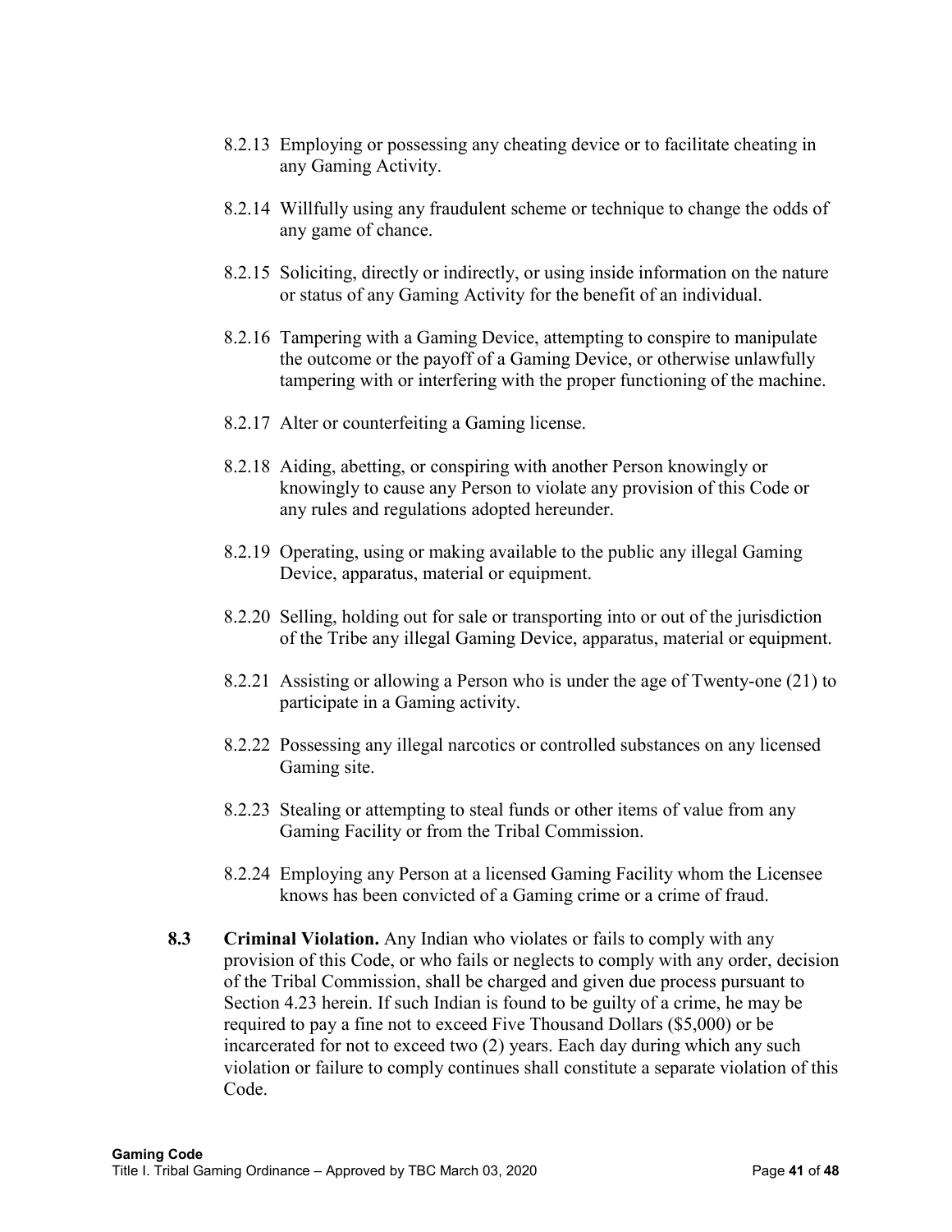8.2.13 Employing or possessing any cheating device or to facilitate cheating in any Gaming Activity.

8.2.14 Willfully using any fraudulent scheme or technique to change the odds of any game of chance.

8.2.15 Soliciting, directly or indirectly, or using inside information on the nature or status of any Gaming Activity for the benefit of an individual.

8.2.16 Tampering with a Gaming Device, attempting to conspire to manipulate the outcome or the payoff of a Gaming Device, or otherwise unlawfully tampering with or interfering with the proper functioning of the machine.

8.2.17 Alter or counterfeiting a Gaming license.

8.2.18 Aiding, abetting, or conspiring with another Person knowingly or knowingly to cause any Person to violate any provision of this Code or any rules and regulations adopted hereunder.

8.2.19 Operating, using or making available to the public any illegal Gaming Device, apparatus, material or equipment.

8.2.20 Selling, holding out for sale or transporting into or out of the jurisdiction of the Tribe any illegal Gaming Device, apparatus, material or equipment.

8.2.21 Assisting or allowing a Person who is under the age of Twenty-one (21) to participate in a Gaming activity.

8.2.22 Possessing any illegal narcotics or controlled substances on any licensed Gaming site.

8.2.23 Stealing or attempting to steal funds or other items of value from any Gaming Facility or from the Tribal Commission.

8.2.24 Employing any Person at a licensed Gaming Facility whom the Licensee knows has been convicted of a Gaming crime or a crime of fraud.

**8.3 Criminal Violation.** Any Indian who violates or fails to comply with any provision of this Code, or who fails or neglects to comply with any order, decision of the Tribal Commission, shall be charged and given due process pursuant to Section 4.23 herein. If such Indian is found to be guilty of a crime, he may be required to pay a fine not to exceed Five Thousand Dollars ($5,000) or be incarcerated for not to exceed two (2) years. Each day during which any such violation or failure to comply continues shall constitute a separate violation of this Code.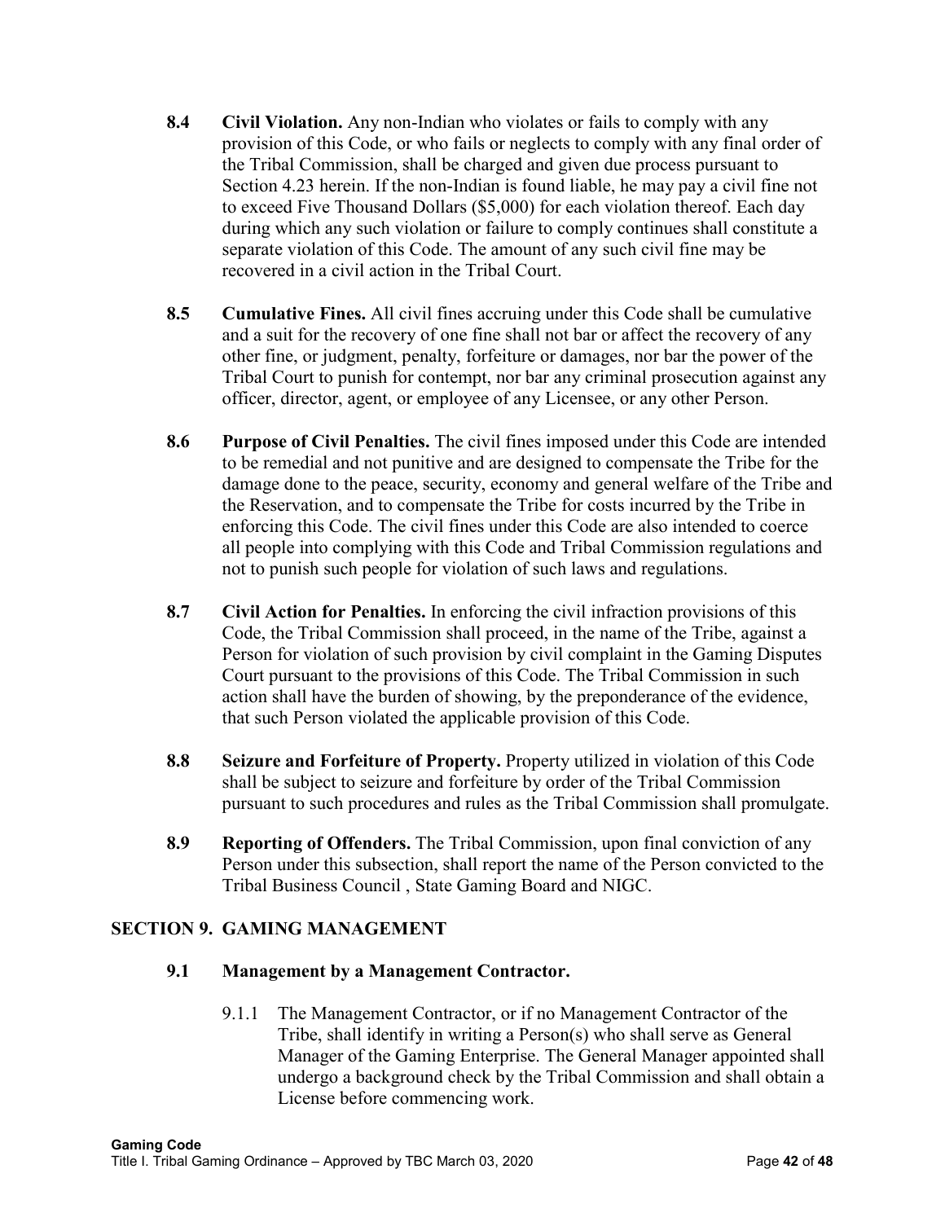**8.4 Civil Violation.** Any non-Indian who violates or fails to comply with any provision of this Code, or who fails or neglects to comply with any final order of the Tribal Commission, shall be charged and given due process pursuant to Section 4.23 herein. If the non-Indian is found liable, he may pay a civil fine not to exceed Five Thousand Dollars ($5,000) for each violation thereof. Each day during which any such violation or failure to comply continues shall constitute a separate violation of this Code. The amount of any such civil fine may be recovered in a civil action in the Tribal Court.

**8.5 Cumulative Fines.** All civil fines accruing under this Code shall be cumulative and a suit for the recovery of one fine shall not bar or affect the recovery of any other fine, or judgment, penalty, forfeiture or damages, nor bar the power of the Tribal Court to punish for contempt, nor bar any criminal prosecution against any officer, director, agent, or employee of any Licensee, or any other Person.

**8.6 Purpose of Civil Penalties.** The civil fines imposed under this Code are intended to be remedial and not punitive and are designed to compensate the Tribe for the damage done to the peace, security, economy and general welfare of the Tribe and the Reservation, and to compensate the Tribe for costs incurred by the Tribe in enforcing this Code. The civil fines under this Code are also intended to coerce all people into complying with this Code and Tribal Commission regulations and not to punish such people for violation of such laws and regulations.

**8.7 Civil Action for Penalties.** In enforcing the civil infraction provisions of this Code, the Tribal Commission shall proceed, in the name of the Tribe, against a Person for violation of such provision by civil complaint in the Gaming Disputes Court pursuant to the provisions of this Code. The Tribal Commission in such action shall have the burden of showing, by the preponderance of the evidence, that such Person violated the applicable provision of this Code.

**8.8 Seizure and Forfeiture of Property.** Property utilized in violation of this Code shall be subject to seizure and forfeiture by order of the Tribal Commission pursuant to such procedures and rules as the Tribal Commission shall promulgate.

**8.9 Reporting of Offenders.** The Tribal Commission, upon final conviction of any Person under this subsection, shall report the name of the Person convicted to the Tribal Business Council , State Gaming Board and NIGC.

## SECTION 9. GAMING MANAGEMENT

### 9.1 Management by a Management Contractor.

9.1.1 The Management Contractor, or if no Management Contractor of the Tribe, shall identify in writing a Person(s) who shall serve as General Manager of the Gaming Enterprise. The General Manager appointed shall undergo a background check by the Tribal Commission and shall obtain a License before commencing work.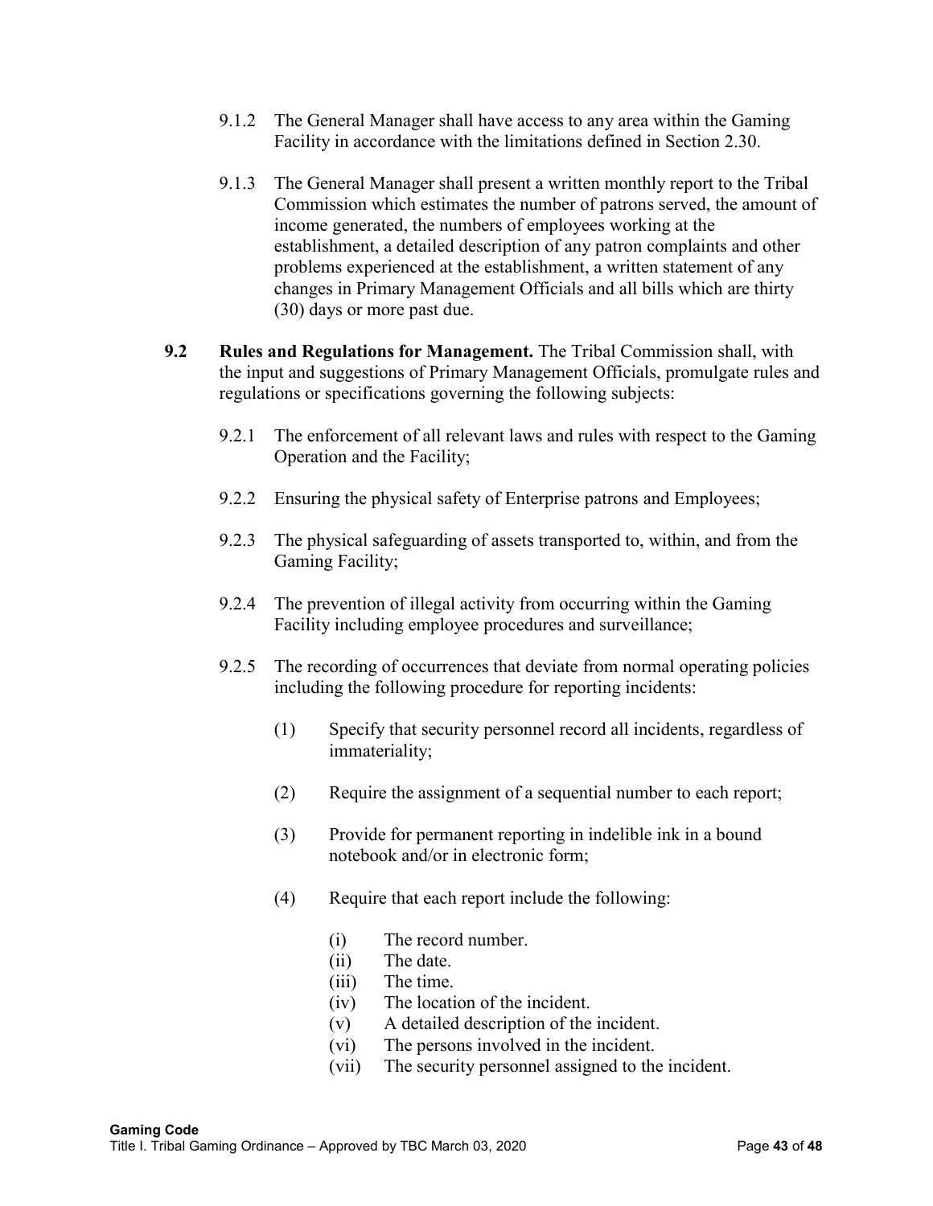9.1.2 The General Manager shall have access to any area within the Gaming Facility in accordance with the limitations defined in Section 2.30.

9.1.3 The General Manager shall present a written monthly report to the Tribal Commission which estimates the number of patrons served, the amount of income generated, the numbers of employees working at the establishment, a detailed description of any patron complaints and other problems experienced at the establishment, a written statement of any changes in Primary Management Officials and all bills which are thirty (30) days or more past due.

**9.2 Rules and Regulations for Management.** The Tribal Commission shall, with the input and suggestions of Primary Management Officials, promulgate rules and regulations or specifications governing the following subjects:

9.2.1 The enforcement of all relevant laws and rules with respect to the Gaming Operation and the Facility;

9.2.2 Ensuring the physical safety of Enterprise patrons and Employees;

9.2.3 The physical safeguarding of assets transported to, within, and from the Gaming Facility;

9.2.4 The prevention of illegal activity from occurring within the Gaming Facility including employee procedures and surveillance;

9.2.5 The recording of occurrences that deviate from normal operating policies including the following procedure for reporting incidents:

(1) Specify that security personnel record all incidents, regardless of immateriality;

(2) Require the assignment of a sequential number to each report;

(3) Provide for permanent reporting in indelible ink in a bound notebook and/or in electronic form;

(4) Require that each report include the following:

(i) The record number.
(ii) The date.
(iii) The time.
(iv) The location of the incident.
(v) A detailed description of the incident.
(vi) The persons involved in the incident.
(vii) The security personnel assigned to the incident.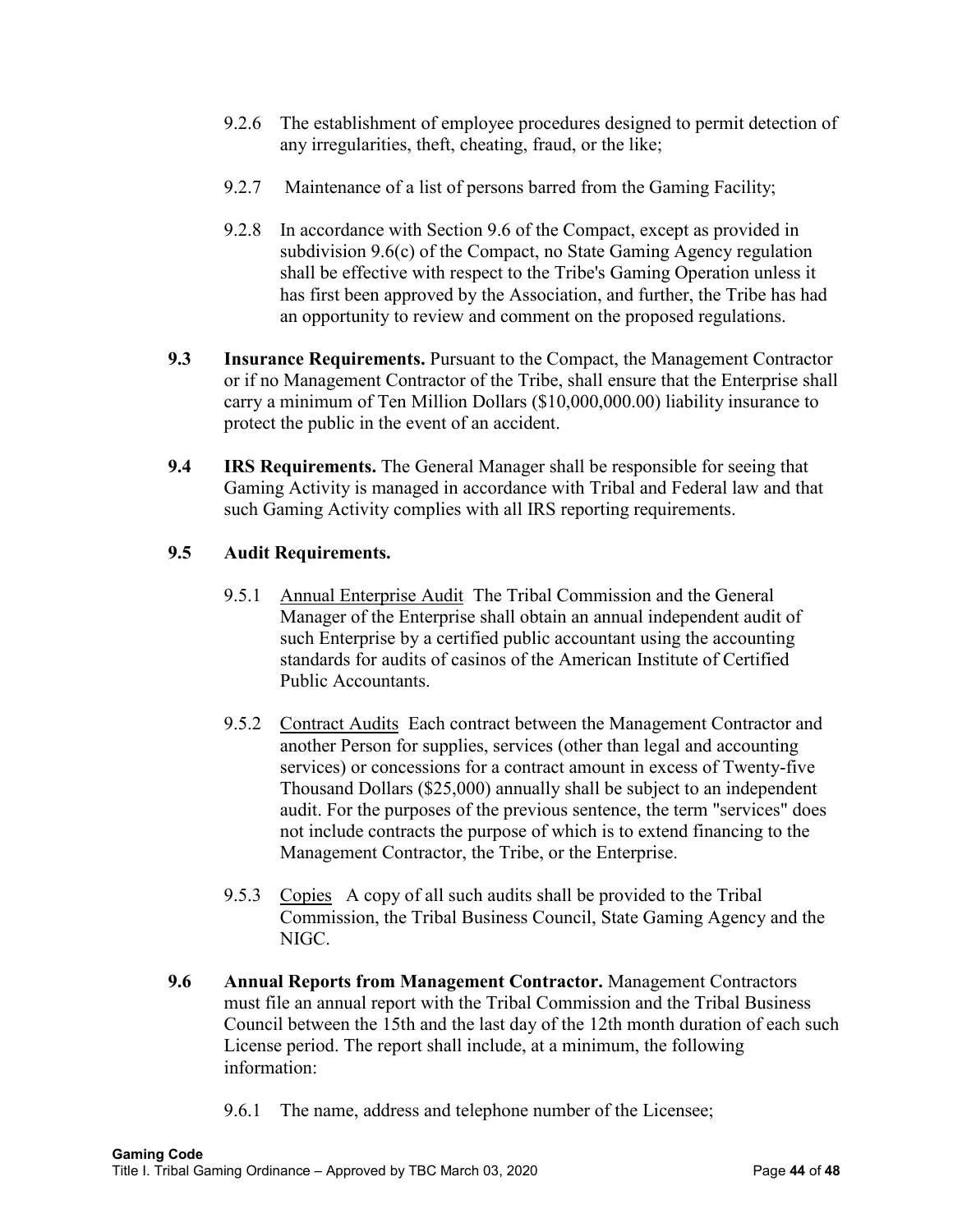9.2.6 The establishment of employee procedures designed to permit detection of any irregularities, theft, cheating, fraud, or the like;

9.2.7 Maintenance of a list of persons barred from the Gaming Facility;

9.2.8 In accordance with Section 9.6 of the Compact, except as provided in subdivision 9.6(c) of the Compact, no State Gaming Agency regulation shall be effective with respect to the Tribe's Gaming Operation unless it has first been approved by the Association, and further, the Tribe has had an opportunity to review and comment on the proposed regulations.

**9.3 Insurance Requirements.** Pursuant to the Compact, the Management Contractor or if no Management Contractor of the Tribe, shall ensure that the Enterprise shall carry a minimum of Ten Million Dollars ($10,000,000.00) liability insurance to protect the public in the event of an accident.

**9.4 IRS Requirements.** The General Manager shall be responsible for seeing that Gaming Activity is managed in accordance with Tribal and Federal law and that such Gaming Activity complies with all IRS reporting requirements.

**9.5 Audit Requirements.**

9.5.1 Annual Enterprise Audit The Tribal Commission and the General Manager of the Enterprise shall obtain an annual independent audit of such Enterprise by a certified public accountant using the accounting standards for audits of casinos of the American Institute of Certified Public Accountants.

9.5.2 Contract Audits Each contract between the Management Contractor and another Person for supplies, services (other than legal and accounting services) or concessions for a contract amount in excess of Twenty-five Thousand Dollars ($25,000) annually shall be subject to an independent audit. For the purposes of the previous sentence, the term "services" does not include contracts the purpose of which is to extend financing to the Management Contractor, the Tribe, or the Enterprise.

9.5.3 Copies A copy of all such audits shall be provided to the Tribal Commission, the Tribal Business Council, State Gaming Agency and the NIGC.

**9.6 Annual Reports from Management Contractor.** Management Contractors must file an annual report with the Tribal Commission and the Tribal Business Council between the 15th and the last day of the 12th month duration of each such License period. The report shall include, at a minimum, the following information:

9.6.1 The name, address and telephone number of the Licensee;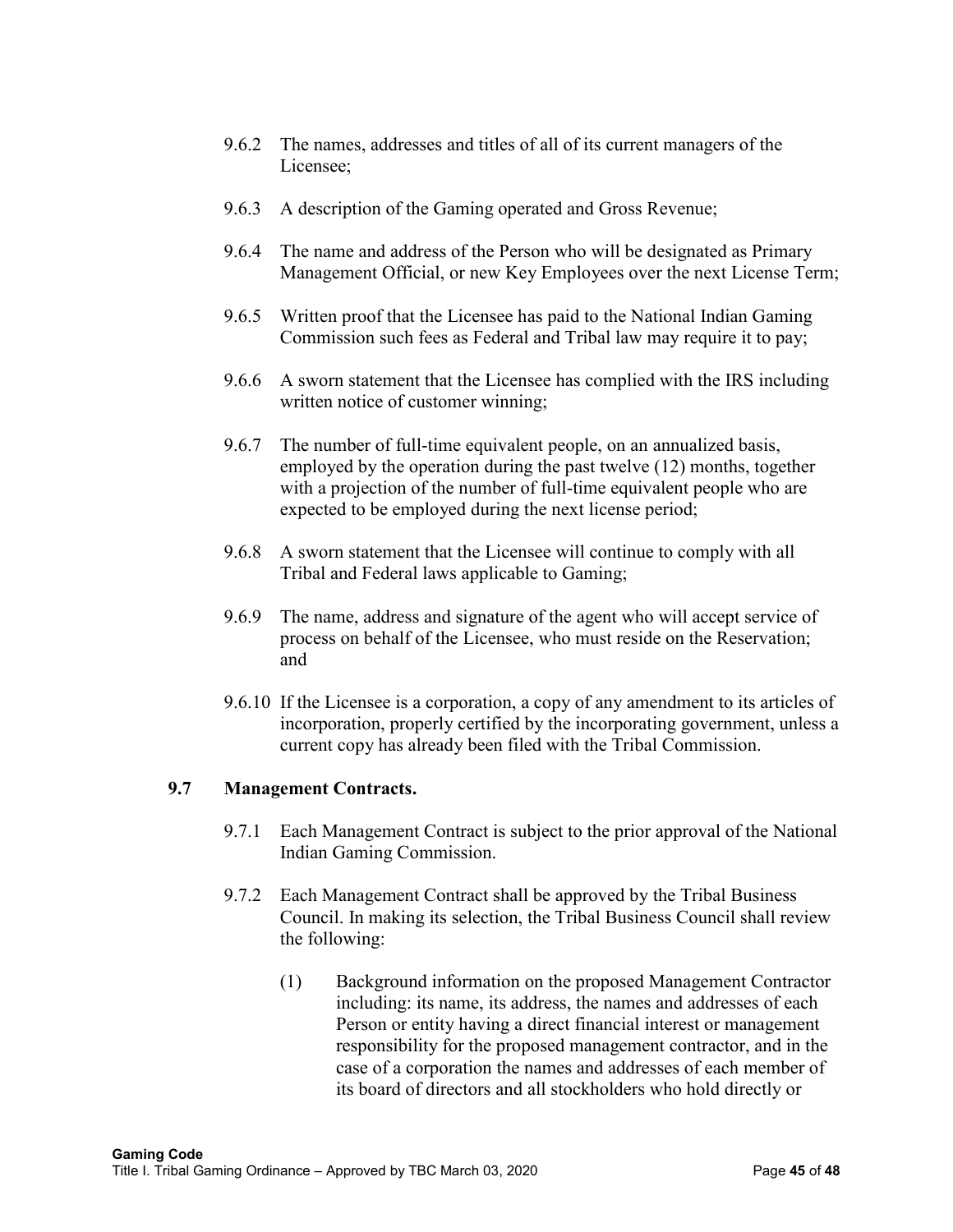9.6.2 The names, addresses and titles of all of its current managers of the Licensee;

9.6.3 A description of the Gaming operated and Gross Revenue;

9.6.4 The name and address of the Person who will be designated as Primary Management Official, or new Key Employees over the next License Term;

9.6.5 Written proof that the Licensee has paid to the National Indian Gaming Commission such fees as Federal and Tribal law may require it to pay;

9.6.6 A sworn statement that the Licensee has complied with the IRS including written notice of customer winning;

9.6.7 The number of full-time equivalent people, on an annualized basis, employed by the operation during the past twelve (12) months, together with a projection of the number of full-time equivalent people who are expected to be employed during the next license period;

9.6.8 A sworn statement that the Licensee will continue to comply with all Tribal and Federal laws applicable to Gaming;

9.6.9 The name, address and signature of the agent who will accept service of process on behalf of the Licensee, who must reside on the Reservation; and

9.6.10 If the Licensee is a corporation, a copy of any amendment to its articles of incorporation, properly certified by the incorporating government, unless a current copy has already been filed with the Tribal Commission.

### 9.7 Management Contracts.

9.7.1 Each Management Contract is subject to the prior approval of the National Indian Gaming Commission.

9.7.2 Each Management Contract shall be approved by the Tribal Business Council. In making its selection, the Tribal Business Council shall review the following:

(1) Background information on the proposed Management Contractor including: its name, its address, the names and addresses of each Person or entity having a direct financial interest or management responsibility for the proposed management contractor, and in the case of a corporation the names and addresses of each member of its board of directors and all stockholders who hold directly or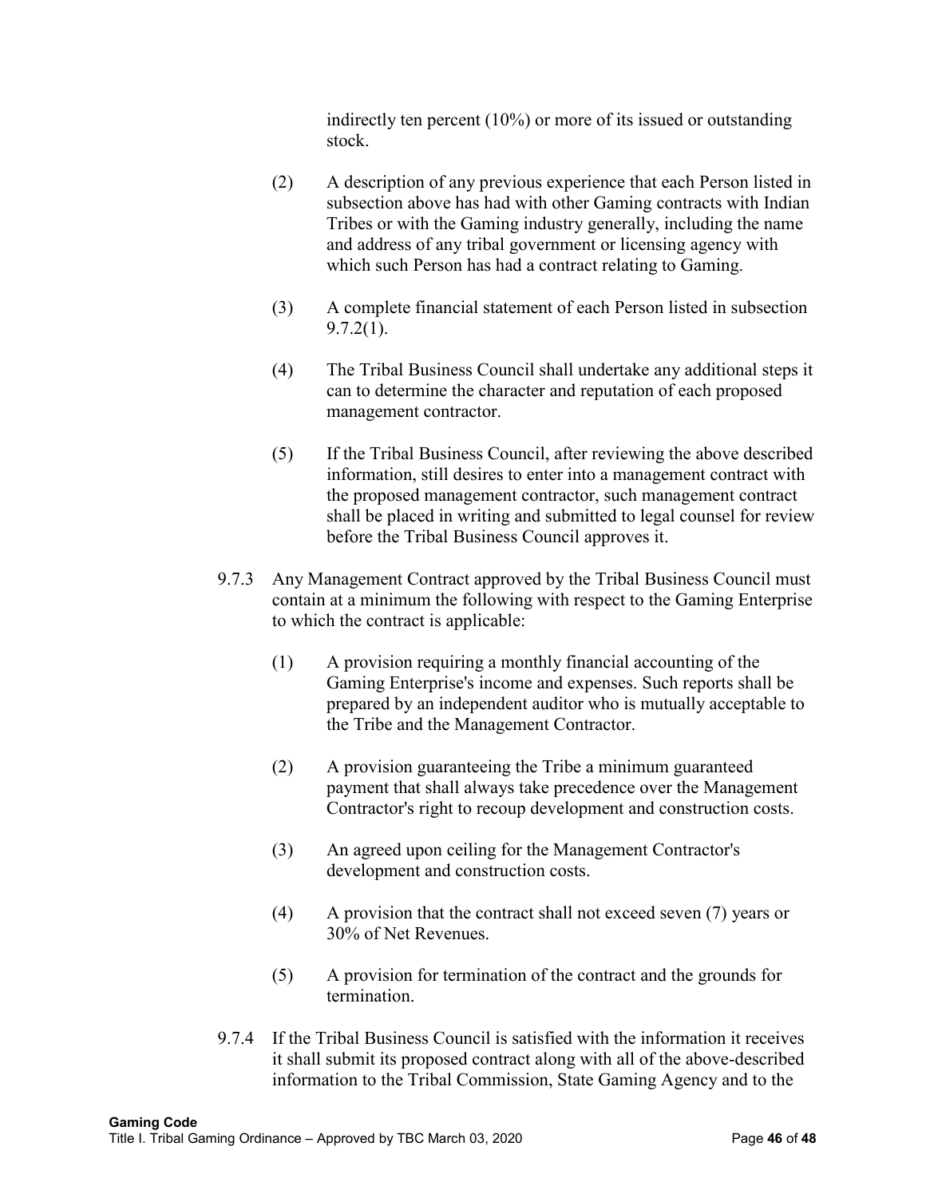indirectly ten percent (10%) or more of its issued or outstanding stock.

(2) A description of any previous experience that each Person listed in subsection above has had with other Gaming contracts with Indian Tribes or with the Gaming industry generally, including the name and address of any tribal government or licensing agency with which such Person has had a contract relating to Gaming.

(3) A complete financial statement of each Person listed in subsection 9.7.2(1).

(4) The Tribal Business Council shall undertake any additional steps it can to determine the character and reputation of each proposed management contractor.

(5) If the Tribal Business Council, after reviewing the above described information, still desires to enter into a management contract with the proposed management contractor, such management contract shall be placed in writing and submitted to legal counsel for review before the Tribal Business Council approves it.

9.7.3 Any Management Contract approved by the Tribal Business Council must contain at a minimum the following with respect to the Gaming Enterprise to which the contract is applicable:

(1) A provision requiring a monthly financial accounting of the Gaming Enterprise's income and expenses. Such reports shall be prepared by an independent auditor who is mutually acceptable to the Tribe and the Management Contractor.

(2) A provision guaranteeing the Tribe a minimum guaranteed payment that shall always take precedence over the Management Contractor's right to recoup development and construction costs.

(3) An agreed upon ceiling for the Management Contractor's development and construction costs.

(4) A provision that the contract shall not exceed seven (7) years or 30% of Net Revenues.

(5) A provision for termination of the contract and the grounds for termination.

9.7.4 If the Tribal Business Council is satisfied with the information it receives it shall submit its proposed contract along with all of the above-described information to the Tribal Commission, State Gaming Agency and to the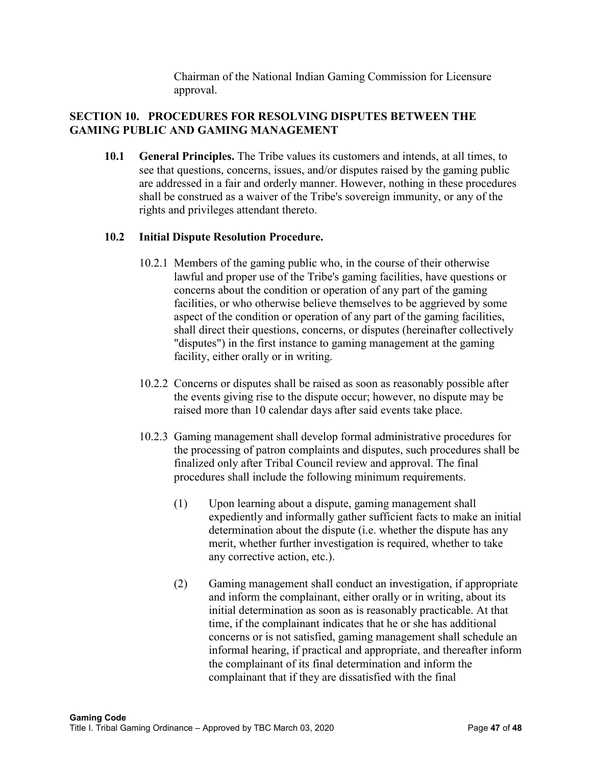Chairman of the National Indian Gaming Commission for Licensure approval.

## SECTION 10. PROCEDURES FOR RESOLVING DISPUTES BETWEEN THE GAMING PUBLIC AND GAMING MANAGEMENT

**10.1 General Principles.** The Tribe values its customers and intends, at all times, to see that questions, concerns, issues, and/or disputes raised by the gaming public are addressed in a fair and orderly manner. However, nothing in these procedures shall be construed as a waiver of the Tribe's sovereign immunity, or any of the rights and privileges attendant thereto.

**10.2 Initial Dispute Resolution Procedure.**

10.2.1 Members of the gaming public who, in the course of their otherwise lawful and proper use of the Tribe's gaming facilities, have questions or concerns about the condition or operation of any part of the gaming facilities, or who otherwise believe themselves to be aggrieved by some aspect of the condition or operation of any part of the gaming facilities, shall direct their questions, concerns, or disputes (hereinafter collectively "disputes") in the first instance to gaming management at the gaming facility, either orally or in writing.

10.2.2 Concerns or disputes shall be raised as soon as reasonably possible after the events giving rise to the dispute occur; however, no dispute may be raised more than 10 calendar days after said events take place.

10.2.3 Gaming management shall develop formal administrative procedures for the processing of patron complaints and disputes, such procedures shall be finalized only after Tribal Council review and approval. The final procedures shall include the following minimum requirements.

(1) Upon learning about a dispute, gaming management shall expediently and informally gather sufficient facts to make an initial determination about the dispute (i.e. whether the dispute has any merit, whether further investigation is required, whether to take any corrective action, etc.).

(2) Gaming management shall conduct an investigation, if appropriate and inform the complainant, either orally or in writing, about its initial determination as soon as is reasonably practicable. At that time, if the complainant indicates that he or she has additional concerns or is not satisfied, gaming management shall schedule an informal hearing, if practical and appropriate, and thereafter inform the complainant of its final determination and inform the complainant that if they are dissatisfied with the final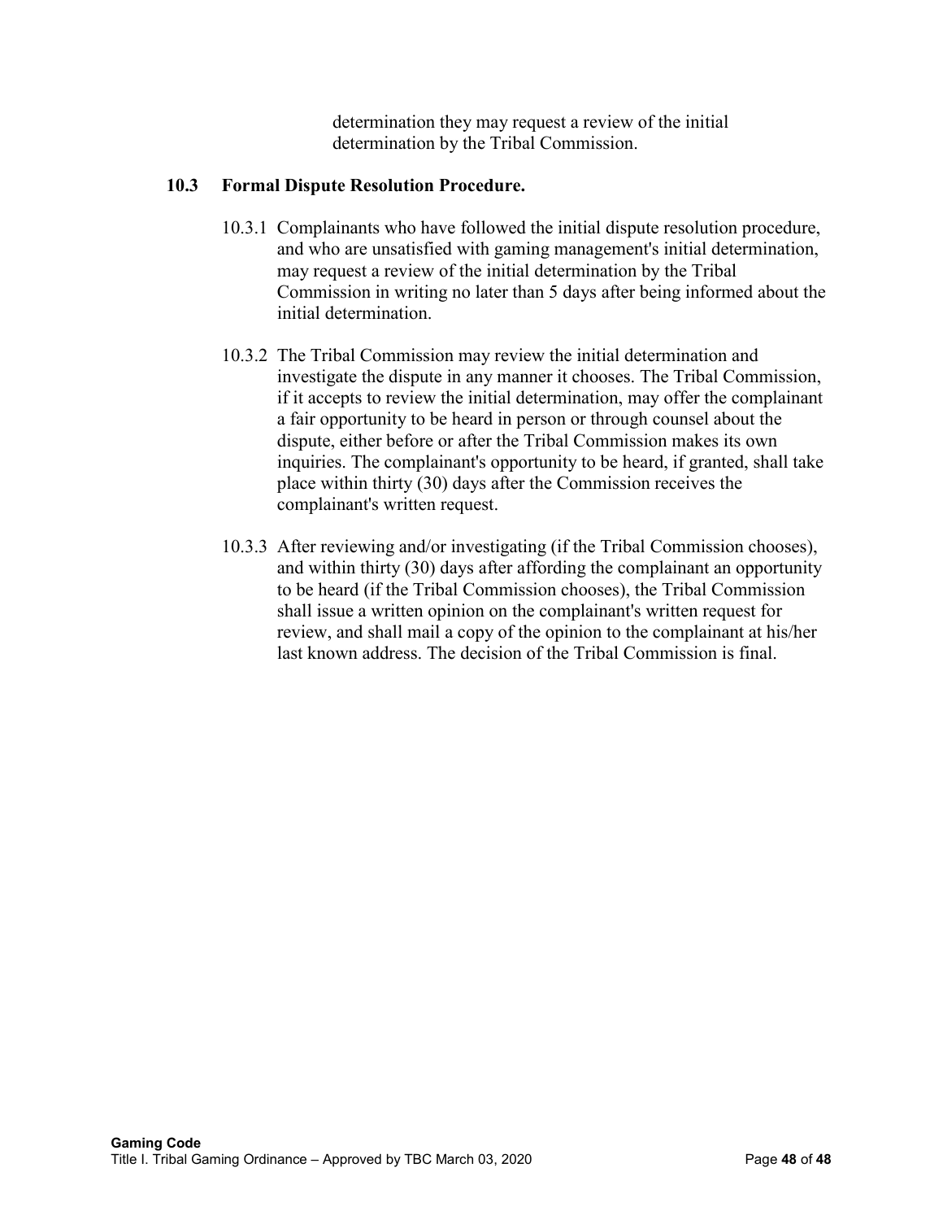determination they may request a review of the initial determination by the Tribal Commission.

### 10.3 Formal Dispute Resolution Procedure.

10.3.1 Complainants who have followed the initial dispute resolution procedure, and who are unsatisfied with gaming management's initial determination, may request a review of the initial determination by the Tribal Commission in writing no later than 5 days after being informed about the initial determination.

10.3.2 The Tribal Commission may review the initial determination and investigate the dispute in any manner it chooses. The Tribal Commission, if it accepts to review the initial determination, may offer the complainant a fair opportunity to be heard in person or through counsel about the dispute, either before or after the Tribal Commission makes its own inquiries. The complainant's opportunity to be heard, if granted, shall take place within thirty (30) days after the Commission receives the complainant's written request.

10.3.3 After reviewing and/or investigating (if the Tribal Commission chooses), and within thirty (30) days after affording the complainant an opportunity to be heard (if the Tribal Commission chooses), the Tribal Commission shall issue a written opinion on the complainant's written request for review, and shall mail a copy of the opinion to the complainant at his/her last known address. The decision of the Tribal Commission is final.